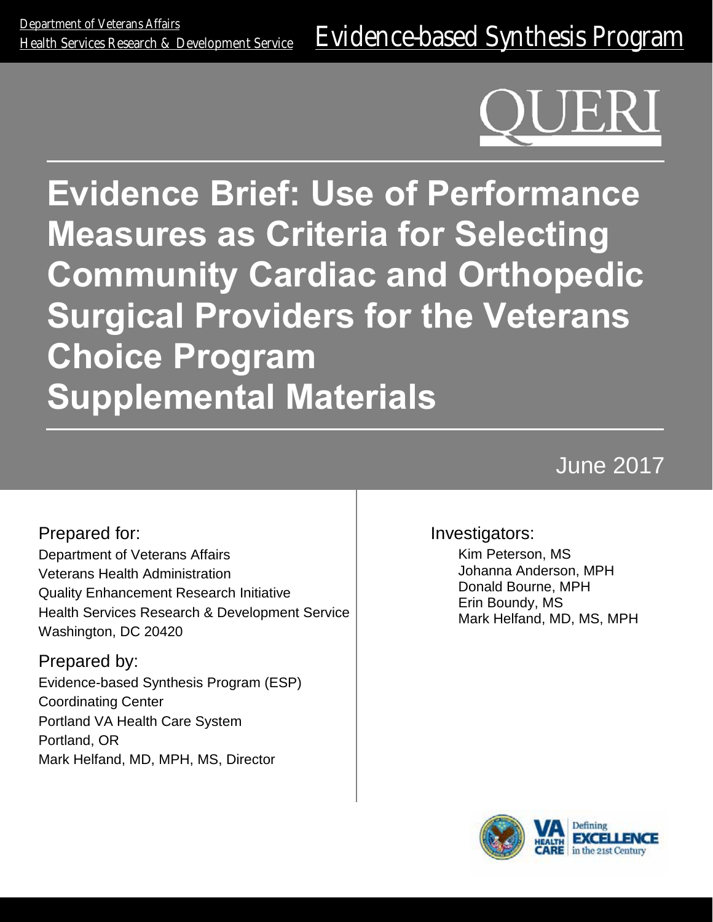Department of Veterans Affairs
Health Services Research & Development Service

Evidence-based Synthesis Program

QUERI

# Evidence Brief: Use of Performance Measures as Criteria for Selecting Community Cardiac and Orthopedic Surgical Providers for the Veterans Choice Program Supplemental Materials

June 2017

Prepared for:
Department of Veterans Affairs
Veterans Health Administration
Quality Enhancement Research Initiative
Health Services Research & Development Service
Washington, DC 20420

Prepared by:
Evidence-based Synthesis Program (ESP)
Coordinating Center
Portland VA Health Care System
Portland, OR
Mark Helfand, MD, MPH, MS, Director

Investigators:
Kim Peterson, MS
Johanna Anderson, MPH
Donald Bourne, MPH
Erin Boundy, MS
Mark Helfand, MD, MS, MPH

VA HEALTH CARE | Defining EXCELLENCE in the 21st Century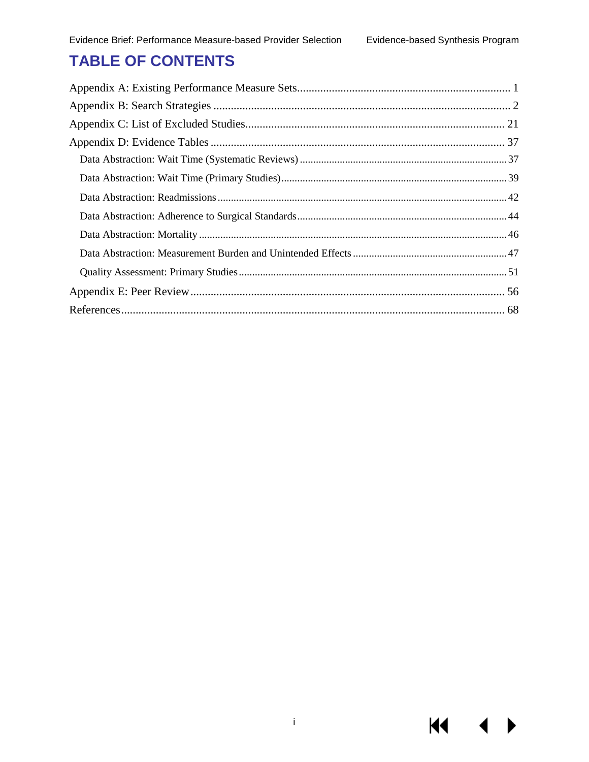# TABLE OF CONTENTS

Appendix A: Existing Performance Measure Sets .......... 1

Appendix B: Search Strategies .......... 2

Appendix C: List of Excluded Studies .......... 21

Appendix D: Evidence Tables .......... 37

- Data Abstraction: Wait Time (Systematic Reviews) .......... 37
- Data Abstraction: Wait Time (Primary Studies) .......... 39
- Data Abstraction: Readmissions .......... 42
- Data Abstraction: Adherence to Surgical Standards .......... 44
- Data Abstraction: Mortality .......... 46
- Data Abstraction: Measurement Burden and Unintended Effects .......... 47
- Quality Assessment: Primary Studies .......... 51

Appendix E: Peer Review .......... 56

References .......... 68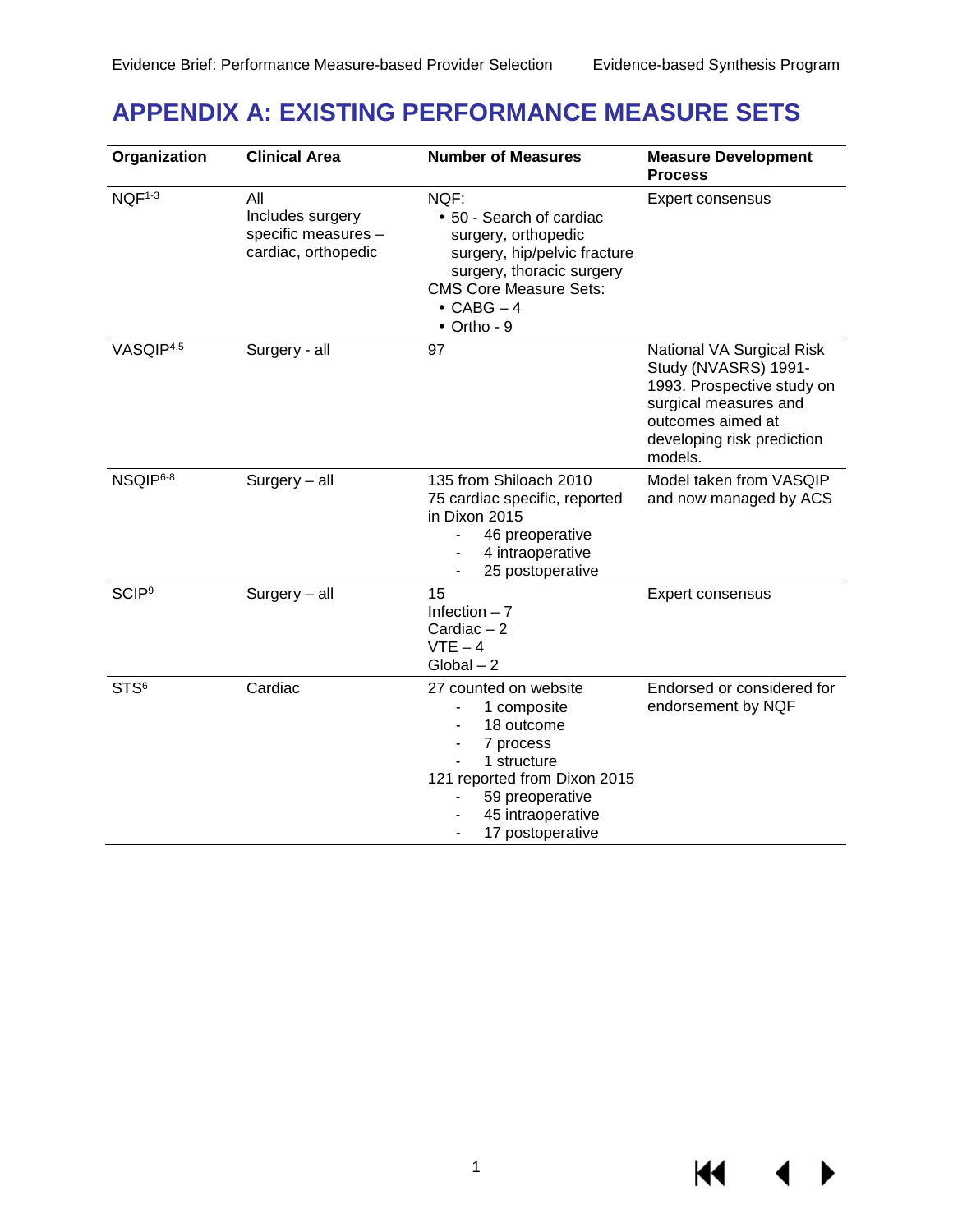# APPENDIX A: EXISTING PERFORMANCE MEASURE SETS

| Organization | Clinical Area | Number of Measures | Measure Development Process |
|---|---|---|---|
| NQF[1-3] | All<br>Includes surgery specific measures – cardiac, orthopedic | NQF:<br>• 50 - Search of cardiac surgery, orthopedic surgery, hip/pelvic fracture surgery, thoracic surgery<br>CMS Core Measure Sets:<br>• CABG – 4<br>• Ortho - 9 | Expert consensus |
| VASQIP[4,5] | Surgery - all | 97 | National VA Surgical Risk Study (NVASRS) 1991-1993. Prospective study on surgical measures and outcomes aimed at developing risk prediction models. |
| NSQIP[6-8] | Surgery – all | 135 from Shiloach 2010<br>75 cardiac specific, reported in Dixon 2015<br>- 46 preoperative<br>- 4 intraoperative<br>- 25 postoperative | Model taken from VASQIP and now managed by ACS |
| SCIP[9] | Surgery – all | 15<br>Infection – 7<br>Cardiac – 2<br>VTE – 4<br>Global – 2 | Expert consensus |
| STS[6] | Cardiac | 27 counted on website<br>- 1 composite<br>- 18 outcome<br>- 7 process<br>- 1 structure<br>121 reported from Dixon 2015<br>- 59 preoperative<br>- 45 intraoperative<br>- 17 postoperative | Endorsed or considered for endorsement by NQF |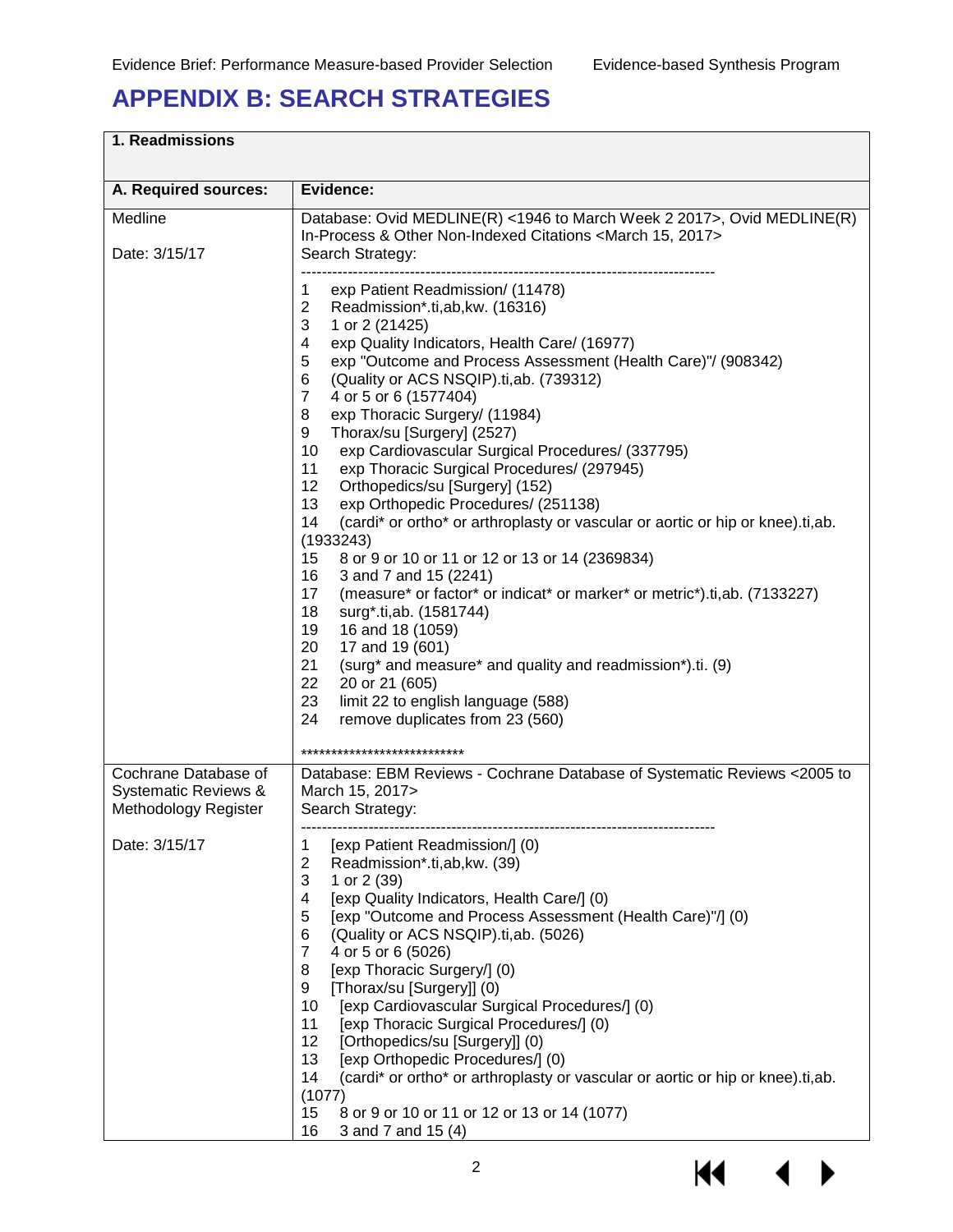# APPENDIX B: SEARCH STRATEGIES

| 1. Readmissions | |
|---|---|
| **A. Required sources:** | **Evidence:** |
| Medline<br><br>Date: 3/15/17 | Database: Ovid MEDLINE(R) <1946 to March Week 2 2017>, Ovid MEDLINE(R) In-Process & Other Non-Indexed Citations <March 15, 2017><br>Search Strategy:<br>--------------------------------------------------------------------------------<br>1 exp Patient Readmission/ (11478)<br>2 Readmission*.ti,ab,kw. (16316)<br>3 1 or 2 (21425)<br>4 exp Quality Indicators, Health Care/ (16977)<br>5 exp "Outcome and Process Assessment (Health Care)"/ (908342)<br>6 (Quality or ACS NSQIP).ti,ab. (739312)<br>7 4 or 5 or 6 (1577404)<br>8 exp Thoracic Surgery/ (11984)<br>9 Thorax/su [Surgery] (2527)<br>10 exp Cardiovascular Surgical Procedures/ (337795)<br>11 exp Thoracic Surgical Procedures/ (297945)<br>12 Orthopedics/su [Surgery] (152)<br>13 exp Orthopedic Procedures/ (251138)<br>14 (cardi* or ortho* or arthroplasty or vascular or aortic or hip or knee).ti,ab. (1933243)<br>15 8 or 9 or 10 or 11 or 12 or 13 or 14 (2369834)<br>16 3 and 7 and 15 (2241)<br>17 (measure* or factor* or indicat* or marker* or metric*).ti,ab. (7133227)<br>18 surg*.ti,ab. (1581744)<br>19 16 and 18 (1059)<br>20 17 and 19 (601)<br>21 (surg* and measure* and quality and readmission*).ti. (9)<br>22 20 or 21 (605)<br>23 limit 22 to english language (588)<br>24 remove duplicates from 23 (560)<br><br>*************************** |
| Cochrane Database of Systematic Reviews & Methodology Register<br><br>Date: 3/15/17 | Database: EBM Reviews - Cochrane Database of Systematic Reviews <2005 to March 15, 2017><br>Search Strategy:<br>--------------------------------------------------------------------------------<br>1 [exp Patient Readmission/] (0)<br>2 Readmission*.ti,ab,kw. (39)<br>3 1 or 2 (39)<br>4 [exp Quality Indicators, Health Care/] (0)<br>5 [exp "Outcome and Process Assessment (Health Care)"/] (0)<br>6 (Quality or ACS NSQIP).ti,ab. (5026)<br>7 4 or 5 or 6 (5026)<br>8 [exp Thoracic Surgery/] (0)<br>9 [Thorax/su [Surgery]] (0)<br>10 [exp Cardiovascular Surgical Procedures/] (0)<br>11 [exp Thoracic Surgical Procedures/] (0)<br>12 [Orthopedics/su [Surgery]] (0)<br>13 [exp Orthopedic Procedures/] (0)<br>14 (cardi* or ortho* or arthroplasty or vascular or aortic or hip or knee).ti,ab. (1077)<br>15 8 or 9 or 10 or 11 or 12 or 13 or 14 (1077)<br>16 3 and 7 and 15 (4) |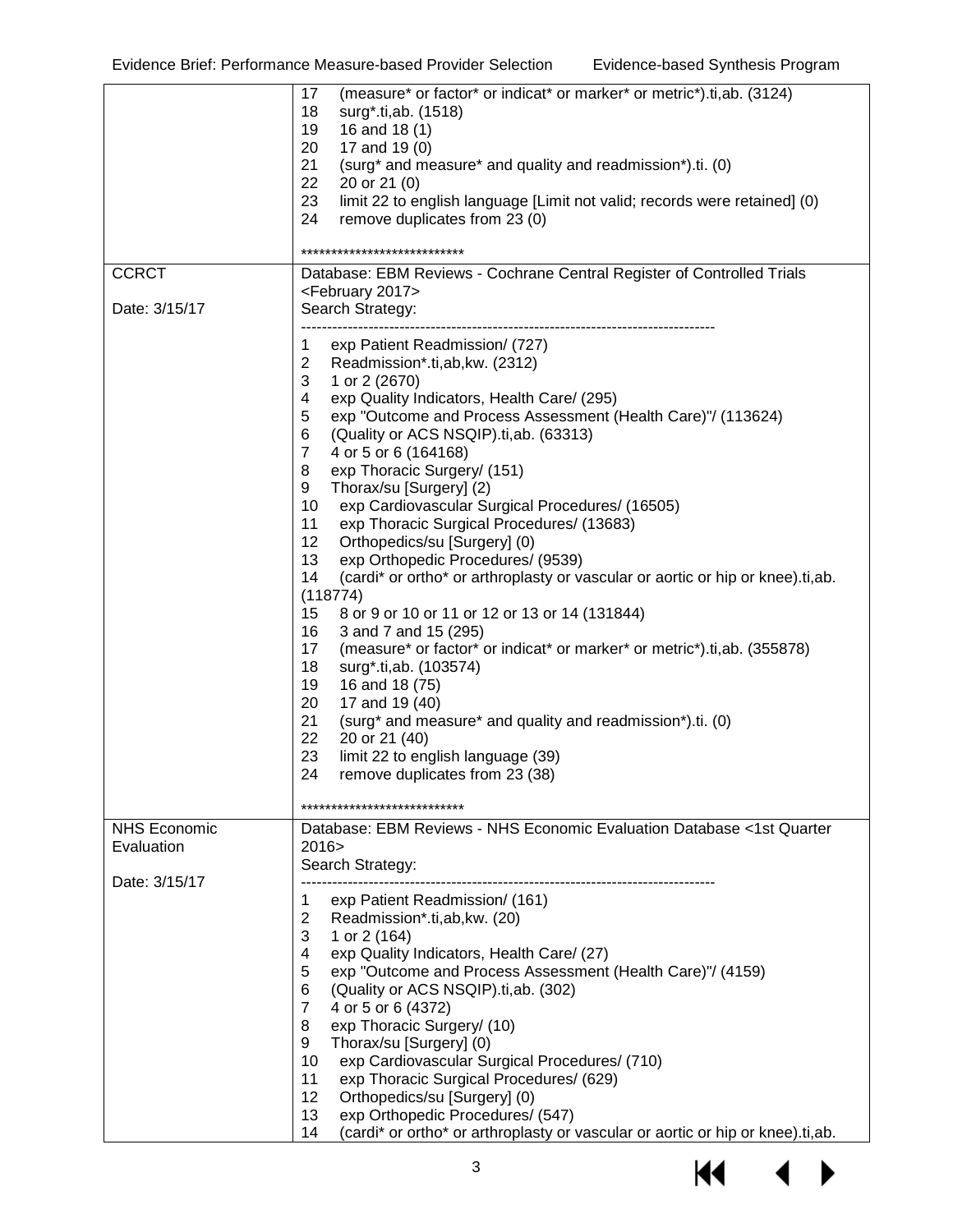| | |
|---|---|
| | 17 (measure* or factor* or indicat* or marker* or metric*).ti,ab. (3124)<br>18 surg*.ti,ab. (1518)<br>19 16 and 18 (1)<br>20 17 and 19 (0)<br>21 (surg* and measure* and quality and readmission*).ti. (0)<br>22 20 or 21 (0)<br>23 limit 22 to english language [Limit not valid; records were retained] (0)<br>24 remove duplicates from 23 (0)<br><br>*************************** |
| CCRCT<br><br>Date: 3/15/17 | Database: EBM Reviews - Cochrane Central Register of Controlled Trials <February 2017><br>Search Strategy:<br>--------------------------------------------------------------------------------<br>1 exp Patient Readmission/ (727)<br>2 Readmission*.ti,ab,kw. (2312)<br>3 1 or 2 (2670)<br>4 exp Quality Indicators, Health Care/ (295)<br>5 exp "Outcome and Process Assessment (Health Care)"/ (113624)<br>6 (Quality or ACS NSQIP).ti,ab. (63313)<br>7 4 or 5 or 6 (164168)<br>8 exp Thoracic Surgery/ (151)<br>9 Thorax/su [Surgery] (2)<br>10 exp Cardiovascular Surgical Procedures/ (16505)<br>11 exp Thoracic Surgical Procedures/ (13683)<br>12 Orthopedics/su [Surgery] (0)<br>13 exp Orthopedic Procedures/ (9539)<br>14 (cardi* or ortho* or arthroplasty or vascular or aortic or hip or knee).ti,ab. (118774)<br>15 8 or 9 or 10 or 11 or 12 or 13 or 14 (131844)<br>16 3 and 7 and 15 (295)<br>17 (measure* or factor* or indicat* or marker* or metric*).ti,ab. (355878)<br>18 surg*.ti,ab. (103574)<br>19 16 and 18 (75)<br>20 17 and 19 (40)<br>21 (surg* and measure* and quality and readmission*).ti. (0)<br>22 20 or 21 (40)<br>23 limit 22 to english language (39)<br>24 remove duplicates from 23 (38)<br><br>*************************** |
| NHS Economic Evaluation<br><br>Date: 3/15/17 | Database: EBM Reviews - NHS Economic Evaluation Database <1st Quarter 2016><br>Search Strategy:<br>--------------------------------------------------------------------------------<br>1 exp Patient Readmission/ (161)<br>2 Readmission*.ti,ab,kw. (20)<br>3 1 or 2 (164)<br>4 exp Quality Indicators, Health Care/ (27)<br>5 exp "Outcome and Process Assessment (Health Care)"/ (4159)<br>6 (Quality or ACS NSQIP).ti,ab. (302)<br>7 4 or 5 or 6 (4372)<br>8 exp Thoracic Surgery/ (10)<br>9 Thorax/su [Surgery] (0)<br>10 exp Cardiovascular Surgical Procedures/ (710)<br>11 exp Thoracic Surgical Procedures/ (629)<br>12 Orthopedics/su [Surgery] (0)<br>13 exp Orthopedic Procedures/ (547)<br>14 (cardi* or ortho* or arthroplasty or vascular or aortic or hip or knee).ti,ab. |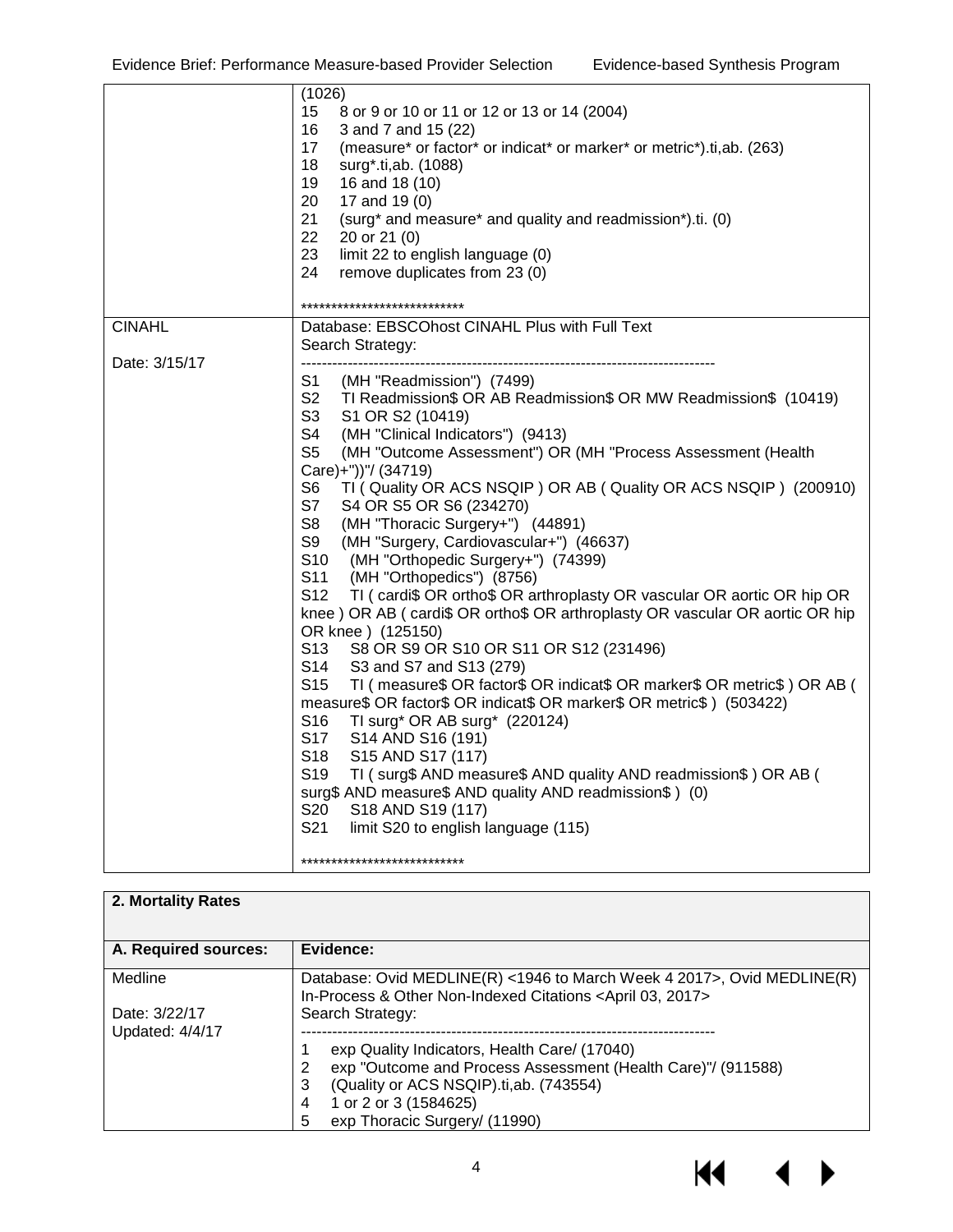| | |
|---|---|
| | (1026)<br>15 8 or 9 or 10 or 11 or 12 or 13 or 14 (2004)<br>16 3 and 7 and 15 (22)<br>17 (measure* or factor* or indicat* or marker* or metric*).ti,ab. (263)<br>18 surg*.ti,ab. (1088)<br>19 16 and 18 (10)<br>20 17 and 19 (0)<br>21 (surg* and measure* and quality and readmission*).ti. (0)<br>22 20 or 21 (0)<br>23 limit 22 to english language (0)<br>24 remove duplicates from 23 (0)<br><br>*************************** |
| CINAHL<br><br>Date: 3/15/17 | Database: EBSCOhost CINAHL Plus with Full Text<br>Search Strategy:<br>--------------------------------------------------------------------------------<br>S1 (MH "Readmission") (7499)<br>S2 TI Readmission$ OR AB Readmission$ OR MW Readmission$ (10419)<br>S3 S1 OR S2 (10419)<br>S4 (MH "Clinical Indicators") (9413)<br>S5 (MH "Outcome Assessment") OR (MH "Process Assessment (Health Care)+"))"/ (34719)<br>S6 TI ( Quality OR ACS NSQIP ) OR AB ( Quality OR ACS NSQIP ) (200910)<br>S7 S4 OR S5 OR S6 (234270)<br>S8 (MH "Thoracic Surgery+") (44891)<br>S9 (MH "Surgery, Cardiovascular+") (46637)<br>S10 (MH "Orthopedic Surgery+") (74399)<br>S11 (MH "Orthopedics") (8756)<br>S12 TI ( cardi$ OR ortho$ OR arthroplasty OR vascular OR aortic OR hip OR knee ) OR AB ( cardi$ OR ortho$ OR arthroplasty OR vascular OR aortic OR hip OR knee ) (125150)<br>S13 S8 OR S9 OR S10 OR S11 OR S12 (231496)<br>S14 S3 and S7 and S13 (279)<br>S15 TI ( measure$ OR factor$ OR indicat$ OR marker$ OR metric$ ) OR AB ( measure$ OR factor$ OR indicat$ OR marker$ OR metric$ ) (503422)<br>S16 TI surg* OR AB surg* (220124)<br>S17 S14 AND S16 (191)<br>S18 S15 AND S17 (117)<br>S19 TI ( surg$ AND measure$ AND quality AND readmission$ ) OR AB ( surg$ AND measure$ AND quality AND readmission$ ) (0)<br>S20 S18 AND S19 (117)<br>S21 limit S20 to english language (115)<br><br>*************************** |

| 2. Mortality Rates | |
|---|---|
| **A. Required sources:** | **Evidence:** |
| Medline<br><br>Date: 3/22/17<br>Updated: 4/4/17 | Database: Ovid MEDLINE(R) <1946 to March Week 4 2017>, Ovid MEDLINE(R) In-Process & Other Non-Indexed Citations <April 03, 2017><br>Search Strategy:<br>--------------------------------------------------------------------------------<br>1 exp Quality Indicators, Health Care/ (17040)<br>2 exp "Outcome and Process Assessment (Health Care)"/ (911588)<br>3 (Quality or ACS NSQIP).ti,ab. (743554)<br>4 1 or 2 or 3 (1584625)<br>5 exp Thoracic Surgery/ (11990) |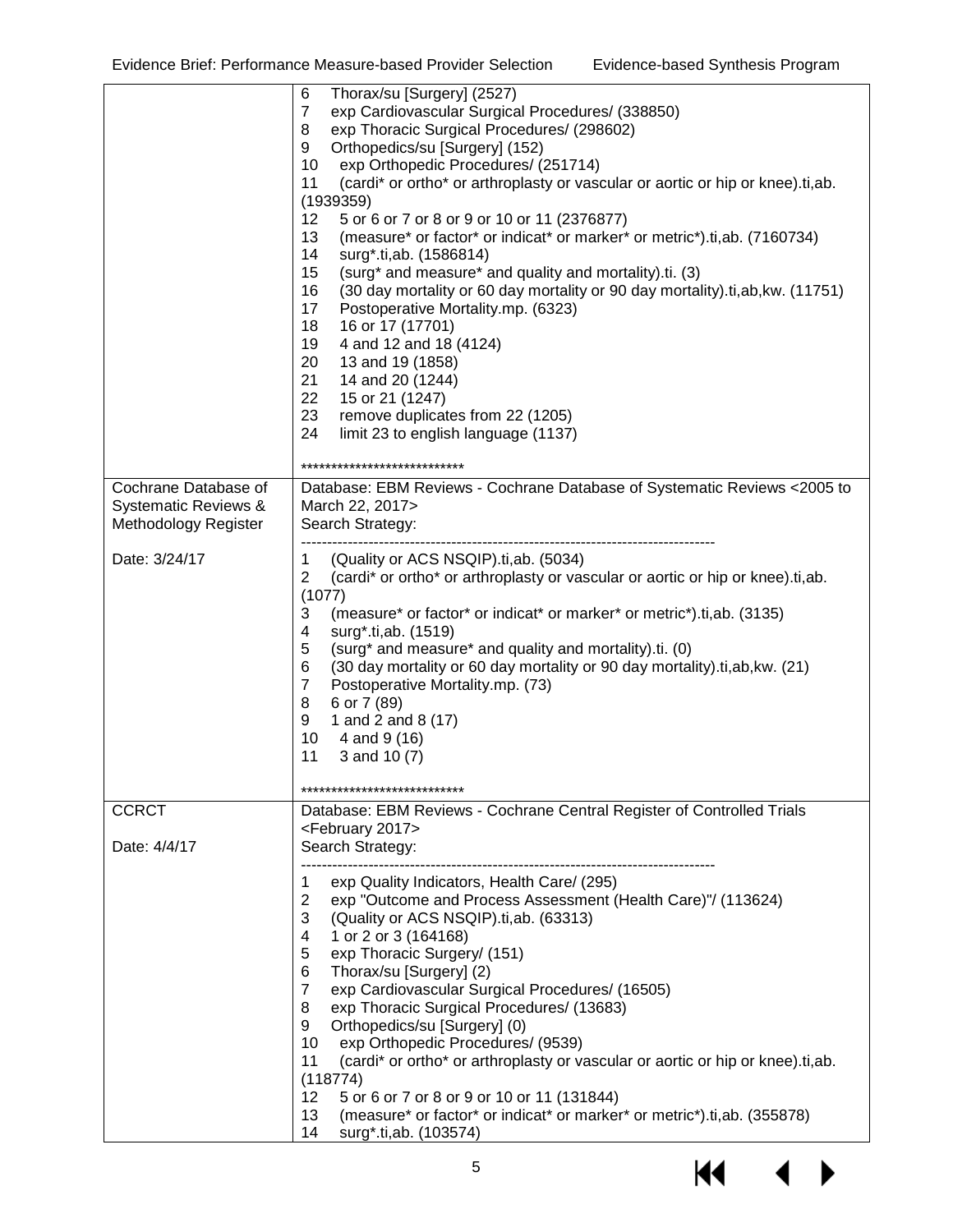| | |
|---|---|
| | 6 Thorax/su [Surgery] (2527)<br>7 exp Cardiovascular Surgical Procedures/ (338850)<br>8 exp Thoracic Surgical Procedures/ (298602)<br>9 Orthopedics/su [Surgery] (152)<br>10 exp Orthopedic Procedures/ (251714)<br>11 (cardi* or ortho* or arthroplasty or vascular or aortic or hip or knee).ti,ab. (1939359)<br>12 5 or 6 or 7 or 8 or 9 or 10 or 11 (2376877)<br>13 (measure* or factor* or indicat* or marker* or metric*).ti,ab. (7160734)<br>14 surg*.ti,ab. (1586814)<br>15 (surg* and measure* and quality and mortality).ti. (3)<br>16 (30 day mortality or 60 day mortality or 90 day mortality).ti,ab,kw. (11751)<br>17 Postoperative Mortality.mp. (6323)<br>18 16 or 17 (17701)<br>19 4 and 12 and 18 (4124)<br>20 13 and 19 (1858)<br>21 14 and 20 (1244)<br>22 15 or 21 (1247)<br>23 remove duplicates from 22 (1205)<br>24 limit 23 to english language (1137)<br><br>*************************** |
| Cochrane Database of Systematic Reviews & Methodology Register<br><br>Date: 3/24/17 | Database: EBM Reviews - Cochrane Database of Systematic Reviews <2005 to March 22, 2017><br>Search Strategy:<br>--------------------------------------------------------------------------------<br>1 (Quality or ACS NSQIP).ti,ab. (5034)<br>2 (cardi* or ortho* or arthroplasty or vascular or aortic or hip or knee).ti,ab. (1077)<br>3 (measure* or factor* or indicat* or marker* or metric*).ti,ab. (3135)<br>4 surg*.ti,ab. (1519)<br>5 (surg* and measure* and quality and mortality).ti. (0)<br>6 (30 day mortality or 60 day mortality or 90 day mortality).ti,ab,kw. (21)<br>7 Postoperative Mortality.mp. (73)<br>8 6 or 7 (89)<br>9 1 and 2 and 8 (17)<br>10 4 and 9 (16)<br>11 3 and 10 (7)<br><br>*************************** |
| CCRCT<br><br>Date: 4/4/17 | Database: EBM Reviews - Cochrane Central Register of Controlled Trials <February 2017><br>Search Strategy:<br>--------------------------------------------------------------------------------<br>1 exp Quality Indicators, Health Care/ (295)<br>2 exp "Outcome and Process Assessment (Health Care)"/ (113624)<br>3 (Quality or ACS NSQIP).ti,ab. (63313)<br>4 1 or 2 or 3 (164168)<br>5 exp Thoracic Surgery/ (151)<br>6 Thorax/su [Surgery] (2)<br>7 exp Cardiovascular Surgical Procedures/ (16505)<br>8 exp Thoracic Surgical Procedures/ (13683)<br>9 Orthopedics/su [Surgery] (0)<br>10 exp Orthopedic Procedures/ (9539)<br>11 (cardi* or ortho* or arthroplasty or vascular or aortic or hip or knee).ti,ab. (118774)<br>12 5 or 6 or 7 or 8 or 9 or 10 or 11 (131844)<br>13 (measure* or factor* or indicat* or marker* or metric*).ti,ab. (355878)<br>14 surg*.ti,ab. (103574) |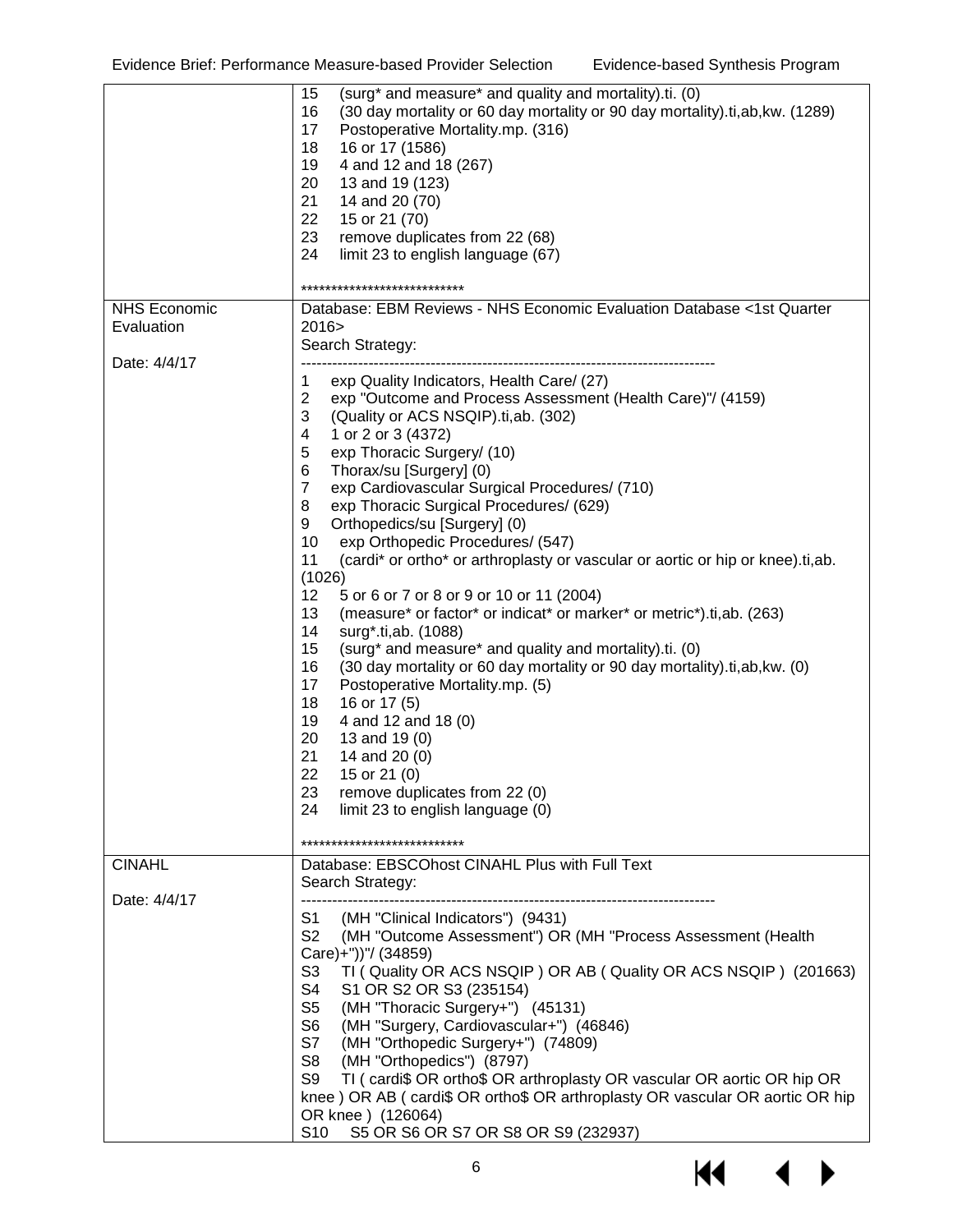| | |
|---|---|
| | 15 (surg* and measure* and quality and mortality).ti. (0)<br>16 (30 day mortality or 60 day mortality or 90 day mortality).ti,ab,kw. (1289)<br>17 Postoperative Mortality.mp. (316)<br>18 16 or 17 (1586)<br>19 4 and 12 and 18 (267)<br>20 13 and 19 (123)<br>21 14 and 20 (70)<br>22 15 or 21 (70)<br>23 remove duplicates from 22 (68)<br>24 limit 23 to english language (67)<br><br>*************************** |
| NHS Economic Evaluation<br><br>Date: 4/4/17 | Database: EBM Reviews - NHS Economic Evaluation Database <1st Quarter 2016><br>Search Strategy:<br>--------------------------------------------------------------------------------<br>1 exp Quality Indicators, Health Care/ (27)<br>2 exp "Outcome and Process Assessment (Health Care)"/ (4159)<br>3 (Quality or ACS NSQIP).ti,ab. (302)<br>4 1 or 2 or 3 (4372)<br>5 exp Thoracic Surgery/ (10)<br>6 Thorax/su [Surgery] (0)<br>7 exp Cardiovascular Surgical Procedures/ (710)<br>8 exp Thoracic Surgical Procedures/ (629)<br>9 Orthopedics/su [Surgery] (0)<br>10 exp Orthopedic Procedures/ (547)<br>11 (cardi* or ortho* or arthroplasty or vascular or aortic or hip or knee).ti,ab. (1026)<br>12 5 or 6 or 7 or 8 or 9 or 10 or 11 (2004)<br>13 (measure* or factor* or indicat* or marker* or metric*).ti,ab. (263)<br>14 surg*.ti,ab. (1088)<br>15 (surg* and measure* and quality and mortality).ti. (0)<br>16 (30 day mortality or 60 day mortality or 90 day mortality).ti,ab,kw. (0)<br>17 Postoperative Mortality.mp. (5)<br>18 16 or 17 (5)<br>19 4 and 12 and 18 (0)<br>20 13 and 19 (0)<br>21 14 and 20 (0)<br>22 15 or 21 (0)<br>23 remove duplicates from 22 (0)<br>24 limit 23 to english language (0)<br><br>*************************** |
| CINAHL<br><br>Date: 4/4/17 | Database: EBSCOhost CINAHL Plus with Full Text<br>Search Strategy:<br>--------------------------------------------------------------------------------<br>S1 (MH "Clinical Indicators") (9431)<br>S2 (MH "Outcome Assessment") OR (MH "Process Assessment (Health Care)+"))"/ (34859)<br>S3 TI ( Quality OR ACS NSQIP ) OR AB ( Quality OR ACS NSQIP ) (201663)<br>S4 S1 OR S2 OR S3 (235154)<br>S5 (MH "Thoracic Surgery+") (45131)<br>S6 (MH "Surgery, Cardiovascular+") (46846)<br>S7 (MH "Orthopedic Surgery+") (74809)<br>S8 (MH "Orthopedics") (8797)<br>S9 TI ( cardi$ OR ortho$ OR arthroplasty OR vascular OR aortic OR hip OR knee ) OR AB ( cardi$ OR ortho$ OR arthroplasty OR vascular OR aortic OR hip OR knee ) (126064)<br>S10 S5 OR S6 OR S7 OR S8 OR S9 (232937) |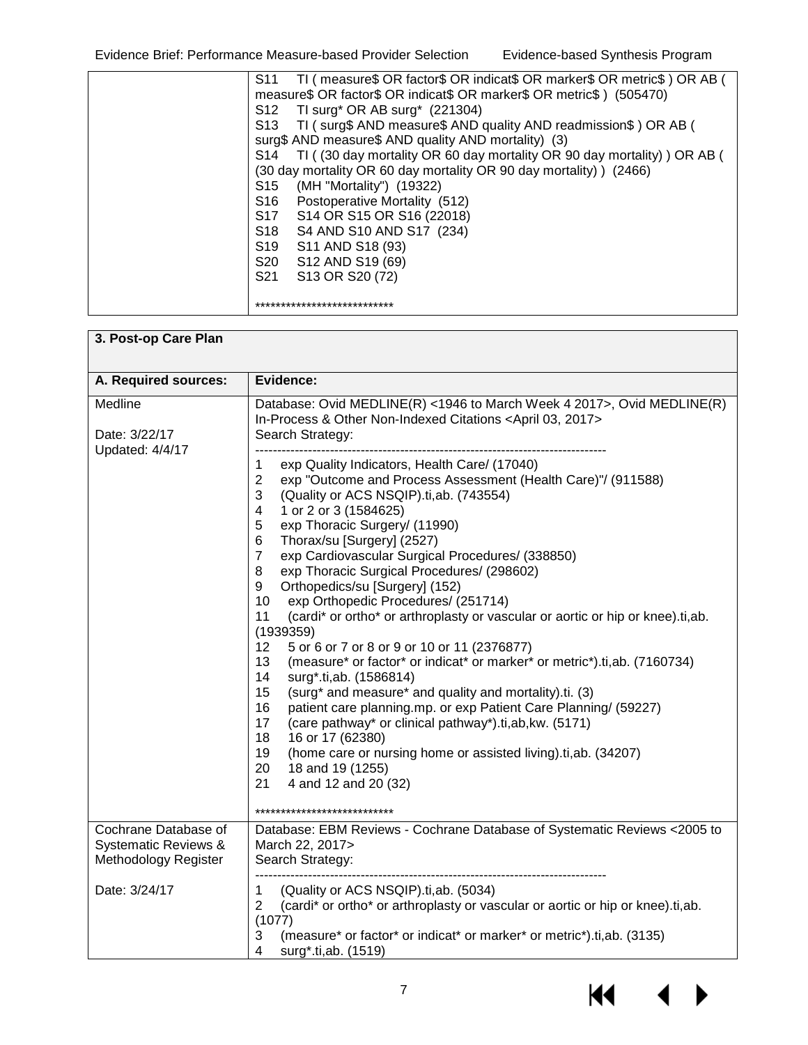| | |
|---|---|
| | S11 TI ( measure$ OR factor$ OR indicat$ OR marker$ OR metric$ ) OR AB ( measure$ OR factor$ OR indicat$ OR marker$ OR metric$ ) (505470)<br>S12 TI surg* OR AB surg* (221304)<br>S13 TI ( surg$ AND measure$ AND quality AND readmission$ ) OR AB ( surg$ AND measure$ AND quality AND mortality) (3)<br>S14 TI ( (30 day mortality OR 60 day mortality OR 90 day mortality) ) OR AB ( (30 day mortality OR 60 day mortality OR 90 day mortality) ) (2466)<br>S15 (MH "Mortality") (19322)<br>S16 Postoperative Mortality (512)<br>S17 S14 OR S15 OR S16 (22018)<br>S18 S4 AND S10 AND S17 (234)<br>S19 S11 AND S18 (93)<br>S20 S12 AND S19 (69)<br>S21 S13 OR S20 (72)<br><br>*************************** |

| **3. Post-op Care Plan** | |
|---|---|
| **A. Required sources:** | **Evidence:** |
| Medline<br><br>Date: 3/22/17<br>Updated: 4/4/17 | Database: Ovid MEDLINE(R) <1946 to March Week 4 2017>, Ovid MEDLINE(R) In-Process & Other Non-Indexed Citations <April 03, 2017><br>Search Strategy:<br>--------------------------------------------------------------------------------<br>1 exp Quality Indicators, Health Care/ (17040)<br>2 exp "Outcome and Process Assessment (Health Care)"/ (911588)<br>3 (Quality or ACS NSQIP).ti,ab. (743554)<br>4 1 or 2 or 3 (1584625)<br>5 exp Thoracic Surgery/ (11990)<br>6 Thorax/su [Surgery] (2527)<br>7 exp Cardiovascular Surgical Procedures/ (338850)<br>8 exp Thoracic Surgical Procedures/ (298602)<br>9 Orthopedics/su [Surgery] (152)<br>10 exp Orthopedic Procedures/ (251714)<br>11 (cardi* or ortho* or arthroplasty or vascular or aortic or hip or knee).ti,ab. (1939359)<br>12 5 or 6 or 7 or 8 or 9 or 10 or 11 (2376877)<br>13 (measure* or factor* or indicat* or marker* or metric*).ti,ab. (7160734)<br>14 surg*.ti,ab. (1586814)<br>15 (surg* and measure* and quality and mortality).ti. (3)<br>16 patient care planning.mp. or exp Patient Care Planning/ (59227)<br>17 (care pathway* or clinical pathway*).ti,ab,kw. (5171)<br>18 16 or 17 (62380)<br>19 (home care or nursing home or assisted living).ti,ab. (34207)<br>20 18 and 19 (1255)<br>21 4 and 12 and 20 (32)<br><br>*************************** |
| Cochrane Database of Systematic Reviews & Methodology Register<br><br>Date: 3/24/17 | Database: EBM Reviews - Cochrane Database of Systematic Reviews <2005 to March 22, 2017><br>Search Strategy:<br>--------------------------------------------------------------------------------<br>1 (Quality or ACS NSQIP).ti,ab. (5034)<br>2 (cardi* or ortho* or arthroplasty or vascular or aortic or hip or knee).ti,ab. (1077)<br>3 (measure* or factor* or indicat* or marker* or metric*).ti,ab. (3135)<br>4 surg*.ti,ab. (1519) |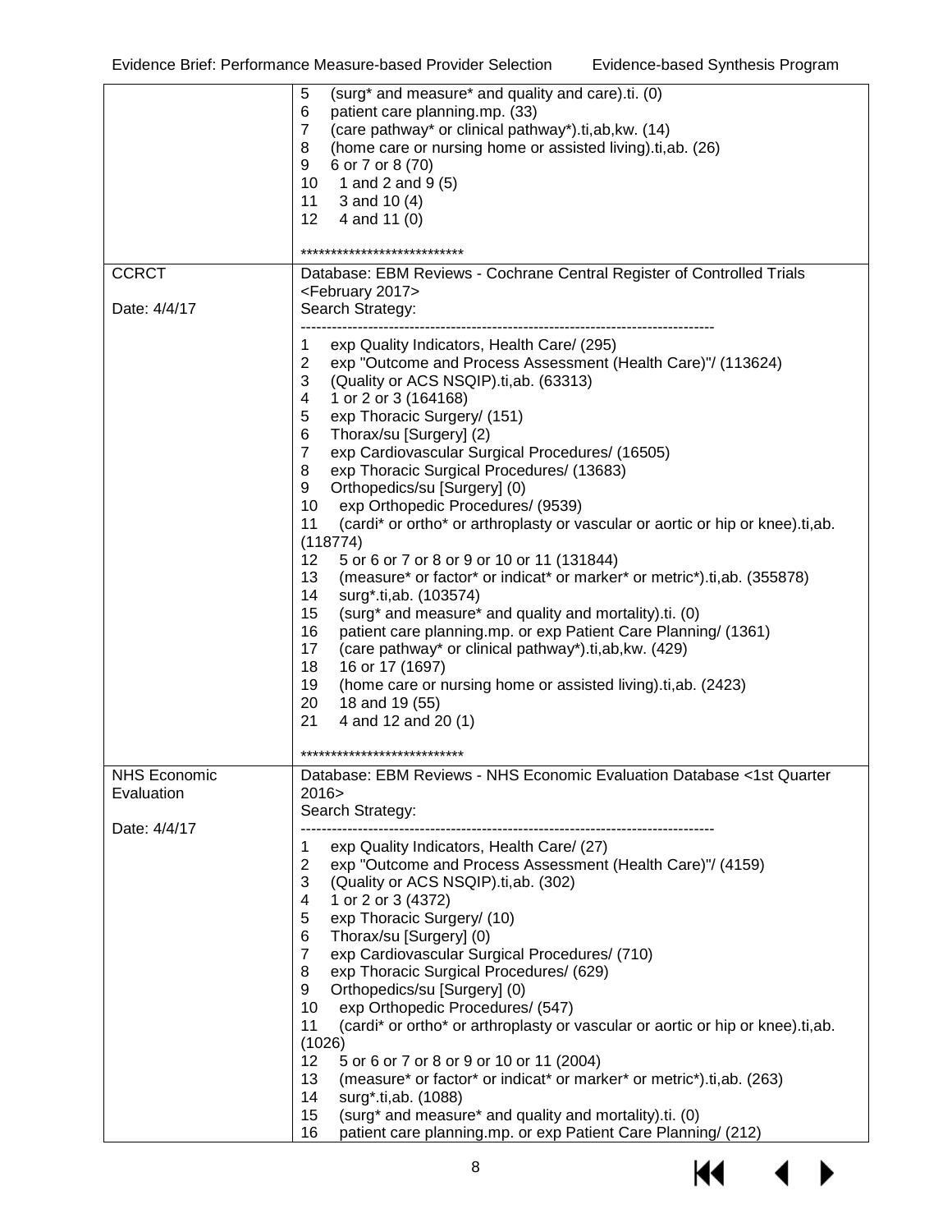| | |
|---|---|
| | 5 (surg* and measure* and quality and care).ti. (0)<br>6 patient care planning.mp. (33)<br>7 (care pathway* or clinical pathway*).ti,ab,kw. (14)<br>8 (home care or nursing home or assisted living).ti,ab. (26)<br>9 6 or 7 or 8 (70)<br>10 1 and 2 and 9 (5)<br>11 3 and 10 (4)<br>12 4 and 11 (0)<br><br>*************************** |
| CCRCT<br><br>Date: 4/4/17 | Database: EBM Reviews - Cochrane Central Register of Controlled Trials <February 2017><br>Search Strategy:<br>--------------------------------------------------------------------------------<br>1 exp Quality Indicators, Health Care/ (295)<br>2 exp "Outcome and Process Assessment (Health Care)"/ (113624)<br>3 (Quality or ACS NSQIP).ti,ab. (63313)<br>4 1 or 2 or 3 (164168)<br>5 exp Thoracic Surgery/ (151)<br>6 Thorax/su [Surgery] (2)<br>7 exp Cardiovascular Surgical Procedures/ (16505)<br>8 exp Thoracic Surgical Procedures/ (13683)<br>9 Orthopedics/su [Surgery] (0)<br>10 exp Orthopedic Procedures/ (9539)<br>11 (cardi* or ortho* or arthroplasty or vascular or aortic or hip or knee).ti,ab. (118774)<br>12 5 or 6 or 7 or 8 or 9 or 10 or 11 (131844)<br>13 (measure* or factor* or indicat* or marker* or metric*).ti,ab. (355878)<br>14 surg*.ti,ab. (103574)<br>15 (surg* and measure* and quality and mortality).ti. (0)<br>16 patient care planning.mp. or exp Patient Care Planning/ (1361)<br>17 (care pathway* or clinical pathway*).ti,ab,kw. (429)<br>18 16 or 17 (1697)<br>19 (home care or nursing home or assisted living).ti,ab. (2423)<br>20 18 and 19 (55)<br>21 4 and 12 and 20 (1)<br><br>*************************** |
| NHS Economic Evaluation<br><br>Date: 4/4/17 | Database: EBM Reviews - NHS Economic Evaluation Database <1st Quarter 2016><br>Search Strategy:<br>--------------------------------------------------------------------------------<br>1 exp Quality Indicators, Health Care/ (27)<br>2 exp "Outcome and Process Assessment (Health Care)"/ (4159)<br>3 (Quality or ACS NSQIP).ti,ab. (302)<br>4 1 or 2 or 3 (4372)<br>5 exp Thoracic Surgery/ (10)<br>6 Thorax/su [Surgery] (0)<br>7 exp Cardiovascular Surgical Procedures/ (710)<br>8 exp Thoracic Surgical Procedures/ (629)<br>9 Orthopedics/su [Surgery] (0)<br>10 exp Orthopedic Procedures/ (547)<br>11 (cardi* or ortho* or arthroplasty or vascular or aortic or hip or knee).ti,ab. (1026)<br>12 5 or 6 or 7 or 8 or 9 or 10 or 11 (2004)<br>13 (measure* or factor* or indicat* or marker* or metric*).ti,ab. (263)<br>14 surg*.ti,ab. (1088)<br>15 (surg* and measure* and quality and mortality).ti. (0)<br>16 patient care planning.mp. or exp Patient Care Planning/ (212) |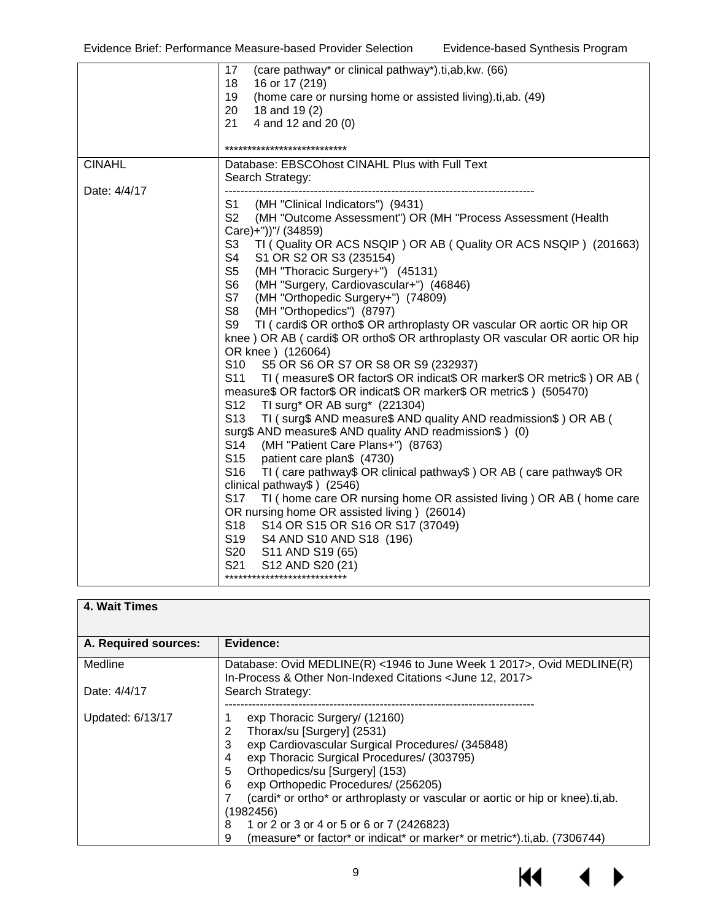| | |
|---|---|
| | 17 (care pathway* or clinical pathway*).ti,ab,kw. (66)<br>18 16 or 17 (219)<br>19 (home care or nursing home or assisted living).ti,ab. (49)<br>20 18 and 19 (2)<br>21 4 and 12 and 20 (0)<br><br>*************************** |
| CINAHL<br><br>Date: 4/4/17 | Database: EBSCOhost CINAHL Plus with Full Text<br>Search Strategy:<br>--------------------------------------------------------------------------------<br>S1 (MH "Clinical Indicators") (9431)<br>S2 (MH "Outcome Assessment") OR (MH "Process Assessment (Health Care)+"))"/ (34859)<br>S3 TI ( Quality OR ACS NSQIP ) OR AB ( Quality OR ACS NSQIP ) (201663)<br>S4 S1 OR S2 OR S3 (235154)<br>S5 (MH "Thoracic Surgery+") (45131)<br>S6 (MH "Surgery, Cardiovascular+") (46846)<br>S7 (MH "Orthopedic Surgery+") (74809)<br>S8 (MH "Orthopedics") (8797)<br>S9 TI ( cardi$ OR ortho$ OR arthroplasty OR vascular OR aortic OR hip OR knee ) OR AB ( cardi$ OR ortho$ OR arthroplasty OR vascular OR aortic OR hip OR knee ) (126064)<br>S10 S5 OR S6 OR S7 OR S8 OR S9 (232937)<br>S11 TI ( measure$ OR factor$ OR indicat$ OR marker$ OR metric$ ) OR AB ( measure$ OR factor$ OR indicat$ OR marker$ OR metric$ ) (505470)<br>S12 TI surg* OR AB surg* (221304)<br>S13 TI ( surg$ AND measure$ AND quality AND readmission$ ) OR AB ( surg$ AND measure$ AND quality AND readmission$ ) (0)<br>S14 (MH "Patient Care Plans+") (8763)<br>S15 patient care plan$ (4730)<br>S16 TI ( care pathway$ OR clinical pathway$ ) OR AB ( care pathway$ OR clinical pathway$ ) (2546)<br>S17 TI ( home care OR nursing home OR assisted living ) OR AB ( home care OR nursing home OR assisted living ) (26014)<br>S18 S14 OR S15 OR S16 OR S17 (37049)<br>S19 S4 AND S10 AND S18 (196)<br>S20 S11 AND S19 (65)<br>S21 S12 AND S20 (21)<br>*************************** |

| **4. Wait Times** | |
|---|---|
| **A. Required sources:** | **Evidence:** |
| Medline<br><br>Date: 4/4/17<br><br>Updated: 6/13/17 | Database: Ovid MEDLINE(R) <1946 to June Week 1 2017>, Ovid MEDLINE(R) In-Process & Other Non-Indexed Citations <June 12, 2017><br>Search Strategy:<br>--------------------------------------------------------------------------------<br>1 exp Thoracic Surgery/ (12160)<br>2 Thorax/su [Surgery] (2531)<br>3 exp Cardiovascular Surgical Procedures/ (345848)<br>4 exp Thoracic Surgical Procedures/ (303795)<br>5 Orthopedics/su [Surgery] (153)<br>6 exp Orthopedic Procedures/ (256205)<br>7 (cardi* or ortho* or arthroplasty or vascular or aortic or hip or knee).ti,ab. (1982456)<br>8 1 or 2 or 3 or 4 or 5 or 6 or 7 (2426823)<br>9 (measure* or factor* or indicat* or marker* or metric*).ti,ab. (7306744) |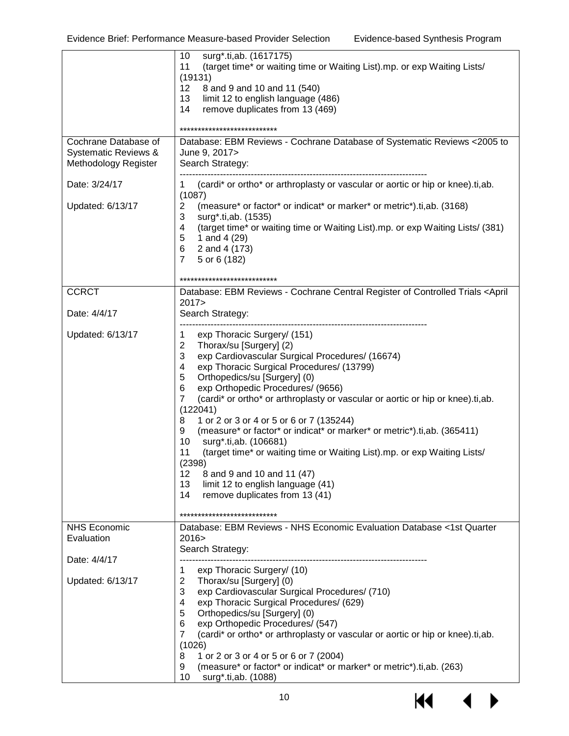| | |
|---|---|
| | 10 surg*.ti,ab. (1617175)<br>11 (target time* or waiting time or Waiting List).mp. or exp Waiting Lists/ (19131)<br>12 8 and 9 and 10 and 11 (540)<br>13 limit 12 to english language (486)<br>14 remove duplicates from 13 (469)<br><br>*************************** |
| Cochrane Database of Systematic Reviews & Methodology Register<br><br>Date: 3/24/17<br><br>Updated: 6/13/17 | Database: EBM Reviews - Cochrane Database of Systematic Reviews <2005 to June 9, 2017><br>Search Strategy:<br>--------------------------------------------------------------------------------<br>1 (cardi* or ortho* or arthroplasty or vascular or aortic or hip or knee).ti,ab. (1087)<br>2 (measure* or factor* or indicat* or marker* or metric*).ti,ab. (3168)<br>3 surg*.ti,ab. (1535)<br>4 (target time* or waiting time or Waiting List).mp. or exp Waiting Lists/ (381)<br>5 1 and 4 (29)<br>6 2 and 4 (173)<br>7 5 or 6 (182)<br><br>*************************** |
| CCRCT<br><br>Date: 4/4/17<br><br>Updated: 6/13/17 | Database: EBM Reviews - Cochrane Central Register of Controlled Trials <April 2017><br>Search Strategy:<br>--------------------------------------------------------------------------------<br>1 exp Thoracic Surgery/ (151)<br>2 Thorax/su [Surgery] (2)<br>3 exp Cardiovascular Surgical Procedures/ (16674)<br>4 exp Thoracic Surgical Procedures/ (13799)<br>5 Orthopedics/su [Surgery] (0)<br>6 exp Orthopedic Procedures/ (9656)<br>7 (cardi* or ortho* or arthroplasty or vascular or aortic or hip or knee).ti,ab. (122041)<br>8 1 or 2 or 3 or 4 or 5 or 6 or 7 (135244)<br>9 (measure* or factor* or indicat* or marker* or metric*).ti,ab. (365411)<br>10 surg*.ti,ab. (106681)<br>11 (target time* or waiting time or Waiting List).mp. or exp Waiting Lists/ (2398)<br>12 8 and 9 and 10 and 11 (47)<br>13 limit 12 to english language (41)<br>14 remove duplicates from 13 (41)<br><br>*************************** |
| NHS Economic Evaluation<br><br>Date: 4/4/17<br><br>Updated: 6/13/17 | Database: EBM Reviews - NHS Economic Evaluation Database <1st Quarter 2016><br>Search Strategy:<br>--------------------------------------------------------------------------------<br>1 exp Thoracic Surgery/ (10)<br>2 Thorax/su [Surgery] (0)<br>3 exp Cardiovascular Surgical Procedures/ (710)<br>4 exp Thoracic Surgical Procedures/ (629)<br>5 Orthopedics/su [Surgery] (0)<br>6 exp Orthopedic Procedures/ (547)<br>7 (cardi* or ortho* or arthroplasty or vascular or aortic or hip or knee).ti,ab. (1026)<br>8 1 or 2 or 3 or 4 or 5 or 6 or 7 (2004)<br>9 (measure* or factor* or indicat* or marker* or metric*).ti,ab. (263)<br>10 surg*.ti,ab. (1088) |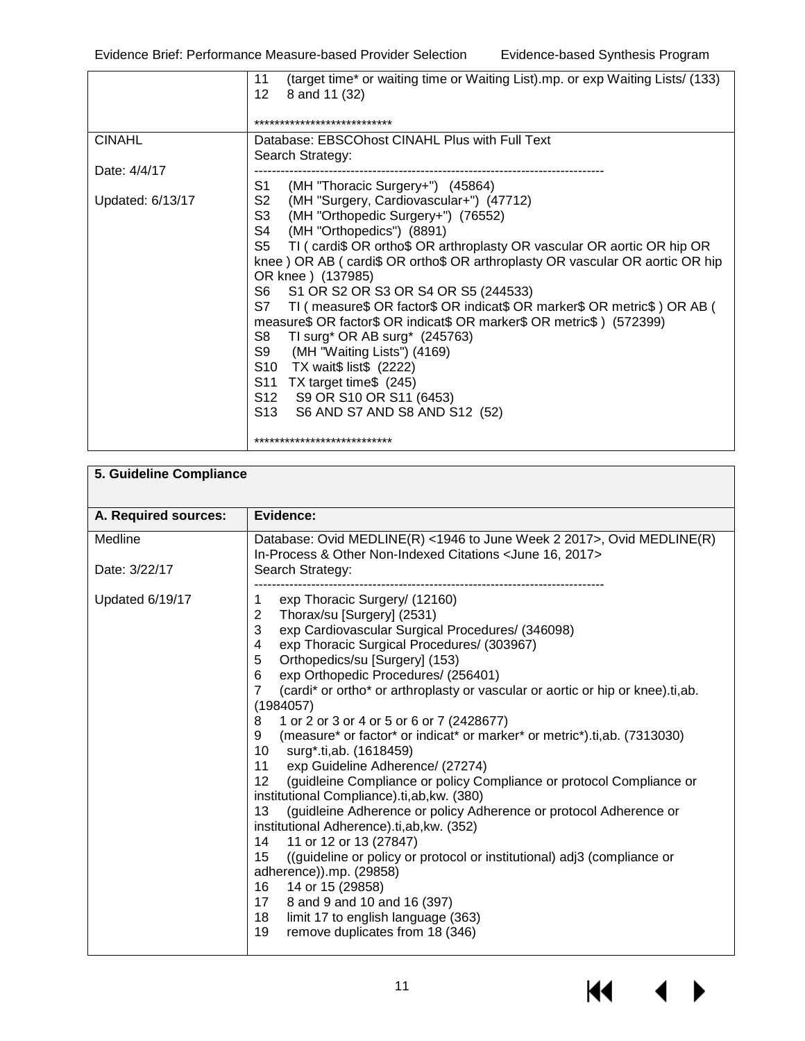| | |
|---|---|
| | 11 (target time* or waiting time or Waiting List).mp. or exp Waiting Lists/ (133)<br>12 8 and 11 (32)<br><br>*************************** |
| CINAHL<br><br>Date: 4/4/17<br><br>Updated: 6/13/17 | Database: EBSCOhost CINAHL Plus with Full Text<br>Search Strategy:<br>--------------------------------------------------------------------------------<br>S1 (MH "Thoracic Surgery+") (45864)<br>S2 (MH "Surgery, Cardiovascular+") (47712)<br>S3 (MH "Orthopedic Surgery+") (76552)<br>S4 (MH "Orthopedics") (8891)<br>S5 TI ( cardi$ OR ortho$ OR arthroplasty OR vascular OR aortic OR hip OR knee ) OR AB ( cardi$ OR ortho$ OR arthroplasty OR vascular OR aortic OR hip OR knee ) (137985)<br>S6 S1 OR S2 OR S3 OR S4 OR S5 (244533)<br>S7 TI ( measure$ OR factor$ OR indicat$ OR marker$ OR metric$ ) OR AB ( measure$ OR factor$ OR indicat$ OR marker$ OR metric$ ) (572399)<br>S8 TI surg* OR AB surg* (245763)<br>S9 (MH "Waiting Lists") (4169)<br>S10 TX wait$ list$ (2222)<br>S11 TX target time$ (245)<br>S12 S9 OR S10 OR S11 (6453)<br>S13 S6 AND S7 AND S8 AND S12 (52)<br><br>*************************** |

| **5. Guideline Compliance** | |
|---|---|
| **A. Required sources:** | **Evidence:** |
| Medline<br><br>Date: 3/22/17<br><br>Updated 6/19/17 | Database: Ovid MEDLINE(R) <1946 to June Week 2 2017>, Ovid MEDLINE(R) In-Process & Other Non-Indexed Citations <June 16, 2017><br>Search Strategy:<br>--------------------------------------------------------------------------------<br>1 exp Thoracic Surgery/ (12160)<br>2 Thorax/su [Surgery] (2531)<br>3 exp Cardiovascular Surgical Procedures/ (346098)<br>4 exp Thoracic Surgical Procedures/ (303967)<br>5 Orthopedics/su [Surgery] (153)<br>6 exp Orthopedic Procedures/ (256401)<br>7 (cardi* or ortho* or arthroplasty or vascular or aortic or hip or knee).ti,ab. (1984057)<br>8 1 or 2 or 3 or 4 or 5 or 6 or 7 (2428677)<br>9 (measure* or factor* or indicat* or marker* or metric*).ti,ab. (7313030)<br>10 surg*.ti,ab. (1618459)<br>11 exp Guideline Adherence/ (27274)<br>12 (guidleine Compliance or policy Compliance or protocol Compliance or institutional Compliance).ti,ab,kw. (380)<br>13 (guidleine Adherence or policy Adherence or protocol Adherence or institutional Adherence).ti,ab,kw. (352)<br>14 11 or 12 or 13 (27847)<br>15 ((guideline or policy or protocol or institutional) adj3 (compliance or adherence)).mp. (29858)<br>16 14 or 15 (29858)<br>17 8 and 9 and 10 and 16 (397)<br>18 limit 17 to english language (363)<br>19 remove duplicates from 18 (346) |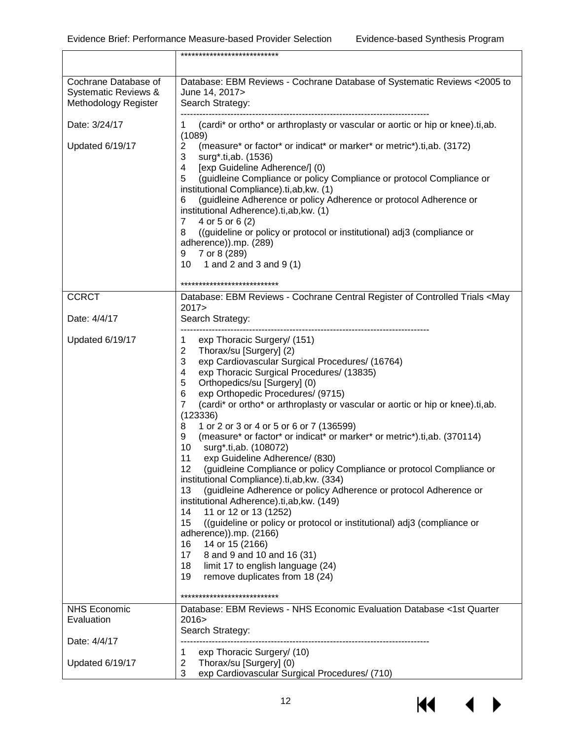| | |
|---|---|
| | *************************** |
| Cochrane Database of Systematic Reviews & Methodology Register<br><br>Date: 3/24/17<br><br>Updated 6/19/17 | Database: EBM Reviews - Cochrane Database of Systematic Reviews <2005 to June 14, 2017><br>Search Strategy:<br>--------------------------------------------------------------------------------<br>1 (cardi* or ortho* or arthroplasty or vascular or aortic or hip or knee).ti,ab. (1089)<br>2 (measure* or factor* or indicat* or marker* or metric*).ti,ab. (3172)<br>3 surg*.ti,ab. (1536)<br>4 [exp Guideline Adherence/] (0)<br>5 (guidleine Compliance or policy Compliance or protocol Compliance or institutional Compliance).ti,ab,kw. (1)<br>6 (guidleine Adherence or policy Adherence or protocol Adherence or institutional Adherence).ti,ab,kw. (1)<br>7 4 or 5 or 6 (2)<br>8 ((guideline or policy or protocol or institutional) adj3 (compliance or adherence)).mp. (289)<br>9 7 or 8 (289)<br>10 1 and 2 and 3 and 9 (1)<br><br>*************************** |
| CCRCT<br><br>Date: 4/4/17<br><br>Updated 6/19/17 | Database: EBM Reviews - Cochrane Central Register of Controlled Trials <May 2017><br>Search Strategy:<br>--------------------------------------------------------------------------------<br>1 exp Thoracic Surgery/ (151)<br>2 Thorax/su [Surgery] (2)<br>3 exp Cardiovascular Surgical Procedures/ (16764)<br>4 exp Thoracic Surgical Procedures/ (13835)<br>5 Orthopedics/su [Surgery] (0)<br>6 exp Orthopedic Procedures/ (9715)<br>7 (cardi* or ortho* or arthroplasty or vascular or aortic or hip or knee).ti,ab. (123336)<br>8 1 or 2 or 3 or 4 or 5 or 6 or 7 (136599)<br>9 (measure* or factor* or indicat* or marker* or metric*).ti,ab. (370114)<br>10 surg*.ti,ab. (108072)<br>11 exp Guideline Adherence/ (830)<br>12 (guidleine Compliance or policy Compliance or protocol Compliance or institutional Compliance).ti,ab,kw. (334)<br>13 (guidleine Adherence or policy Adherence or protocol Adherence or institutional Adherence).ti,ab,kw. (149)<br>14 11 or 12 or 13 (1252)<br>15 ((guideline or policy or protocol or institutional) adj3 (compliance or adherence)).mp. (2166)<br>16 14 or 15 (2166)<br>17 8 and 9 and 10 and 16 (31)<br>18 limit 17 to english language (24)<br>19 remove duplicates from 18 (24)<br><br>*************************** |
| NHS Economic Evaluation<br><br>Date: 4/4/17<br><br>Updated 6/19/17 | Database: EBM Reviews - NHS Economic Evaluation Database <1st Quarter 2016><br>Search Strategy:<br>--------------------------------------------------------------------------------<br>1 exp Thoracic Surgery/ (10)<br>2 Thorax/su [Surgery] (0)<br>3 exp Cardiovascular Surgical Procedures/ (710) |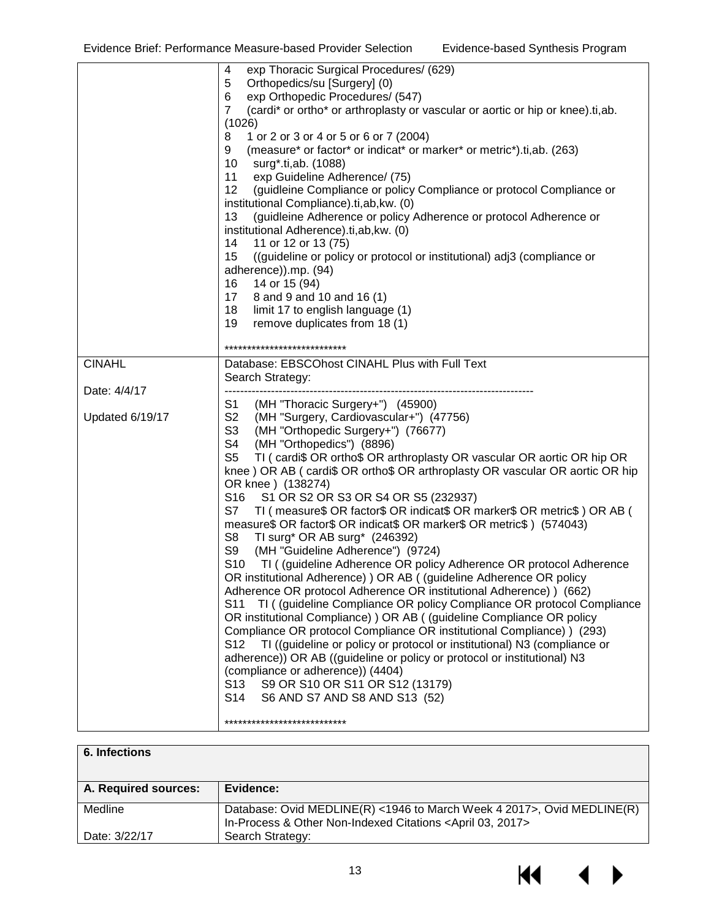| | |
|---|---|
| | 4 exp Thoracic Surgical Procedures/ (629)<br>5 Orthopedics/su [Surgery] (0)<br>6 exp Orthopedic Procedures/ (547)<br>7 (cardi* or ortho* or arthroplasty or vascular or aortic or hip or knee).ti,ab. (1026)<br>8 1 or 2 or 3 or 4 or 5 or 6 or 7 (2004)<br>9 (measure* or factor* or indicat* or marker* or metric*).ti,ab. (263)<br>10 surg*.ti,ab. (1088)<br>11 exp Guideline Adherence/ (75)<br>12 (guidleine Compliance or policy Compliance or protocol Compliance or institutional Compliance).ti,ab,kw. (0)<br>13 (guidleine Adherence or policy Adherence or protocol Adherence or institutional Adherence).ti,ab,kw. (0)<br>14 11 or 12 or 13 (75)<br>15 ((guideline or policy or protocol or institutional) adj3 (compliance or adherence)).mp. (94)<br>16 14 or 15 (94)<br>17 8 and 9 and 10 and 16 (1)<br>18 limit 17 to english language (1)<br>19 remove duplicates from 18 (1)<br><br>*************************** |
| CINAHL<br><br>Date: 4/4/17<br><br>Updated 6/19/17 | Database: EBSCOhost CINAHL Plus with Full Text<br>Search Strategy:<br>--------------------------------------------------------------------------------<br>S1 (MH "Thoracic Surgery+") (45900)<br>S2 (MH "Surgery, Cardiovascular+") (47756)<br>S3 (MH "Orthopedic Surgery+") (76677)<br>S4 (MH "Orthopedics") (8896)<br>S5 TI ( cardi$ OR ortho$ OR arthroplasty OR vascular OR aortic OR hip OR knee ) OR AB ( cardi$ OR ortho$ OR arthroplasty OR vascular OR aortic OR hip OR knee ) (138274)<br>S16 S1 OR S2 OR S3 OR S4 OR S5 (232937)<br>S7 TI ( measure$ OR factor$ OR indicat$ OR marker$ OR metric$ ) OR AB ( measure$ OR factor$ OR indicat$ OR marker$ OR metric$ ) (574043)<br>S8 TI surg* OR AB surg* (246392)<br>S9 (MH "Guideline Adherence") (9724)<br>S10 TI ( (guideline Adherence OR policy Adherence OR protocol Adherence OR institutional Adherence) ) OR AB ( (guideline Adherence OR policy Adherence OR protocol Adherence OR institutional Adherence) ) (662)<br>S11 TI ( (guideline Compliance OR policy Compliance OR protocol Compliance OR institutional Compliance) ) OR AB ( (guideline Compliance OR policy Compliance OR protocol Compliance OR institutional Compliance) ) (293)<br>S12 TI ((guideline or policy or protocol or institutional) N3 (compliance or adherence)) OR AB ((guideline or policy or protocol or institutional) N3 (compliance or adherence)) (4404)<br>S13 S9 OR S10 OR S11 OR S12 (13179)<br>S14 S6 AND S7 AND S8 AND S13 (52)<br><br>*************************** |

| 6. Infections | |
|---|---|
| **A. Required sources:** | **Evidence:** |
| Medline<br><br>Date: 3/22/17 | Database: Ovid MEDLINE(R) <1946 to March Week 4 2017>, Ovid MEDLINE(R) In-Process & Other Non-Indexed Citations <April 03, 2017><br>Search Strategy: |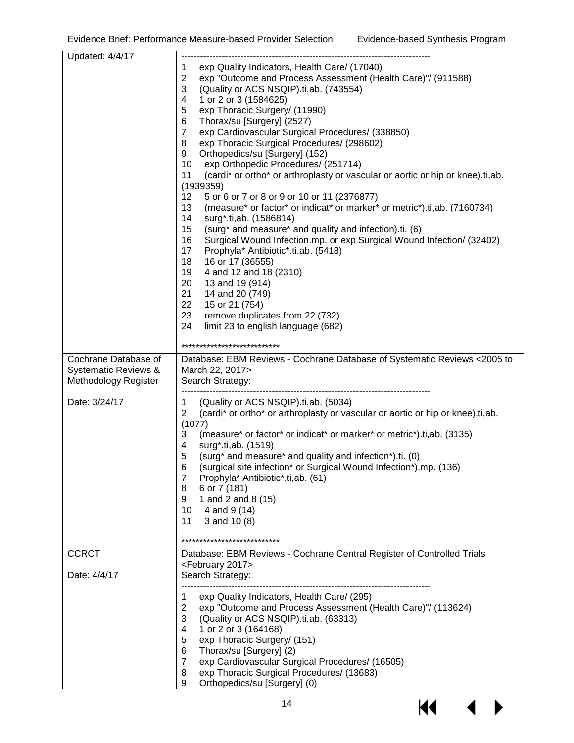| | |
|---|---|
| Updated: 4/4/17 | -------------------------------------------------------------------------------- <br>1 exp Quality Indicators, Health Care/ (17040)<br>2 exp "Outcome and Process Assessment (Health Care)"/ (911588)<br>3 (Quality or ACS NSQIP).ti,ab. (743554)<br>4 1 or 2 or 3 (1584625)<br>5 exp Thoracic Surgery/ (11990)<br>6 Thorax/su [Surgery] (2527)<br>7 exp Cardiovascular Surgical Procedures/ (338850)<br>8 exp Thoracic Surgical Procedures/ (298602)<br>9 Orthopedics/su [Surgery] (152)<br>10 exp Orthopedic Procedures/ (251714)<br>11 (cardi* or ortho* or arthroplasty or vascular or aortic or hip or knee).ti,ab. (1939359)<br>12 5 or 6 or 7 or 8 or 9 or 10 or 11 (2376877)<br>13 (measure* or factor* or indicat* or marker* or metric*).ti,ab. (7160734)<br>14 surg*.ti,ab. (1586814)<br>15 (surg* and measure* and quality and infection).ti. (6)<br>16 Surgical Wound Infection.mp. or exp Surgical Wound Infection/ (32402)<br>17 Prophyla* Antibiotic*.ti,ab. (5418)<br>18 16 or 17 (36555)<br>19 4 and 12 and 18 (2310)<br>20 13 and 19 (914)<br>21 14 and 20 (749)<br>22 15 or 21 (754)<br>23 remove duplicates from 22 (732)<br>24 limit 23 to english language (682)<br><br>*************************** |
| Cochrane Database of Systematic Reviews & Methodology Register<br><br>Date: 3/24/17 | Database: EBM Reviews - Cochrane Database of Systematic Reviews <2005 to March 22, 2017><br>Search Strategy:<br>--------------------------------------------------------------------------------<br>1 (Quality or ACS NSQIP).ti,ab. (5034)<br>2 (cardi* or ortho* or arthroplasty or vascular or aortic or hip or knee).ti,ab. (1077)<br>3 (measure* or factor* or indicat* or marker* or metric*).ti,ab. (3135)<br>4 surg*.ti,ab. (1519)<br>5 (surg* and measure* and quality and infection*).ti. (0)<br>6 (surgical site infection* or Surgical Wound Infection*).mp. (136)<br>7 Prophyla* Antibiotic*.ti,ab. (61)<br>8 6 or 7 (181)<br>9 1 and 2 and 8 (15)<br>10 4 and 9 (14)<br>11 3 and 10 (8)<br><br>*************************** |
| CCRCT<br><br>Date: 4/4/17 | Database: EBM Reviews - Cochrane Central Register of Controlled Trials <February 2017><br>Search Strategy:<br>--------------------------------------------------------------------------------<br>1 exp Quality Indicators, Health Care/ (295)<br>2 exp "Outcome and Process Assessment (Health Care)"/ (113624)<br>3 (Quality or ACS NSQIP).ti,ab. (63313)<br>4 1 or 2 or 3 (164168)<br>5 exp Thoracic Surgery/ (151)<br>6 Thorax/su [Surgery] (2)<br>7 exp Cardiovascular Surgical Procedures/ (16505)<br>8 exp Thoracic Surgical Procedures/ (13683)<br>9 Orthopedics/su [Surgery] (0) |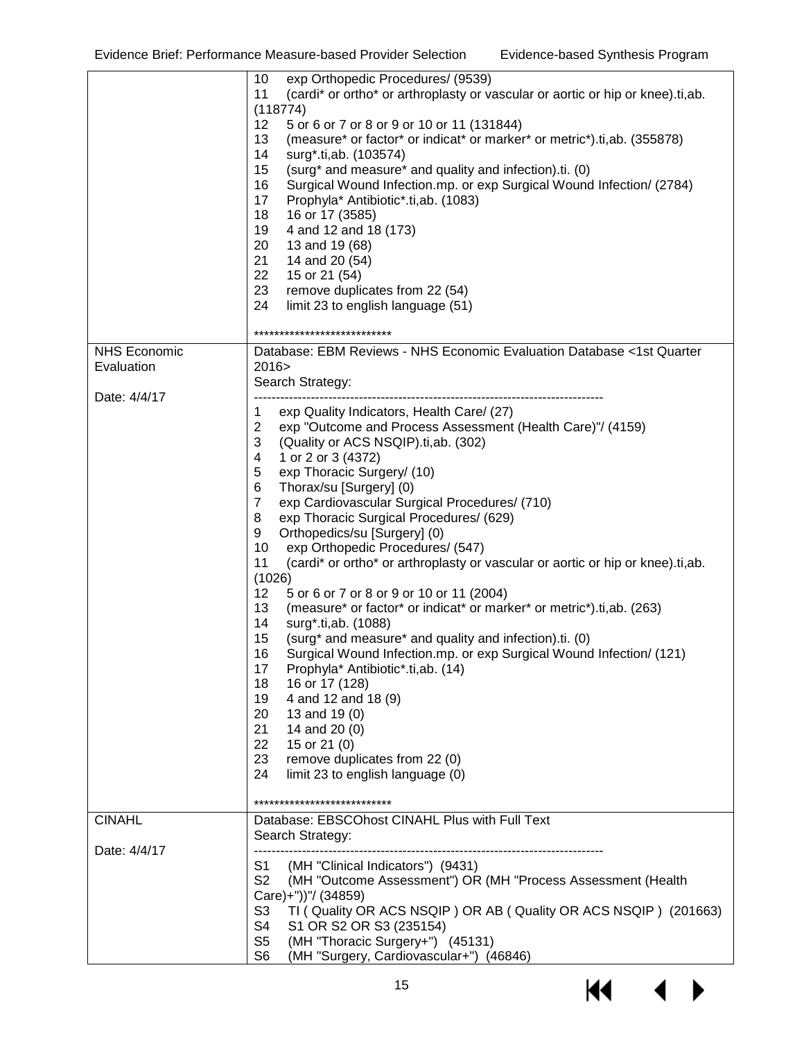| | |
|---|---|
| | 10 exp Orthopedic Procedures/ (9539)<br>11 (cardi* or ortho* or arthroplasty or vascular or aortic or hip or knee).ti,ab. (118774)<br>12 5 or 6 or 7 or 8 or 9 or 10 or 11 (131844)<br>13 (measure* or factor* or indicat* or marker* or metric*).ti,ab. (355878)<br>14 surg*.ti,ab. (103574)<br>15 (surg* and measure* and quality and infection).ti. (0)<br>16 Surgical Wound Infection.mp. or exp Surgical Wound Infection/ (2784)<br>17 Prophyla* Antibiotic*.ti,ab. (1083)<br>18 16 or 17 (3585)<br>19 4 and 12 and 18 (173)<br>20 13 and 19 (68)<br>21 14 and 20 (54)<br>22 15 or 21 (54)<br>23 remove duplicates from 22 (54)<br>24 limit 23 to english language (51)<br><br>*************************** |
| NHS Economic Evaluation<br><br>Date: 4/4/17 | Database: EBM Reviews - NHS Economic Evaluation Database <1st Quarter 2016><br>Search Strategy:<br>--------------------------------------------------------------------------------<br>1 exp Quality Indicators, Health Care/ (27)<br>2 exp "Outcome and Process Assessment (Health Care)"/ (4159)<br>3 (Quality or ACS NSQIP).ti,ab. (302)<br>4 1 or 2 or 3 (4372)<br>5 exp Thoracic Surgery/ (10)<br>6 Thorax/su [Surgery] (0)<br>7 exp Cardiovascular Surgical Procedures/ (710)<br>8 exp Thoracic Surgical Procedures/ (629)<br>9 Orthopedics/su [Surgery] (0)<br>10 exp Orthopedic Procedures/ (547)<br>11 (cardi* or ortho* or arthroplasty or vascular or aortic or hip or knee).ti,ab. (1026)<br>12 5 or 6 or 7 or 8 or 9 or 10 or 11 (2004)<br>13 (measure* or factor* or indicat* or marker* or metric*).ti,ab. (263)<br>14 surg*.ti,ab. (1088)<br>15 (surg* and measure* and quality and infection).ti. (0)<br>16 Surgical Wound Infection.mp. or exp Surgical Wound Infection/ (121)<br>17 Prophyla* Antibiotic*.ti,ab. (14)<br>18 16 or 17 (128)<br>19 4 and 12 and 18 (9)<br>20 13 and 19 (0)<br>21 14 and 20 (0)<br>22 15 or 21 (0)<br>23 remove duplicates from 22 (0)<br>24 limit 23 to english language (0)<br><br>*************************** |
| CINAHL<br><br>Date: 4/4/17 | Database: EBSCOhost CINAHL Plus with Full Text<br>Search Strategy:<br>--------------------------------------------------------------------------------<br>S1 (MH "Clinical Indicators") (9431)<br>S2 (MH "Outcome Assessment") OR (MH "Process Assessment (Health Care)+"))"/ (34859)<br>S3 TI ( Quality OR ACS NSQIP ) OR AB ( Quality OR ACS NSQIP ) (201663)<br>S4 S1 OR S2 OR S3 (235154)<br>S5 (MH "Thoracic Surgery+") (45131)<br>S6 (MH "Surgery, Cardiovascular+") (46846) |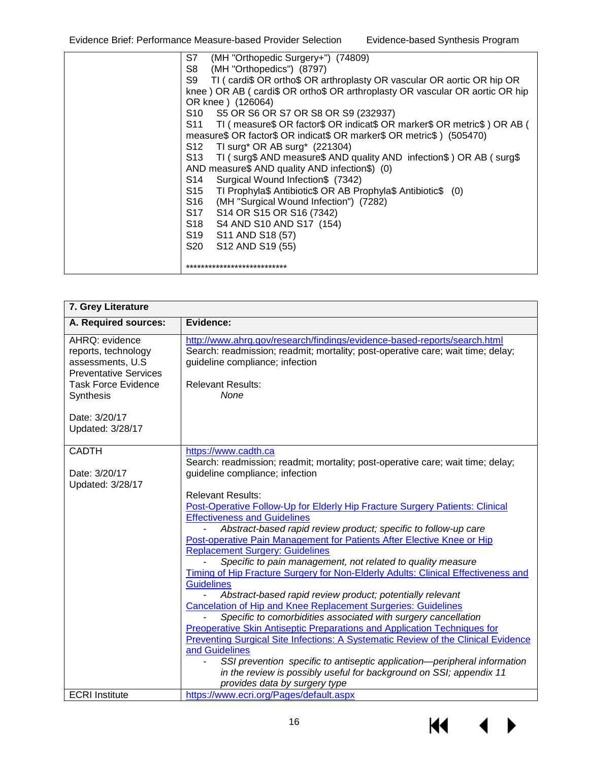| | |
|---|---|
| | S7 (MH "Orthopedic Surgery+") (74809)<br>S8 (MH "Orthopedics") (8797)<br>S9 TI ( cardi$ OR ortho$ OR arthroplasty OR vascular OR aortic OR hip OR knee ) OR AB ( cardi$ OR ortho$ OR arthroplasty OR vascular OR aortic OR hip OR knee ) (126064)<br>S10 S5 OR S6 OR S7 OR S8 OR S9 (232937)<br>S11 TI ( measure$ OR factor$ OR indicat$ OR marker$ OR metric$ ) OR AB ( measure$ OR factor$ OR indicat$ OR marker$ OR metric$ ) (505470)<br>S12 TI surg* OR AB surg* (221304)<br>S13 TI ( surg$ AND measure$ AND quality AND infection$ ) OR AB ( surg$ AND measure$ AND quality AND infection$) (0)<br>S14 Surgical Wound Infection$ (7342)<br>S15 TI Prophyla$ Antibiotic$ OR AB Prophyla$ Antibiotic$ (0)<br>S16 (MH "Surgical Wound Infection") (7282)<br>S17 S14 OR S15 OR S16 (7342)<br>S18 S4 AND S10 AND S17 (154)<br>S19 S11 AND S18 (57)<br>S20 S12 AND S19 (55)<br><br>*************************** |

| **7. Grey Literature** | |
|---|---|
| **A. Required sources:** | **Evidence:** |
| AHRQ: evidence reports, technology assessments, U.S Preventative Services Task Force Evidence Synthesis<br><br>Date: 3/20/17<br>Updated: 3/28/17 | http://www.ahrq.gov/research/findings/evidence-based-reports/search.html<br>Search: readmission; readmit; mortality; post-operative care; wait time; delay; guideline compliance; infection<br><br>Relevant Results:<br>*None* |
| CADTH<br><br>Date: 3/20/17<br>Updated: 3/28/17 | https://www.cadth.ca<br>Search: readmission; readmit; mortality; post-operative care; wait time; delay; guideline compliance; infection<br><br>Relevant Results:<br>Post-Operative Follow-Up for Elderly Hip Fracture Surgery Patients: Clinical Effectiveness and Guidelines<br>- *Abstract-based rapid review product; specific to follow-up care*<br>Post-operative Pain Management for Patients After Elective Knee or Hip Replacement Surgery: Guidelines<br>- *Specific to pain management, not related to quality measure*<br>Timing of Hip Fracture Surgery for Non-Elderly Adults: Clinical Effectiveness and Guidelines<br>- *Abstract-based rapid review product; potentially relevant*<br>Cancelation of Hip and Knee Replacement Surgeries: Guidelines<br>- *Specific to comorbidities associated with surgery cancellation*<br>Preoperative Skin Antiseptic Preparations and Application Techniques for Preventing Surgical Site Infections: A Systematic Review of the Clinical Evidence and Guidelines<br>- *SSI prevention specific to antiseptic application—peripheral information in the review is possibly useful for background on SSI; appendix 11 provides data by surgery type* |
| ECRI Institute | https://www.ecri.org/Pages/default.aspx |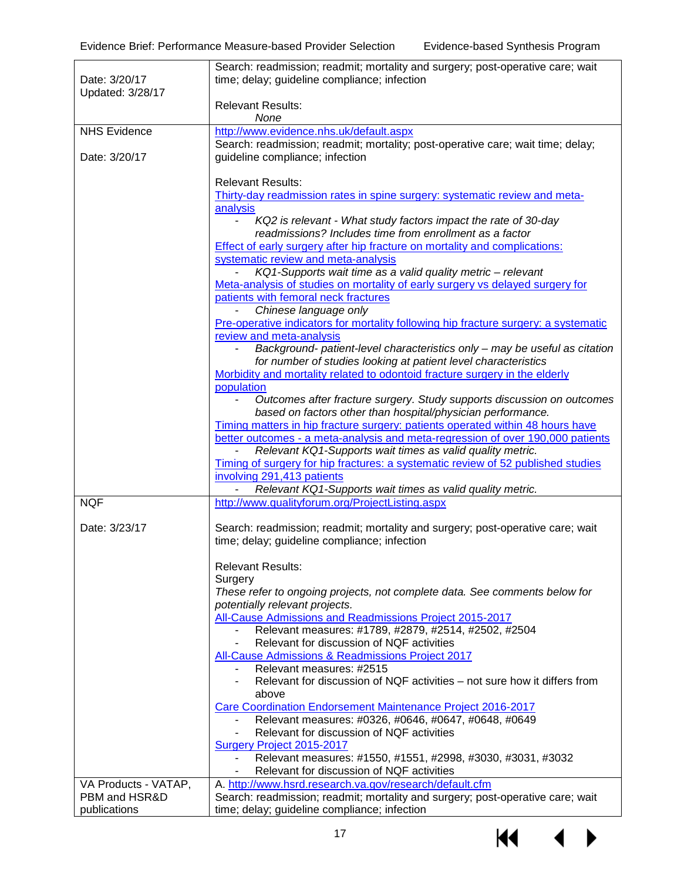| | |
|---|---|
| Date: 3/20/17<br>Updated: 3/28/17 | Search: readmission; readmit; mortality and surgery; post-operative care; wait time; delay; guideline compliance; infection<br><br>Relevant Results:<br>*None* |
| NHS Evidence<br><br>Date: 3/20/17 | http://www.evidence.nhs.uk/default.aspx<br>Search: readmission; readmit; mortality; post-operative care; wait time; delay; guideline compliance; infection<br><br>Relevant Results:<br>Thirty-day readmission rates in spine surgery: systematic review and meta-analysis<br>- *KQ2 is relevant - What study factors impact the rate of 30-day readmissions? Includes time from enrollment as a factor*<br>Effect of early surgery after hip fracture on mortality and complications: systematic review and meta-analysis<br>- *KQ1-Supports wait time as a valid quality metric – relevant*<br>Meta-analysis of studies on mortality of early surgery vs delayed surgery for patients with femoral neck fractures<br>- *Chinese language only*<br>Pre-operative indicators for mortality following hip fracture surgery: a systematic review and meta-analysis<br>- *Background- patient-level characteristics only – may be useful as citation for number of studies looking at patient level characteristics*<br>Morbidity and mortality related to odontoid fracture surgery in the elderly population<br>- *Outcomes after fracture surgery. Study supports discussion on outcomes based on factors other than hospital/physician performance.*<br>Timing matters in hip fracture surgery: patients operated within 48 hours have better outcomes - a meta-analysis and meta-regression of over 190,000 patients<br>- *Relevant KQ1-Supports wait times as valid quality metric.*<br>Timing of surgery for hip fractures: a systematic review of 52 published studies involving 291,413 patients<br>- *Relevant KQ1-Supports wait times as valid quality metric.* |
| NQF<br><br>Date: 3/23/17 | http://www.qualityforum.org/ProjectListing.aspx<br><br>Search: readmission; readmit; mortality and surgery; post-operative care; wait time; delay; guideline compliance; infection<br><br>Relevant Results:<br>Surgery<br>*These refer to ongoing projects, not complete data. See comments below for potentially relevant projects.*<br>All-Cause Admissions and Readmissions Project 2015-2017<br>- Relevant measures: #1789, #2879, #2514, #2502, #2504<br>- Relevant for discussion of NQF activities<br>All-Cause Admissions & Readmissions Project 2017<br>- Relevant measures: #2515<br>- Relevant for discussion of NQF activities – not sure how it differs from above<br>Care Coordination Endorsement Maintenance Project 2016-2017<br>- Relevant measures: #0326, #0646, #0647, #0648, #0649<br>- Relevant for discussion of NQF activities<br>Surgery Project 2015-2017<br>- Relevant measures: #1550, #1551, #2998, #3030, #3031, #3032<br>- Relevant for discussion of NQF activities |
| VA Products - VATAP, PBM and HSR&D publications | A. http://www.hsrd.research.va.gov/research/default.cfm<br>Search: readmission; readmit; mortality and surgery; post-operative care; wait time; delay; guideline compliance; infection |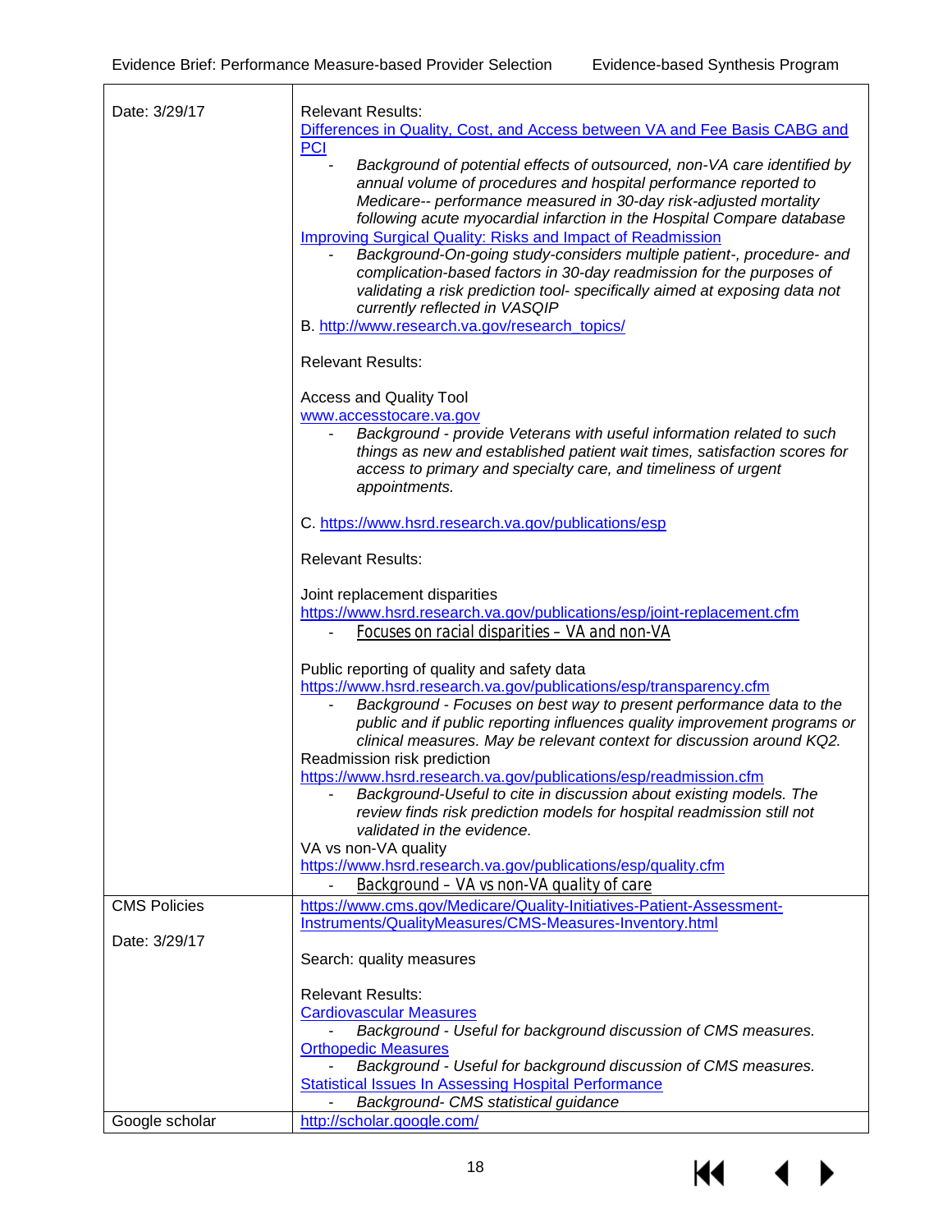| | |
|---|---|
| Date: 3/29/17 | Relevant Results:<br>Differences in Quality, Cost, and Access between VA and Fee Basis CABG and PCI<br>- *Background of potential effects of outsourced, non-VA care identified by annual volume of procedures and hospital performance reported to Medicare-- performance measured in 30-day risk-adjusted mortality following acute myocardial infarction in the Hospital Compare database*<br>Improving Surgical Quality: Risks and Impact of Readmission<br>- *Background-On-going study-considers multiple patient-, procedure- and complication-based factors in 30-day readmission for the purposes of validating a risk prediction tool- specifically aimed at exposing data not currently reflected in VASQIP*<br>B. http://www.research.va.gov/research_topics/<br><br>Relevant Results:<br><br>Access and Quality Tool<br>www.accesstocare.va.gov<br>- *Background - provide Veterans with useful information related to such things as new and established patient wait times, satisfaction scores for access to primary and specialty care, and timeliness of urgent appointments.*<br><br>C. https://www.hsrd.research.va.gov/publications/esp<br><br>Relevant Results:<br><br>Joint replacement disparities<br>https://www.hsrd.research.va.gov/publications/esp/joint-replacement.cfm<br>- Focuses on racial disparities – VA and non-VA<br><br>Public reporting of quality and safety data<br>https://www.hsrd.research.va.gov/publications/esp/transparency.cfm<br>- *Background - Focuses on best way to present performance data to the public and if public reporting influences quality improvement programs or clinical measures. May be relevant context for discussion around KQ2.*<br>Readmission risk prediction<br>https://www.hsrd.research.va.gov/publications/esp/readmission.cfm<br>- *Background-Useful to cite in discussion about existing models. The review finds risk prediction models for hospital readmission still not validated in the evidence.*<br>VA vs non-VA quality<br>https://www.hsrd.research.va.gov/publications/esp/quality.cfm<br>- Background – VA vs non-VA quality of care |
| CMS Policies<br><br>Date: 3/29/17 | https://www.cms.gov/Medicare/Quality-Initiatives-Patient-Assessment-Instruments/QualityMeasures/CMS-Measures-Inventory.html<br><br>Search: quality measures<br><br>Relevant Results:<br>Cardiovascular Measures<br>- *Background - Useful for background discussion of CMS measures.*<br>Orthopedic Measures<br>- *Background - Useful for background discussion of CMS measures.*<br>Statistical Issues In Assessing Hospital Performance<br>- *Background- CMS statistical guidance* |
| Google scholar | http://scholar.google.com/ |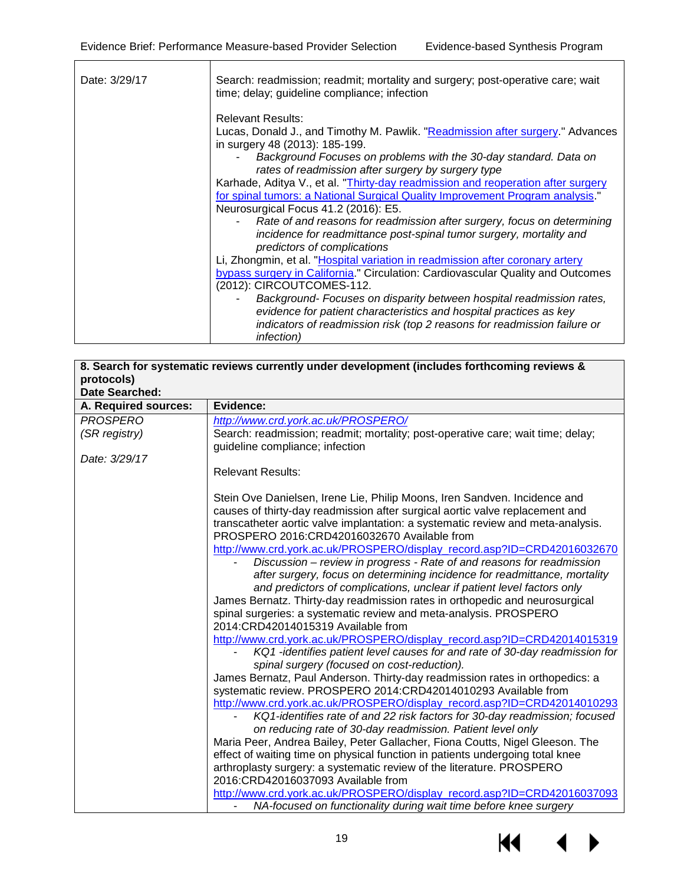| Date: 3/29/17 | Search: readmission; readmit; mortality and surgery; post-operative care; wait time; delay; guideline compliance; infection<br><br>Relevant Results:<br>Lucas, Donald J., and Timothy M. Pawlik. "Readmission after surgery." Advances in surgery 48 (2013): 185-199.<br>- *Background Focuses on problems with the 30-day standard. Data on rates of readmission after surgery by surgery type*<br>Karhade, Aditya V., et al. "Thirty-day readmission and reoperation after surgery for spinal tumors: a National Surgical Quality Improvement Program analysis." Neurosurgical Focus 41.2 (2016): E5.<br>- *Rate of and reasons for readmission after surgery, focus on determining incidence for readmittance post-spinal tumor surgery, mortality and predictors of complications*<br>Li, Zhongmin, et al. "Hospital variation in readmission after coronary artery bypass surgery in California." Circulation: Cardiovascular Quality and Outcomes (2012): CIRCOUTCOMES-112.<br>- *Background- Focuses on disparity between hospital readmission rates, evidence for patient characteristics and hospital practices as key indicators of readmission risk (top 2 reasons for readmission failure or infection)* |
|---|---|

| **8. Search for systematic reviews currently under development (includes forthcoming reviews & protocols)**<br>**Date Searched:** | |
|---|---|
| **A. Required sources:** | **Evidence:** |
| *PROSPERO*<br>*(SR registry)*<br><br>*Date: 3/29/17* | *http://www.crd.york.ac.uk/PROSPERO/*<br>Search: readmission; readmit; mortality; post-operative care; wait time; delay; guideline compliance; infection<br><br>Relevant Results:<br><br>Stein Ove Danielsen, Irene Lie, Philip Moons, Iren Sandven. Incidence and causes of thirty-day readmission after surgical aortic valve replacement and transcatheter aortic valve implantation: a systematic review and meta-analysis. PROSPERO 2016:CRD42016032670 Available from http://www.crd.york.ac.uk/PROSPERO/display_record.asp?ID=CRD42016032670<br>- *Discussion – review in progress - Rate of and reasons for readmission after surgery, focus on determining incidence for readmittance, mortality and predictors of complications, unclear if patient level factors only*<br>James Bernatz. Thirty-day readmission rates in orthopedic and neurosurgical spinal surgeries: a systematic review and meta-analysis. PROSPERO 2014:CRD42014015319 Available from http://www.crd.york.ac.uk/PROSPERO/display_record.asp?ID=CRD42014015319<br>- *KQ1 -identifies patient level causes for and rate of 30-day readmission for spinal surgery (focused on cost-reduction).*<br>James Bernatz, Paul Anderson. Thirty-day readmission rates in orthopedics: a systematic review. PROSPERO 2014:CRD42014010293 Available from http://www.crd.york.ac.uk/PROSPERO/display_record.asp?ID=CRD42014010293<br>- *KQ1-identifies rate of and 22 risk factors for 30-day readmission; focused on reducing rate of 30-day readmission. Patient level only*<br>Maria Peer, Andrea Bailey, Peter Gallacher, Fiona Coutts, Nigel Gleeson. The effect of waiting time on physical function in patients undergoing total knee arthroplasty surgery: a systematic review of the literature. PROSPERO 2016:CRD42016037093 Available from http://www.crd.york.ac.uk/PROSPERO/display_record.asp?ID=CRD42016037093<br>- *NA-focused on functionality during wait time before knee surgery* |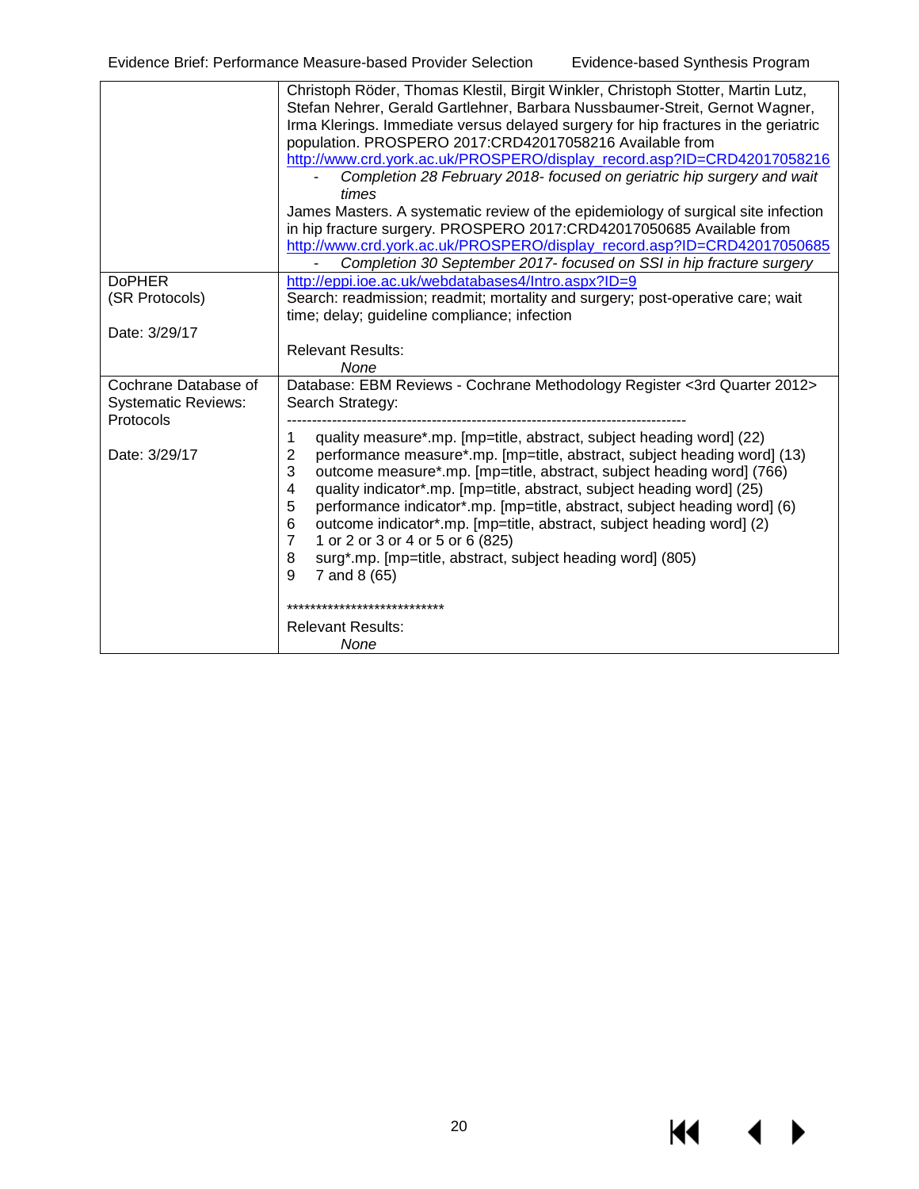| | |
|---|---|
| | Christoph Röder, Thomas Klestil, Birgit Winkler, Christoph Stotter, Martin Lutz, Stefan Nehrer, Gerald Gartlehner, Barbara Nussbaumer-Streit, Gernot Wagner, Irma Klerings. Immediate versus delayed surgery for hip fractures in the geriatric population. PROSPERO 2017:CRD42017058216 Available from http://www.crd.york.ac.uk/PROSPERO/display_record.asp?ID=CRD42017058216<br>- *Completion 28 February 2018- focused on geriatric hip surgery and wait times*<br>James Masters. A systematic review of the epidemiology of surgical site infection in hip fracture surgery. PROSPERO 2017:CRD42017050685 Available from http://www.crd.york.ac.uk/PROSPERO/display_record.asp?ID=CRD42017050685<br>- *Completion 30 September 2017- focused on SSI in hip fracture surgery* |
| DoPHER<br>(SR Protocols)<br><br>Date: 3/29/17 | http://eppi.ioe.ac.uk/webdatabases4/Intro.aspx?ID=9<br>Search: readmission; readmit; mortality and surgery; post-operative care; wait time; delay; guideline compliance; infection<br><br>Relevant Results:<br>*None* |
| Cochrane Database of Systematic Reviews: Protocols<br><br>Date: 3/29/17 | Database: EBM Reviews - Cochrane Methodology Register <3rd Quarter 2012><br>Search Strategy:<br>--------------------------------------------------------------------------------<br>1 quality measure*.mp. [mp=title, abstract, subject heading word] (22)<br>2 performance measure*.mp. [mp=title, abstract, subject heading word] (13)<br>3 outcome measure*.mp. [mp=title, abstract, subject heading word] (766)<br>4 quality indicator*.mp. [mp=title, abstract, subject heading word] (25)<br>5 performance indicator*.mp. [mp=title, abstract, subject heading word] (6)<br>6 outcome indicator*.mp. [mp=title, abstract, subject heading word] (2)<br>7 1 or 2 or 3 or 4 or 5 or 6 (825)<br>8 surg*.mp. [mp=title, abstract, subject heading word] (805)<br>9 7 and 8 (65)<br><br>***************************<br>Relevant Results:<br>*None* |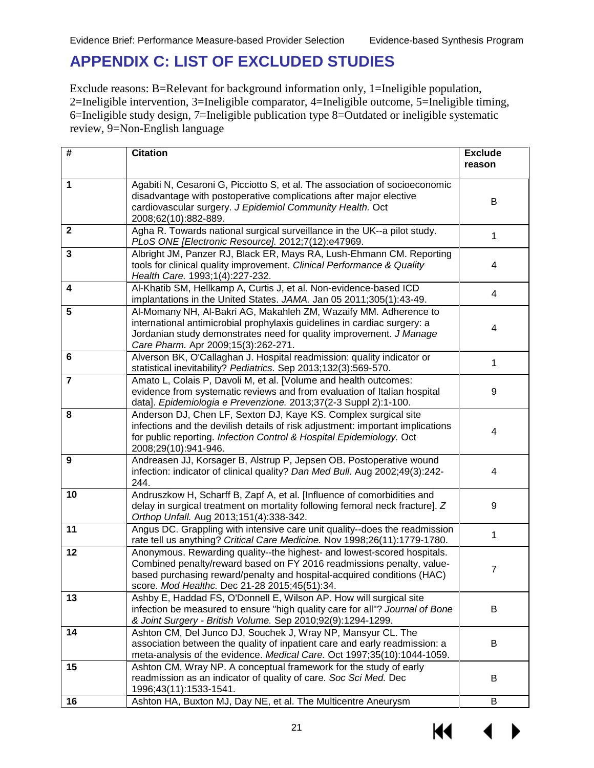# APPENDIX C: LIST OF EXCLUDED STUDIES

Exclude reasons: B=Relevant for background information only, 1=Ineligible population, 2=Ineligible intervention, 3=Ineligible comparator, 4=Ineligible outcome, 5=Ineligible timing, 6=Ineligible study design, 7=Ineligible publication type 8=Outdated or ineligible systematic review, 9=Non-English language

| # | Citation | Exclude reason |
|---|---|---|
| 1 | Agabiti N, Cesaroni G, Picciotto S, et al. The association of socioeconomic disadvantage with postoperative complications after major elective cardiovascular surgery. *J Epidemiol Community Health.* Oct 2008;62(10):882-889. | B |
| 2 | Agha R. Towards national surgical surveillance in the UK--a pilot study. *PLoS ONE [Electronic Resource].* 2012;7(12):e47969. | 1 |
| 3 | Albright JM, Panzer RJ, Black ER, Mays RA, Lush-Ehmann CM. Reporting tools for clinical quality improvement. *Clinical Performance & Quality Health Care.* 1993;1(4):227-232. | 4 |
| 4 | Al-Khatib SM, Hellkamp A, Curtis J, et al. Non-evidence-based ICD implantations in the United States. *JAMA.* Jan 05 2011;305(1):43-49. | 4 |
| 5 | Al-Momany NH, Al-Bakri AG, Makahleh ZM, Wazaify MM. Adherence to international antimicrobial prophylaxis guidelines in cardiac surgery: a Jordanian study demonstrates need for quality improvement. *J Manage Care Pharm.* Apr 2009;15(3):262-271. | 4 |
| 6 | Alverson BK, O'Callaghan J. Hospital readmission: quality indicator or statistical inevitability? *Pediatrics.* Sep 2013;132(3):569-570. | 1 |
| 7 | Amato L, Colais P, Davoli M, et al. [Volume and health outcomes: evidence from systematic reviews and from evaluation of Italian hospital data]. *Epidemiologia e Prevenzione.* 2013;37(2-3 Suppl 2):1-100. | 9 |
| 8 | Anderson DJ, Chen LF, Sexton DJ, Kaye KS. Complex surgical site infections and the devilish details of risk adjustment: important implications for public reporting. *Infection Control & Hospital Epidemiology.* Oct 2008;29(10):941-946. | 4 |
| 9 | Andreasen JJ, Korsager B, Alstrup P, Jepsen OB. Postoperative wound infection: indicator of clinical quality? *Dan Med Bull.* Aug 2002;49(3):242-244. | 4 |
| 10 | Andruszkow H, Scharff B, Zapf A, et al. [Influence of comorbidities and delay in surgical treatment on mortality following femoral neck fracture]. *Z Orthop Unfall.* Aug 2013;151(4):338-342. | 9 |
| 11 | Angus DC. Grappling with intensive care unit quality--does the readmission rate tell us anything? *Critical Care Medicine.* Nov 1998;26(11):1779-1780. | 1 |
| 12 | Anonymous. Rewarding quality--the highest- and lowest-scored hospitals. Combined penalty/reward based on FY 2016 readmissions penalty, value-based purchasing reward/penalty and hospital-acquired conditions (HAC) score. *Mod Healthc.* Dec 21-28 2015;45(51):34. | 7 |
| 13 | Ashby E, Haddad FS, O'Donnell E, Wilson AP. How will surgical site infection be measured to ensure "high quality care for all"? *Journal of Bone & Joint Surgery - British Volume.* Sep 2010;92(9):1294-1299. | B |
| 14 | Ashton CM, Del Junco DJ, Souchek J, Wray NP, Mansyur CL. The association between the quality of inpatient care and early readmission: a meta-analysis of the evidence. *Medical Care.* Oct 1997;35(10):1044-1059. | B |
| 15 | Ashton CM, Wray NP. A conceptual framework for the study of early readmission as an indicator of quality of care. *Soc Sci Med.* Dec 1996;43(11):1533-1541. | B |
| 16 | Ashton HA, Buxton MJ, Day NE, et al. The Multicentre Aneurysm | B |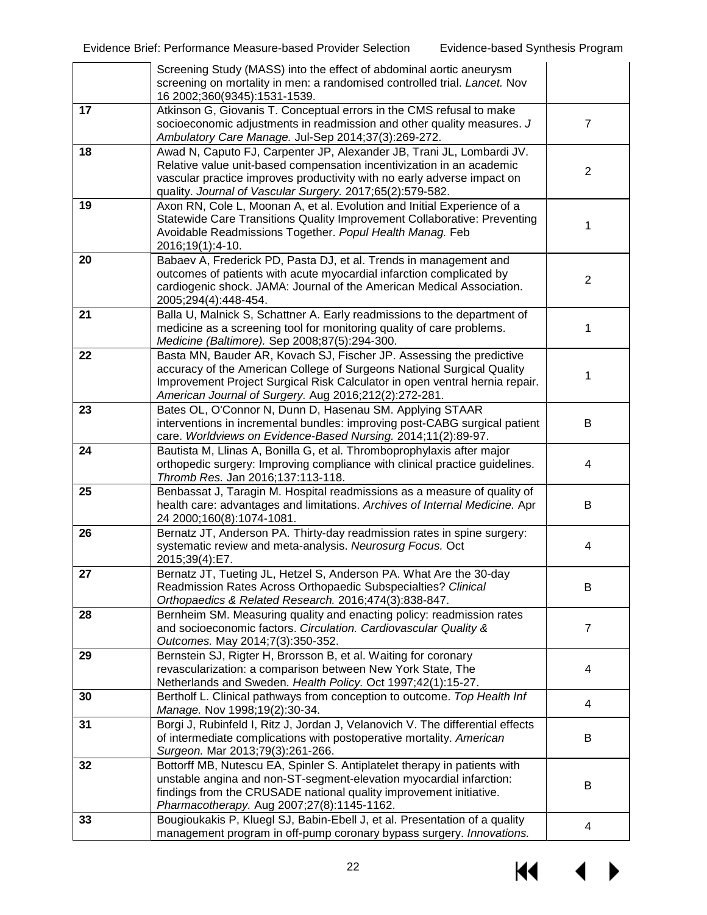| | | |
|---|---|---|
| | Screening Study (MASS) into the effect of abdominal aortic aneurysm screening on mortality in men: a randomised controlled trial. *Lancet.* Nov 16 2002;360(9345):1531-1539. | |
| **17** | Atkinson G, Giovanis T. Conceptual errors in the CMS refusal to make socioeconomic adjustments in readmission and other quality measures. *J Ambulatory Care Manage.* Jul-Sep 2014;37(3):269-272. | 7 |
| **18** | Awad N, Caputo FJ, Carpenter JP, Alexander JB, Trani JL, Lombardi JV. Relative value unit-based compensation incentivization in an academic vascular practice improves productivity with no early adverse impact on quality. *Journal of Vascular Surgery.* 2017;65(2):579-582. | 2 |
| **19** | Axon RN, Cole L, Moonan A, et al. Evolution and Initial Experience of a Statewide Care Transitions Quality Improvement Collaborative: Preventing Avoidable Readmissions Together. *Popul Health Manag.* Feb 2016;19(1):4-10. | 1 |
| **20** | Babaev A, Frederick PD, Pasta DJ, et al. Trends in management and outcomes of patients with acute myocardial infarction complicated by cardiogenic shock. JAMA: Journal of the American Medical Association. 2005;294(4):448-454. | 2 |
| **21** | Balla U, Malnick S, Schattner A. Early readmissions to the department of medicine as a screening tool for monitoring quality of care problems. *Medicine (Baltimore).* Sep 2008;87(5):294-300. | 1 |
| **22** | Basta MN, Bauder AR, Kovach SJ, Fischer JP. Assessing the predictive accuracy of the American College of Surgeons National Surgical Quality Improvement Project Surgical Risk Calculator in open ventral hernia repair. *American Journal of Surgery.* Aug 2016;212(2):272-281. | 1 |
| **23** | Bates OL, O'Connor N, Dunn D, Hasenau SM. Applying STAAR interventions in incremental bundles: improving post-CABG surgical patient care. *Worldviews on Evidence-Based Nursing.* 2014;11(2):89-97. | B |
| **24** | Bautista M, Llinas A, Bonilla G, et al. Thromboprophylaxis after major orthopedic surgery: Improving compliance with clinical practice guidelines. *Thromb Res.* Jan 2016;137:113-118. | 4 |
| **25** | Benbassat J, Taragin M. Hospital readmissions as a measure of quality of health care: advantages and limitations. *Archives of Internal Medicine.* Apr 24 2000;160(8):1074-1081. | B |
| **26** | Bernatz JT, Anderson PA. Thirty-day readmission rates in spine surgery: systematic review and meta-analysis. *Neurosurg Focus.* Oct 2015;39(4):E7. | 4 |
| **27** | Bernatz JT, Tueting JL, Hetzel S, Anderson PA. What Are the 30-day Readmission Rates Across Orthopaedic Subspecialties? *Clinical Orthopaedics & Related Research.* 2016;474(3):838-847. | B |
| **28** | Bernheim SM. Measuring quality and enacting policy: readmission rates and socioeconomic factors. *Circulation. Cardiovascular Quality & Outcomes.* May 2014;7(3):350-352. | 7 |
| **29** | Bernstein SJ, Rigter H, Brorsson B, et al. Waiting for coronary revascularization: a comparison between New York State, The Netherlands and Sweden. *Health Policy.* Oct 1997;42(1):15-27. | 4 |
| **30** | Bertholf L. Clinical pathways from conception to outcome. *Top Health Inf Manage.* Nov 1998;19(2):30-34. | 4 |
| **31** | Borgi J, Rubinfeld I, Ritz J, Jordan J, Velanovich V. The differential effects of intermediate complications with postoperative mortality. *American Surgeon.* Mar 2013;79(3):261-266. | B |
| **32** | Bottorff MB, Nutescu EA, Spinler S. Antiplatelet therapy in patients with unstable angina and non-ST-segment-elevation myocardial infarction: findings from the CRUSADE national quality improvement initiative. *Pharmacotherapy.* Aug 2007;27(8):1145-1162. | B |
| **33** | Bougioukakis P, Kluegl SJ, Babin-Ebell J, et al. Presentation of a quality management program in off-pump coronary bypass surgery. *Innovations.* | 4 |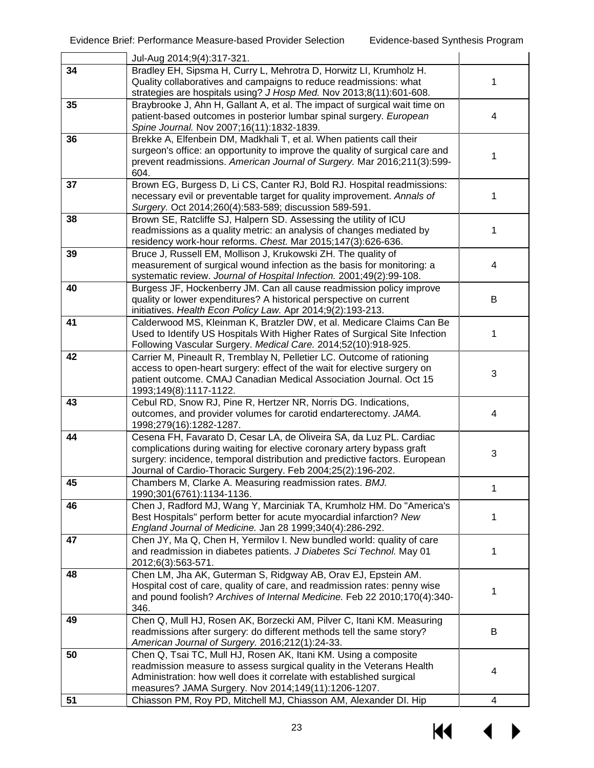|  |  |  |
|---|---|---|
|  | Jul-Aug 2014;9(4):317-321. |  |
| 34 | Bradley EH, Sipsma H, Curry L, Mehrotra D, Horwitz LI, Krumholz H. Quality collaboratives and campaigns to reduce readmissions: what strategies are hospitals using? *J Hosp Med.* Nov 2013;8(11):601-608. | 1 |
| 35 | Braybrooke J, Ahn H, Gallant A, et al. The impact of surgical wait time on patient-based outcomes in posterior lumbar spinal surgery. *European Spine Journal.* Nov 2007;16(11):1832-1839. | 4 |
| 36 | Brekke A, Elfenbein DM, Madkhali T, et al. When patients call their surgeon's office: an opportunity to improve the quality of surgical care and prevent readmissions. *American Journal of Surgery.* Mar 2016;211(3):599-604. | 1 |
| 37 | Brown EG, Burgess D, Li CS, Canter RJ, Bold RJ. Hospital readmissions: necessary evil or preventable target for quality improvement. *Annals of Surgery.* Oct 2014;260(4):583-589; discussion 589-591. | 1 |
| 38 | Brown SE, Ratcliffe SJ, Halpern SD. Assessing the utility of ICU readmissions as a quality metric: an analysis of changes mediated by residency work-hour reforms. *Chest.* Mar 2015;147(3):626-636. | 1 |
| 39 | Bruce J, Russell EM, Mollison J, Krukowski ZH. The quality of measurement of surgical wound infection as the basis for monitoring: a systematic review. *Journal of Hospital Infection.* 2001;49(2):99-108. | 4 |
| 40 | Burgess JF, Hockenberry JM. Can all cause readmission policy improve quality or lower expenditures? A historical perspective on current initiatives. *Health Econ Policy Law.* Apr 2014;9(2):193-213. | B |
| 41 | Calderwood MS, Kleinman K, Bratzler DW, et al. Medicare Claims Can Be Used to Identify US Hospitals With Higher Rates of Surgical Site Infection Following Vascular Surgery. *Medical Care.* 2014;52(10):918-925. | 1 |
| 42 | Carrier M, Pineault R, Tremblay N, Pelletier LC. Outcome of rationing access to open-heart surgery: effect of the wait for elective surgery on patient outcome. CMAJ Canadian Medical Association Journal. Oct 15 1993;149(8):1117-1122. | 3 |
| 43 | Cebul RD, Snow RJ, Pine R, Hertzer NR, Norris DG. Indications, outcomes, and provider volumes for carotid endarterectomy. *JAMA.* 1998;279(16):1282-1287. | 4 |
| 44 | Cesena FH, Favarato D, Cesar LA, de Oliveira SA, da Luz PL. Cardiac complications during waiting for elective coronary artery bypass graft surgery: incidence, temporal distribution and predictive factors. European Journal of Cardio-Thoracic Surgery. Feb 2004;25(2):196-202. | 3 |
| 45 | Chambers M, Clarke A. Measuring readmission rates. *BMJ.* 1990;301(6761):1134-1136. | 1 |
| 46 | Chen J, Radford MJ, Wang Y, Marciniak TA, Krumholz HM. Do "America's Best Hospitals" perform better for acute myocardial infarction? *New England Journal of Medicine.* Jan 28 1999;340(4):286-292. | 1 |
| 47 | Chen JY, Ma Q, Chen H, Yermilov I. New bundled world: quality of care and readmission in diabetes patients. *J Diabetes Sci Technol.* May 01 2012;6(3):563-571. | 1 |
| 48 | Chen LM, Jha AK, Guterman S, Ridgway AB, Orav EJ, Epstein AM. Hospital cost of care, quality of care, and readmission rates: penny wise and pound foolish? *Archives of Internal Medicine.* Feb 22 2010;170(4):340-346. | 1 |
| 49 | Chen Q, Mull HJ, Rosen AK, Borzecki AM, Pilver C, Itani KM. Measuring readmissions after surgery: do different methods tell the same story? *American Journal of Surgery.* 2016;212(1):24-33. | B |
| 50 | Chen Q, Tsai TC, Mull HJ, Rosen AK, Itani KM. Using a composite readmission measure to assess surgical quality in the Veterans Health Administration: how well does it correlate with established surgical measures? JAMA Surgery. Nov 2014;149(11):1206-1207. | 4 |
| 51 | Chiasson PM, Roy PD, Mitchell MJ, Chiasson AM, Alexander DI. Hip | 4 |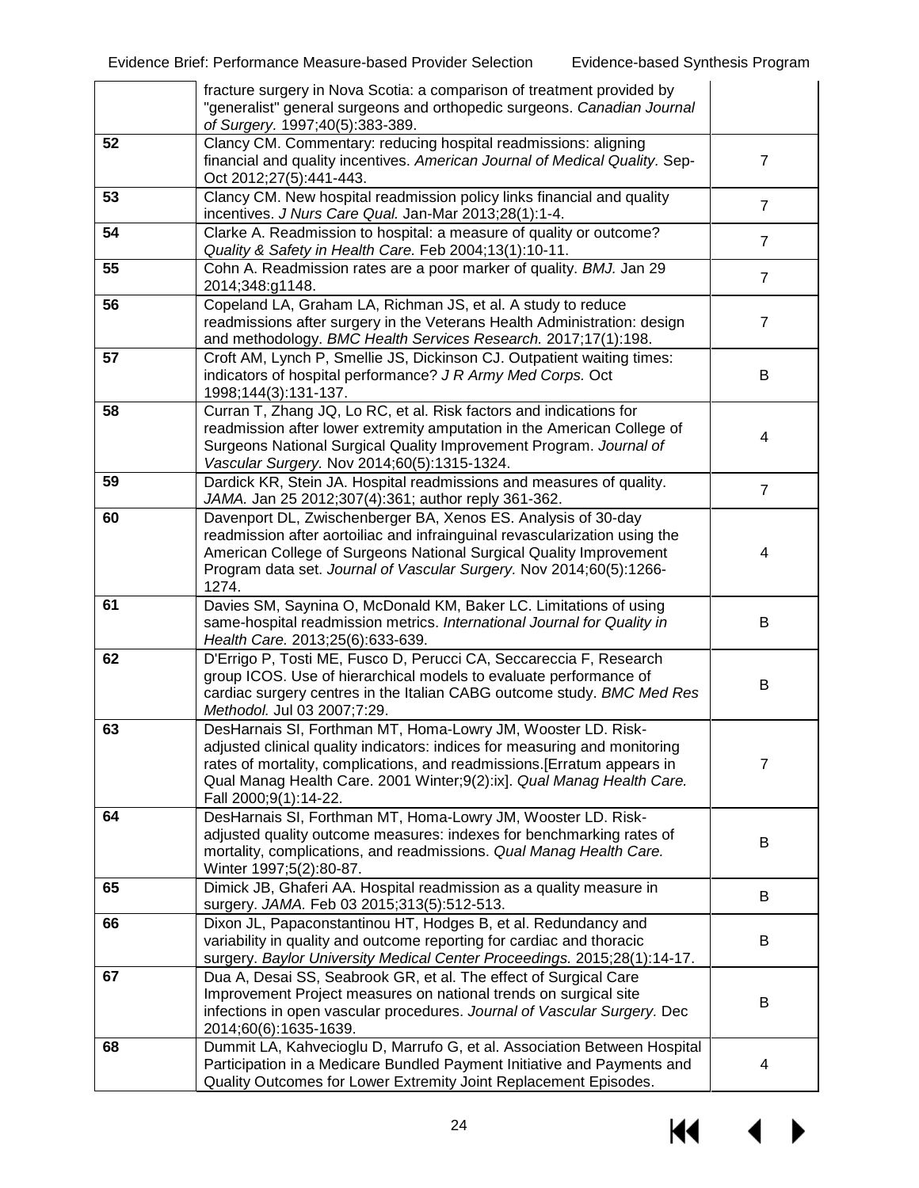| | | |
|---|---|---|
| | fracture surgery in Nova Scotia: a comparison of treatment provided by "generalist" general surgeons and orthopedic surgeons. *Canadian Journal of Surgery.* 1997;40(5):383-389. | |
| **52** | Clancy CM. Commentary: reducing hospital readmissions: aligning financial and quality incentives. *American Journal of Medical Quality.* Sep-Oct 2012;27(5):441-443. | 7 |
| **53** | Clancy CM. New hospital readmission policy links financial and quality incentives. *J Nurs Care Qual.* Jan-Mar 2013;28(1):1-4. | 7 |
| **54** | Clarke A. Readmission to hospital: a measure of quality or outcome? *Quality & Safety in Health Care.* Feb 2004;13(1):10-11. | 7 |
| **55** | Cohn A. Readmission rates are a poor marker of quality. *BMJ.* Jan 29 2014;348:g1148. | 7 |
| **56** | Copeland LA, Graham LA, Richman JS, et al. A study to reduce readmissions after surgery in the Veterans Health Administration: design and methodology. *BMC Health Services Research.* 2017;17(1):198. | 7 |
| **57** | Croft AM, Lynch P, Smellie JS, Dickinson CJ. Outpatient waiting times: indicators of hospital performance? *J R Army Med Corps.* Oct 1998;144(3):131-137. | B |
| **58** | Curran T, Zhang JQ, Lo RC, et al. Risk factors and indications for readmission after lower extremity amputation in the American College of Surgeons National Surgical Quality Improvement Program. *Journal of Vascular Surgery.* Nov 2014;60(5):1315-1324. | 4 |
| **59** | Dardick KR, Stein JA. Hospital readmissions and measures of quality. *JAMA.* Jan 25 2012;307(4):361; author reply 361-362. | 7 |
| **60** | Davenport DL, Zwischenberger BA, Xenos ES. Analysis of 30-day readmission after aortoiliac and infrainguinal revascularization using the American College of Surgeons National Surgical Quality Improvement Program data set. *Journal of Vascular Surgery.* Nov 2014;60(5):1266-1274. | 4 |
| **61** | Davies SM, Saynina O, McDonald KM, Baker LC. Limitations of using same-hospital readmission metrics. *International Journal for Quality in Health Care.* 2013;25(6):633-639. | B |
| **62** | D'Errigo P, Tosti ME, Fusco D, Perucci CA, Seccareccia F, Research group ICOS. Use of hierarchical models to evaluate performance of cardiac surgery centres in the Italian CABG outcome study. *BMC Med Res Methodol.* Jul 03 2007;7:29. | B |
| **63** | DesHarnais SI, Forthman MT, Homa-Lowry JM, Wooster LD. Risk-adjusted clinical quality indicators: indices for measuring and monitoring rates of mortality, complications, and readmissions.[Erratum appears in Qual Manag Health Care. 2001 Winter;9(2):ix]. *Qual Manag Health Care.* Fall 2000;9(1):14-22. | 7 |
| **64** | DesHarnais SI, Forthman MT, Homa-Lowry JM, Wooster LD. Risk-adjusted quality outcome measures: indexes for benchmarking rates of mortality, complications, and readmissions. *Qual Manag Health Care.* Winter 1997;5(2):80-87. | B |
| **65** | Dimick JB, Ghaferi AA. Hospital readmission as a quality measure in surgery. *JAMA.* Feb 03 2015;313(5):512-513. | B |
| **66** | Dixon JL, Papaconstantinou HT, Hodges B, et al. Redundancy and variability in quality and outcome reporting for cardiac and thoracic surgery. *Baylor University Medical Center Proceedings.* 2015;28(1):14-17. | B |
| **67** | Dua A, Desai SS, Seabrook GR, et al. The effect of Surgical Care Improvement Project measures on national trends on surgical site infections in open vascular procedures. *Journal of Vascular Surgery.* Dec 2014;60(6):1635-1639. | B |
| **68** | Dummit LA, Kahvecioglu D, Marrufo G, et al. Association Between Hospital Participation in a Medicare Bundled Payment Initiative and Payments and Quality Outcomes for Lower Extremity Joint Replacement Episodes. | 4 |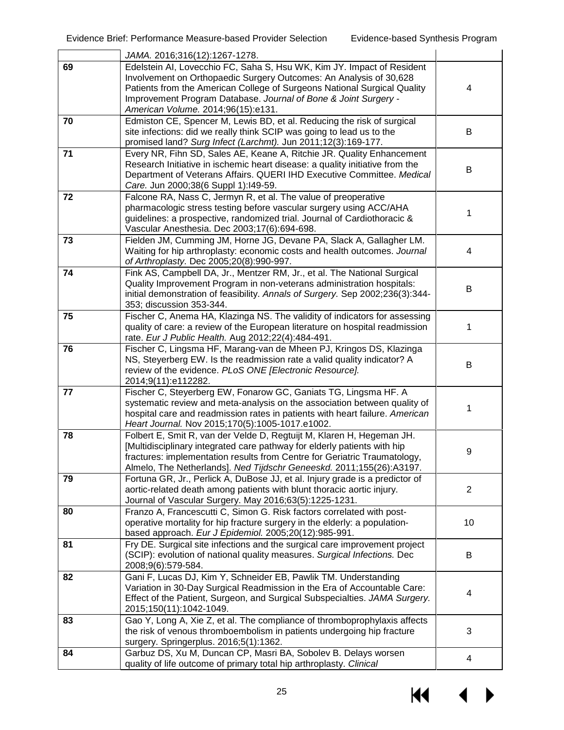| | | |
|---|---|---|
| | *JAMA.* 2016;316(12):1267-1278. | |
| **69** | Edelstein AI, Lovecchio FC, Saha S, Hsu WK, Kim JY. Impact of Resident Involvement on Orthopaedic Surgery Outcomes: An Analysis of 30,628 Patients from the American College of Surgeons National Surgical Quality Improvement Program Database. *Journal of Bone & Joint Surgery - American Volume.* 2014;96(15):e131. | 4 |
| **70** | Edmiston CE, Spencer M, Lewis BD, et al. Reducing the risk of surgical site infections: did we really think SCIP was going to lead us to the promised land? *Surg Infect (Larchmt).* Jun 2011;12(3):169-177. | B |
| **71** | Every NR, Fihn SD, Sales AE, Keane A, Ritchie JR. Quality Enhancement Research Initiative in ischemic heart disease: a quality initiative from the Department of Veterans Affairs. QUERI IHD Executive Committee. *Medical Care.* Jun 2000;38(6 Suppl 1):I49-59. | B |
| **72** | Falcone RA, Nass C, Jermyn R, et al. The value of preoperative pharmacologic stress testing before vascular surgery using ACC/AHA guidelines: a prospective, randomized trial. Journal of Cardiothoracic & Vascular Anesthesia. Dec 2003;17(6):694-698. | 1 |
| **73** | Fielden JM, Cumming JM, Horne JG, Devane PA, Slack A, Gallagher LM. Waiting for hip arthroplasty: economic costs and health outcomes. *Journal of Arthroplasty.* Dec 2005;20(8):990-997. | 4 |
| **74** | Fink AS, Campbell DA, Jr., Mentzer RM, Jr., et al. The National Surgical Quality Improvement Program in non-veterans administration hospitals: initial demonstration of feasibility. *Annals of Surgery.* Sep 2002;236(3):344-353; discussion 353-344. | B |
| **75** | Fischer C, Anema HA, Klazinga NS. The validity of indicators for assessing quality of care: a review of the European literature on hospital readmission rate. *Eur J Public Health.* Aug 2012;22(4):484-491. | 1 |
| **76** | Fischer C, Lingsma HF, Marang-van de Mheen PJ, Kringos DS, Klazinga NS, Steyerberg EW. Is the readmission rate a valid quality indicator? A review of the evidence. *PLoS ONE [Electronic Resource].* 2014;9(11):e112282. | B |
| **77** | Fischer C, Steyerberg EW, Fonarow GC, Ganiats TG, Lingsma HF. A systematic review and meta-analysis on the association between quality of hospital care and readmission rates in patients with heart failure. *American Heart Journal.* Nov 2015;170(5):1005-1017.e1002. | 1 |
| **78** | Folbert E, Smit R, van der Velde D, Regtuijt M, Klaren H, Hegeman JH. [Multidisciplinary integrated care pathway for elderly patients with hip fractures: implementation results from Centre for Geriatric Traumatology, Almelo, The Netherlands]. *Ned Tijdschr Geneeskd.* 2011;155(26):A3197. | 9 |
| **79** | Fortuna GR, Jr., Perlick A, DuBose JJ, et al. Injury grade is a predictor of aortic-related death among patients with blunt thoracic aortic injury. Journal of Vascular Surgery. May 2016;63(5):1225-1231. | 2 |
| **80** | Franzo A, Francescutti C, Simon G. Risk factors correlated with post-operative mortality for hip fracture surgery in the elderly: a population-based approach. *Eur J Epidemiol.* 2005;20(12):985-991. | 10 |
| **81** | Fry DE. Surgical site infections and the surgical care improvement project (SCIP): evolution of national quality measures. *Surgical Infections.* Dec 2008;9(6):579-584. | B |
| **82** | Gani F, Lucas DJ, Kim Y, Schneider EB, Pawlik TM. Understanding Variation in 30-Day Surgical Readmission in the Era of Accountable Care: Effect of the Patient, Surgeon, and Surgical Subspecialties. *JAMA Surgery.* 2015;150(11):1042-1049. | 4 |
| **83** | Gao Y, Long A, Xie Z, et al. The compliance of thromboprophylaxis affects the risk of venous thromboembolism in patients undergoing hip fracture surgery. Springerplus. 2016;5(1):1362. | 3 |
| **84** | Garbuz DS, Xu M, Duncan CP, Masri BA, Sobolev B. Delays worsen quality of life outcome of primary total hip arthroplasty. *Clinical* | 4 |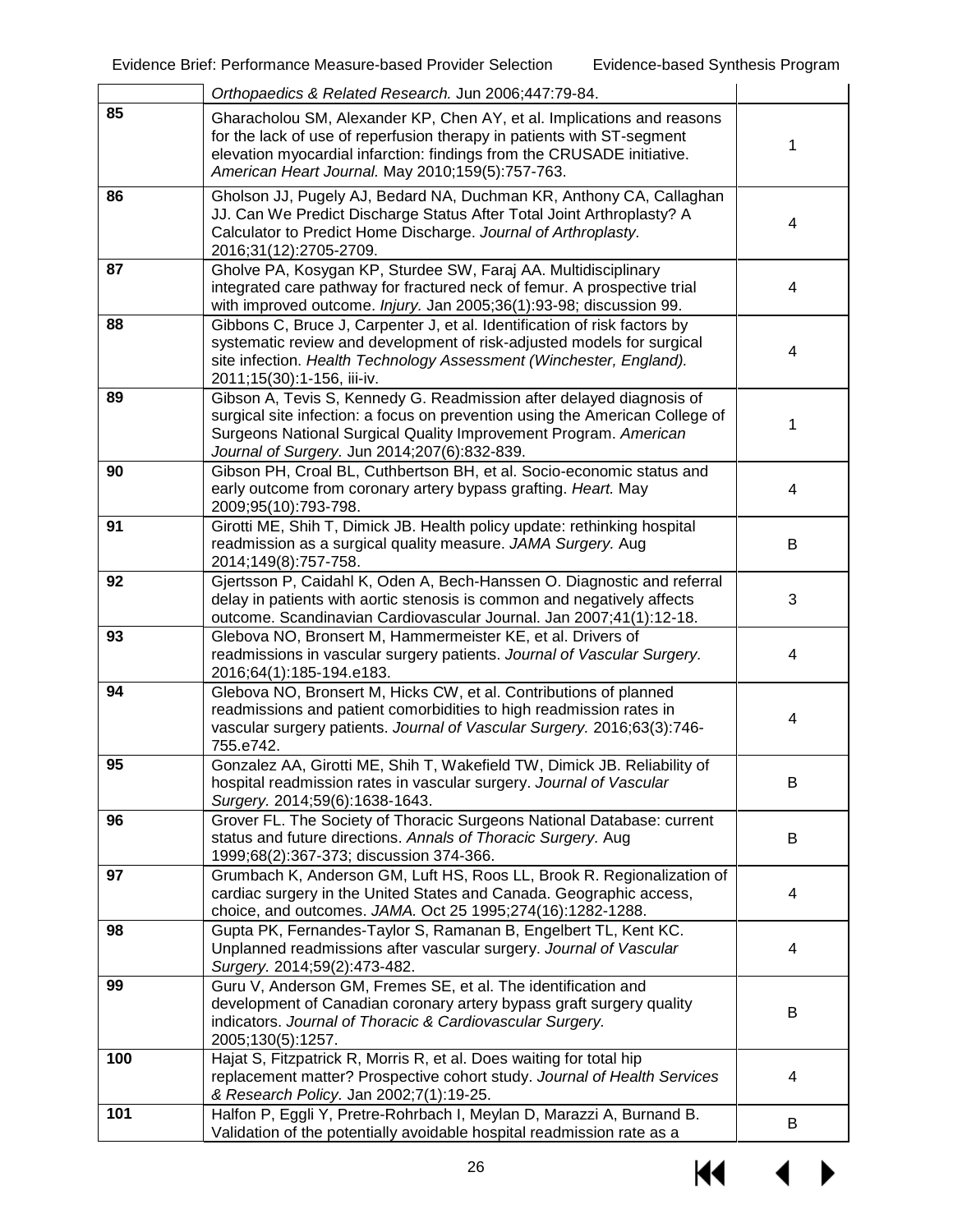| | | |
|---|---|---|
| | *Orthopaedics & Related Research.* Jun 2006;447:79-84. | |
| **85** | Gharacholou SM, Alexander KP, Chen AY, et al. Implications and reasons for the lack of use of reperfusion therapy in patients with ST-segment elevation myocardial infarction: findings from the CRUSADE initiative. *American Heart Journal.* May 2010;159(5):757-763. | 1 |
| **86** | Gholson JJ, Pugely AJ, Bedard NA, Duchman KR, Anthony CA, Callaghan JJ. Can We Predict Discharge Status After Total Joint Arthroplasty? A Calculator to Predict Home Discharge. *Journal of Arthroplasty.* 2016;31(12):2705-2709. | 4 |
| **87** | Gholve PA, Kosygan KP, Sturdee SW, Faraj AA. Multidisciplinary integrated care pathway for fractured neck of femur. A prospective trial with improved outcome. *Injury.* Jan 2005;36(1):93-98; discussion 99. | 4 |
| **88** | Gibbons C, Bruce J, Carpenter J, et al. Identification of risk factors by systematic review and development of risk-adjusted models for surgical site infection. *Health Technology Assessment (Winchester, England).* 2011;15(30):1-156, iii-iv. | 4 |
| **89** | Gibson A, Tevis S, Kennedy G. Readmission after delayed diagnosis of surgical site infection: a focus on prevention using the American College of Surgeons National Surgical Quality Improvement Program. *American Journal of Surgery.* Jun 2014;207(6):832-839. | 1 |
| **90** | Gibson PH, Croal BL, Cuthbertson BH, et al. Socio-economic status and early outcome from coronary artery bypass grafting. *Heart.* May 2009;95(10):793-798. | 4 |
| **91** | Girotti ME, Shih T, Dimick JB. Health policy update: rethinking hospital readmission as a surgical quality measure. *JAMA Surgery.* Aug 2014;149(8):757-758. | B |
| **92** | Gjertsson P, Caidahl K, Oden A, Bech-Hanssen O. Diagnostic and referral delay in patients with aortic stenosis is common and negatively affects outcome. Scandinavian Cardiovascular Journal. Jan 2007;41(1):12-18. | 3 |
| **93** | Glebova NO, Bronsert M, Hammermeister KE, et al. Drivers of readmissions in vascular surgery patients. *Journal of Vascular Surgery.* 2016;64(1):185-194.e183. | 4 |
| **94** | Glebova NO, Bronsert M, Hicks CW, et al. Contributions of planned readmissions and patient comorbidities to high readmission rates in vascular surgery patients. *Journal of Vascular Surgery.* 2016;63(3):746-755.e742. | 4 |
| **95** | Gonzalez AA, Girotti ME, Shih T, Wakefield TW, Dimick JB. Reliability of hospital readmission rates in vascular surgery. *Journal of Vascular Surgery.* 2014;59(6):1638-1643. | B |
| **96** | Grover FL. The Society of Thoracic Surgeons National Database: current status and future directions. *Annals of Thoracic Surgery.* Aug 1999;68(2):367-373; discussion 374-366. | B |
| **97** | Grumbach K, Anderson GM, Luft HS, Roos LL, Brook R. Regionalization of cardiac surgery in the United States and Canada. Geographic access, choice, and outcomes. *JAMA.* Oct 25 1995;274(16):1282-1288. | 4 |
| **98** | Gupta PK, Fernandes-Taylor S, Ramanan B, Engelbert TL, Kent KC. Unplanned readmissions after vascular surgery. *Journal of Vascular Surgery.* 2014;59(2):473-482. | 4 |
| **99** | Guru V, Anderson GM, Fremes SE, et al. The identification and development of Canadian coronary artery bypass graft surgery quality indicators. *Journal of Thoracic & Cardiovascular Surgery.* 2005;130(5):1257. | B |
| **100** | Hajat S, Fitzpatrick R, Morris R, et al. Does waiting for total hip replacement matter? Prospective cohort study. *Journal of Health Services & Research Policy.* Jan 2002;7(1):19-25. | 4 |
| **101** | Halfon P, Eggli Y, Pretre-Rohrbach I, Meylan D, Marazzi A, Burnand B. Validation of the potentially avoidable hospital readmission rate as a | B |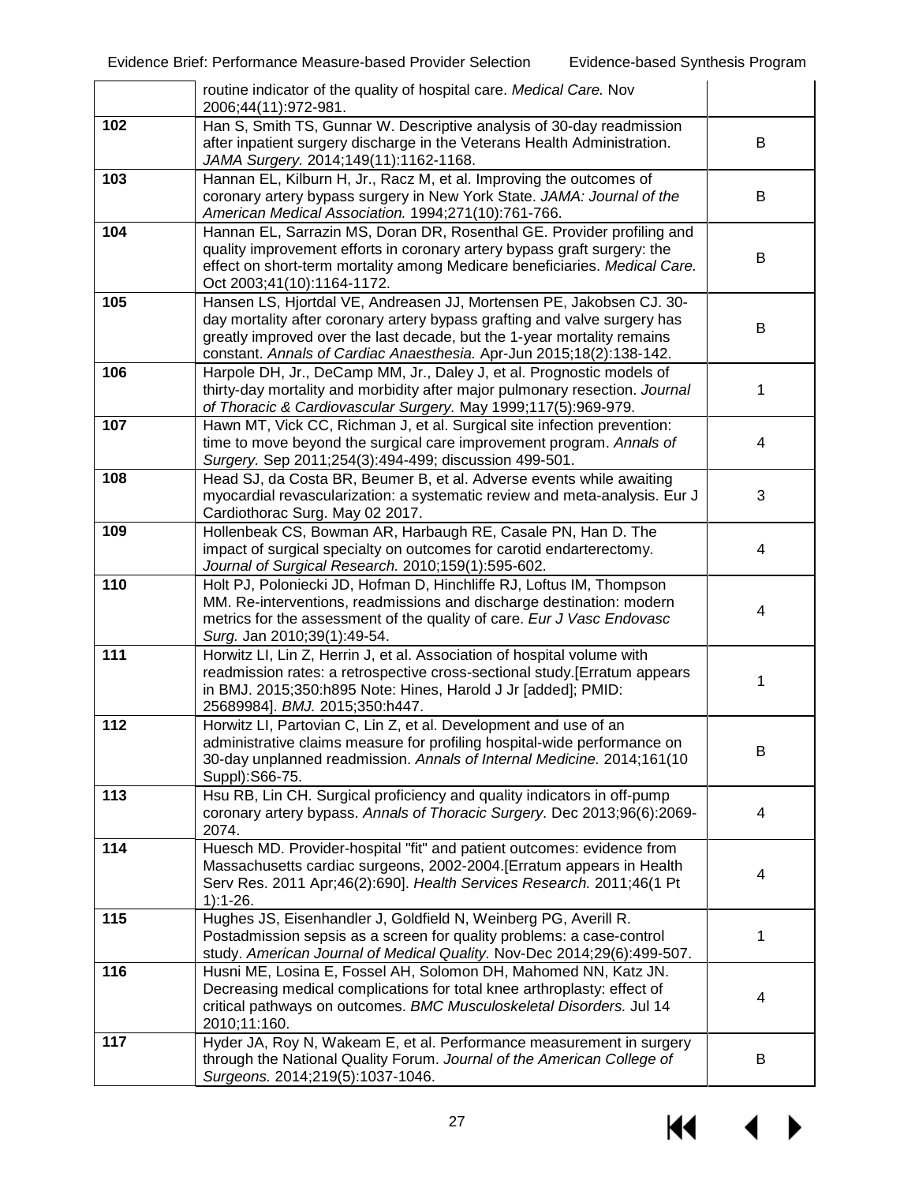| | | |
|---|---|---|
| | routine indicator of the quality of hospital care. *Medical Care.* Nov 2006;44(11):972-981. | |
| **102** | Han S, Smith TS, Gunnar W. Descriptive analysis of 30-day readmission after inpatient surgery discharge in the Veterans Health Administration. *JAMA Surgery.* 2014;149(11):1162-1168. | B |
| **103** | Hannan EL, Kilburn H, Jr., Racz M, et al. Improving the outcomes of coronary artery bypass surgery in New York State. *JAMA: Journal of the American Medical Association.* 1994;271(10):761-766. | B |
| **104** | Hannan EL, Sarrazin MS, Doran DR, Rosenthal GE. Provider profiling and quality improvement efforts in coronary artery bypass graft surgery: the effect on short-term mortality among Medicare beneficiaries. *Medical Care.* Oct 2003;41(10):1164-1172. | B |
| **105** | Hansen LS, Hjortdal VE, Andreasen JJ, Mortensen PE, Jakobsen CJ. 30-day mortality after coronary artery bypass grafting and valve surgery has greatly improved over the last decade, but the 1-year mortality remains constant. *Annals of Cardiac Anaesthesia.* Apr-Jun 2015;18(2):138-142. | B |
| **106** | Harpole DH, Jr., DeCamp MM, Jr., Daley J, et al. Prognostic models of thirty-day mortality and morbidity after major pulmonary resection. *Journal of Thoracic & Cardiovascular Surgery.* May 1999;117(5):969-979. | 1 |
| **107** | Hawn MT, Vick CC, Richman J, et al. Surgical site infection prevention: time to move beyond the surgical care improvement program. *Annals of Surgery.* Sep 2011;254(3):494-499; discussion 499-501. | 4 |
| **108** | Head SJ, da Costa BR, Beumer B, et al. Adverse events while awaiting myocardial revascularization: a systematic review and meta-analysis. Eur J Cardiothorac Surg. May 02 2017. | 3 |
| **109** | Hollenbeak CS, Bowman AR, Harbaugh RE, Casale PN, Han D. The impact of surgical specialty on outcomes for carotid endarterectomy. *Journal of Surgical Research.* 2010;159(1):595-602. | 4 |
| **110** | Holt PJ, Poloniecki JD, Hofman D, Hinchliffe RJ, Loftus IM, Thompson MM. Re-interventions, readmissions and discharge destination: modern metrics for the assessment of the quality of care. *Eur J Vasc Endovasc Surg.* Jan 2010;39(1):49-54. | 4 |
| **111** | Horwitz LI, Lin Z, Herrin J, et al. Association of hospital volume with readmission rates: a retrospective cross-sectional study.[Erratum appears in BMJ. 2015;350:h895 Note: Hines, Harold J Jr [added]; PMID: 25689984]. *BMJ.* 2015;350:h447. | 1 |
| **112** | Horwitz LI, Partovian C, Lin Z, et al. Development and use of an administrative claims measure for profiling hospital-wide performance on 30-day unplanned readmission. *Annals of Internal Medicine.* 2014;161(10 Suppl):S66-75. | B |
| **113** | Hsu RB, Lin CH. Surgical proficiency and quality indicators in off-pump coronary artery bypass. *Annals of Thoracic Surgery.* Dec 2013;96(6):2069-2074. | 4 |
| **114** | Huesch MD. Provider-hospital "fit" and patient outcomes: evidence from Massachusetts cardiac surgeons, 2002-2004.[Erratum appears in Health Serv Res. 2011 Apr;46(2):690]. *Health Services Research.* 2011;46(1 Pt 1):1-26. | 4 |
| **115** | Hughes JS, Eisenhandler J, Goldfield N, Weinberg PG, Averill R. Postadmission sepsis as a screen for quality problems: a case-control study. *American Journal of Medical Quality.* Nov-Dec 2014;29(6):499-507. | 1 |
| **116** | Husni ME, Losina E, Fossel AH, Solomon DH, Mahomed NN, Katz JN. Decreasing medical complications for total knee arthroplasty: effect of critical pathways on outcomes. *BMC Musculoskeletal Disorders.* Jul 14 2010;11:160. | 4 |
| **117** | Hyder JA, Roy N, Wakeam E, et al. Performance measurement in surgery through the National Quality Forum. *Journal of the American College of Surgeons.* 2014;219(5):1037-1046. | B |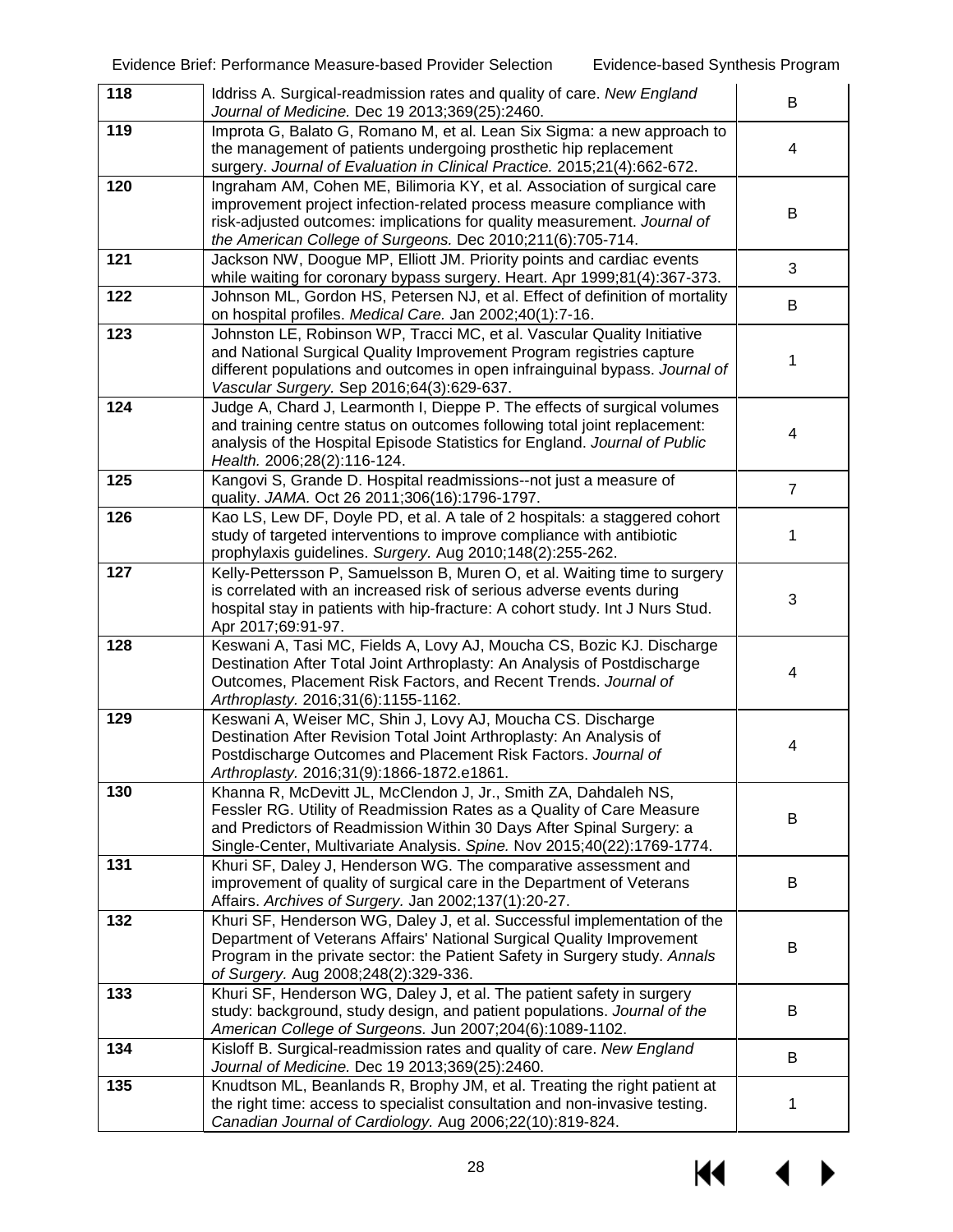| 118 | Iddriss A. Surgical-readmission rates and quality of care. *New England Journal of Medicine.* Dec 19 2013;369(25):2460. | B |
|---|---|---|
| 119 | Improta G, Balato G, Romano M, et al. Lean Six Sigma: a new approach to the management of patients undergoing prosthetic hip replacement surgery. *Journal of Evaluation in Clinical Practice.* 2015;21(4):662-672. | 4 |
| 120 | Ingraham AM, Cohen ME, Bilimoria KY, et al. Association of surgical care improvement project infection-related process measure compliance with risk-adjusted outcomes: implications for quality measurement. *Journal of the American College of Surgeons.* Dec 2010;211(6):705-714. | B |
| 121 | Jackson NW, Doogue MP, Elliott JM. Priority points and cardiac events while waiting for coronary bypass surgery. Heart. Apr 1999;81(4):367-373. | 3 |
| 122 | Johnson ML, Gordon HS, Petersen NJ, et al. Effect of definition of mortality on hospital profiles. *Medical Care.* Jan 2002;40(1):7-16. | B |
| 123 | Johnston LE, Robinson WP, Tracci MC, et al. Vascular Quality Initiative and National Surgical Quality Improvement Program registries capture different populations and outcomes in open infrainguinal bypass. *Journal of Vascular Surgery.* Sep 2016;64(3):629-637. | 1 |
| 124 | Judge A, Chard J, Learmonth I, Dieppe P. The effects of surgical volumes and training centre status on outcomes following total joint replacement: analysis of the Hospital Episode Statistics for England. *Journal of Public Health.* 2006;28(2):116-124. | 4 |
| 125 | Kangovi S, Grande D. Hospital readmissions--not just a measure of quality. *JAMA.* Oct 26 2011;306(16):1796-1797. | 7 |
| 126 | Kao LS, Lew DF, Doyle PD, et al. A tale of 2 hospitals: a staggered cohort study of targeted interventions to improve compliance with antibiotic prophylaxis guidelines. *Surgery.* Aug 2010;148(2):255-262. | 1 |
| 127 | Kelly-Pettersson P, Samuelsson B, Muren O, et al. Waiting time to surgery is correlated with an increased risk of serious adverse events during hospital stay in patients with hip-fracture: A cohort study. Int J Nurs Stud. Apr 2017;69:91-97. | 3 |
| 128 | Keswani A, Tasi MC, Fields A, Lovy AJ, Moucha CS, Bozic KJ. Discharge Destination After Total Joint Arthroplasty: An Analysis of Postdischarge Outcomes, Placement Risk Factors, and Recent Trends. *Journal of Arthroplasty.* 2016;31(6):1155-1162. | 4 |
| 129 | Keswani A, Weiser MC, Shin J, Lovy AJ, Moucha CS. Discharge Destination After Revision Total Joint Arthroplasty: An Analysis of Postdischarge Outcomes and Placement Risk Factors. *Journal of Arthroplasty.* 2016;31(9):1866-1872.e1861. | 4 |
| 130 | Khanna R, McDevitt JL, McClendon J, Jr., Smith ZA, Dahdaleh NS, Fessler RG. Utility of Readmission Rates as a Quality of Care Measure and Predictors of Readmission Within 30 Days After Spinal Surgery: a Single-Center, Multivariate Analysis. *Spine.* Nov 2015;40(22):1769-1774. | B |
| 131 | Khuri SF, Daley J, Henderson WG. The comparative assessment and improvement of quality of surgical care in the Department of Veterans Affairs. *Archives of Surgery.* Jan 2002;137(1):20-27. | B |
| 132 | Khuri SF, Henderson WG, Daley J, et al. Successful implementation of the Department of Veterans Affairs' National Surgical Quality Improvement Program in the private sector: the Patient Safety in Surgery study. *Annals of Surgery.* Aug 2008;248(2):329-336. | B |
| 133 | Khuri SF, Henderson WG, Daley J, et al. The patient safety in surgery study: background, study design, and patient populations. *Journal of the American College of Surgeons.* Jun 2007;204(6):1089-1102. | B |
| 134 | Kisloff B. Surgical-readmission rates and quality of care. *New England Journal of Medicine.* Dec 19 2013;369(25):2460. | B |
| 135 | Knudtson ML, Beanlands R, Brophy JM, et al. Treating the right patient at the right time: access to specialist consultation and non-invasive testing. *Canadian Journal of Cardiology.* Aug 2006;22(10):819-824. | 1 |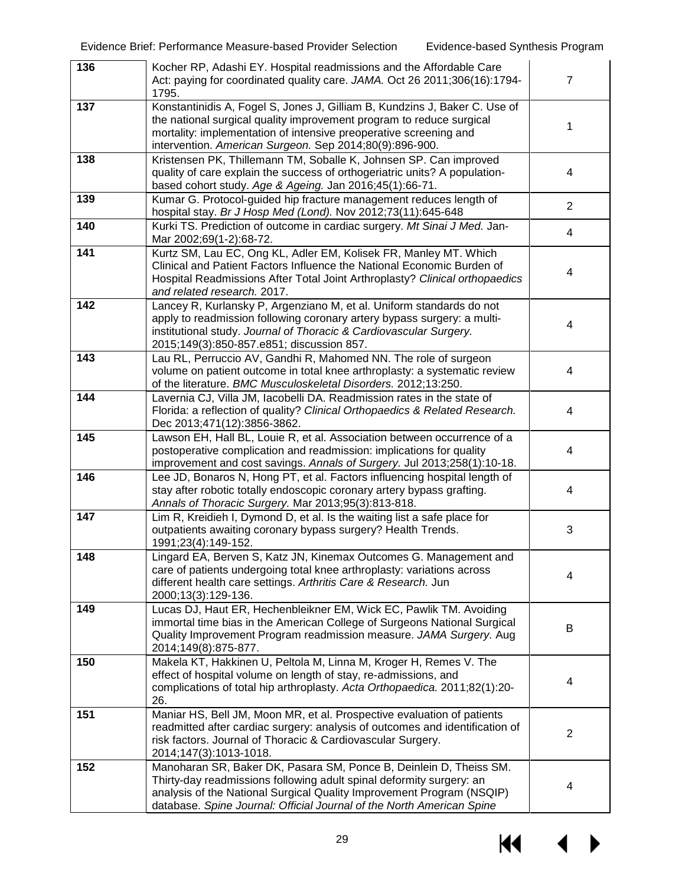| | | |
|---|---|---|
| 136 | Kocher RP, Adashi EY. Hospital readmissions and the Affordable Care Act: paying for coordinated quality care. *JAMA.* Oct 26 2011;306(16):1794-1795. | 7 |
| 137 | Konstantinidis A, Fogel S, Jones J, Gilliam B, Kundzins J, Baker C. Use of the national surgical quality improvement program to reduce surgical mortality: implementation of intensive preoperative screening and intervention. *American Surgeon.* Sep 2014;80(9):896-900. | 1 |
| 138 | Kristensen PK, Thillemann TM, Soballe K, Johnsen SP. Can improved quality of care explain the success of orthogeriatric units? A population-based cohort study. *Age & Ageing.* Jan 2016;45(1):66-71. | 4 |
| 139 | Kumar G. Protocol-guided hip fracture management reduces length of hospital stay. *Br J Hosp Med (Lond).* Nov 2012;73(11):645-648 | 2 |
| 140 | Kurki TS. Prediction of outcome in cardiac surgery. *Mt Sinai J Med.* Jan-Mar 2002;69(1-2):68-72. | 4 |
| 141 | Kurtz SM, Lau EC, Ong KL, Adler EM, Kolisek FR, Manley MT. Which Clinical and Patient Factors Influence the National Economic Burden of Hospital Readmissions After Total Joint Arthroplasty? *Clinical orthopaedics and related research.* 2017. | 4 |
| 142 | Lancey R, Kurlansky P, Argenziano M, et al. Uniform standards do not apply to readmission following coronary artery bypass surgery: a multi-institutional study. *Journal of Thoracic & Cardiovascular Surgery.* 2015;149(3):850-857.e851; discussion 857. | 4 |
| 143 | Lau RL, Perruccio AV, Gandhi R, Mahomed NN. The role of surgeon volume on patient outcome in total knee arthroplasty: a systematic review of the literature. *BMC Musculoskeletal Disorders.* 2012;13:250. | 4 |
| 144 | Lavernia CJ, Villa JM, Iacobelli DA. Readmission rates in the state of Florida: a reflection of quality? *Clinical Orthopaedics & Related Research.* Dec 2013;471(12):3856-3862. | 4 |
| 145 | Lawson EH, Hall BL, Louie R, et al. Association between occurrence of a postoperative complication and readmission: implications for quality improvement and cost savings. *Annals of Surgery.* Jul 2013;258(1):10-18. | 4 |
| 146 | Lee JD, Bonaros N, Hong PT, et al. Factors influencing hospital length of stay after robotic totally endoscopic coronary artery bypass grafting. *Annals of Thoracic Surgery.* Mar 2013;95(3):813-818. | 4 |
| 147 | Lim R, Kreidieh I, Dymond D, et al. Is the waiting list a safe place for outpatients awaiting coronary bypass surgery? Health Trends. 1991;23(4):149-152. | 3 |
| 148 | Lingard EA, Berven S, Katz JN, Kinemax Outcomes G. Management and care of patients undergoing total knee arthroplasty: variations across different health care settings. *Arthritis Care & Research.* Jun 2000;13(3):129-136. | 4 |
| 149 | Lucas DJ, Haut ER, Hechenbleikner EM, Wick EC, Pawlik TM. Avoiding immortal time bias in the American College of Surgeons National Surgical Quality Improvement Program readmission measure. *JAMA Surgery.* Aug 2014;149(8):875-877. | B |
| 150 | Makela KT, Hakkinen U, Peltola M, Linna M, Kroger H, Remes V. The effect of hospital volume on length of stay, re-admissions, and complications of total hip arthroplasty. *Acta Orthopaedica.* 2011;82(1):20-26. | 4 |
| 151 | Maniar HS, Bell JM, Moon MR, et al. Prospective evaluation of patients readmitted after cardiac surgery: analysis of outcomes and identification of risk factors. Journal of Thoracic & Cardiovascular Surgery. 2014;147(3):1013-1018. | 2 |
| 152 | Manoharan SR, Baker DK, Pasara SM, Ponce B, Deinlein D, Theiss SM. Thirty-day readmissions following adult spinal deformity surgery: an analysis of the National Surgical Quality Improvement Program (NSQIP) database. *Spine Journal: Official Journal of the North American Spine* | 4 |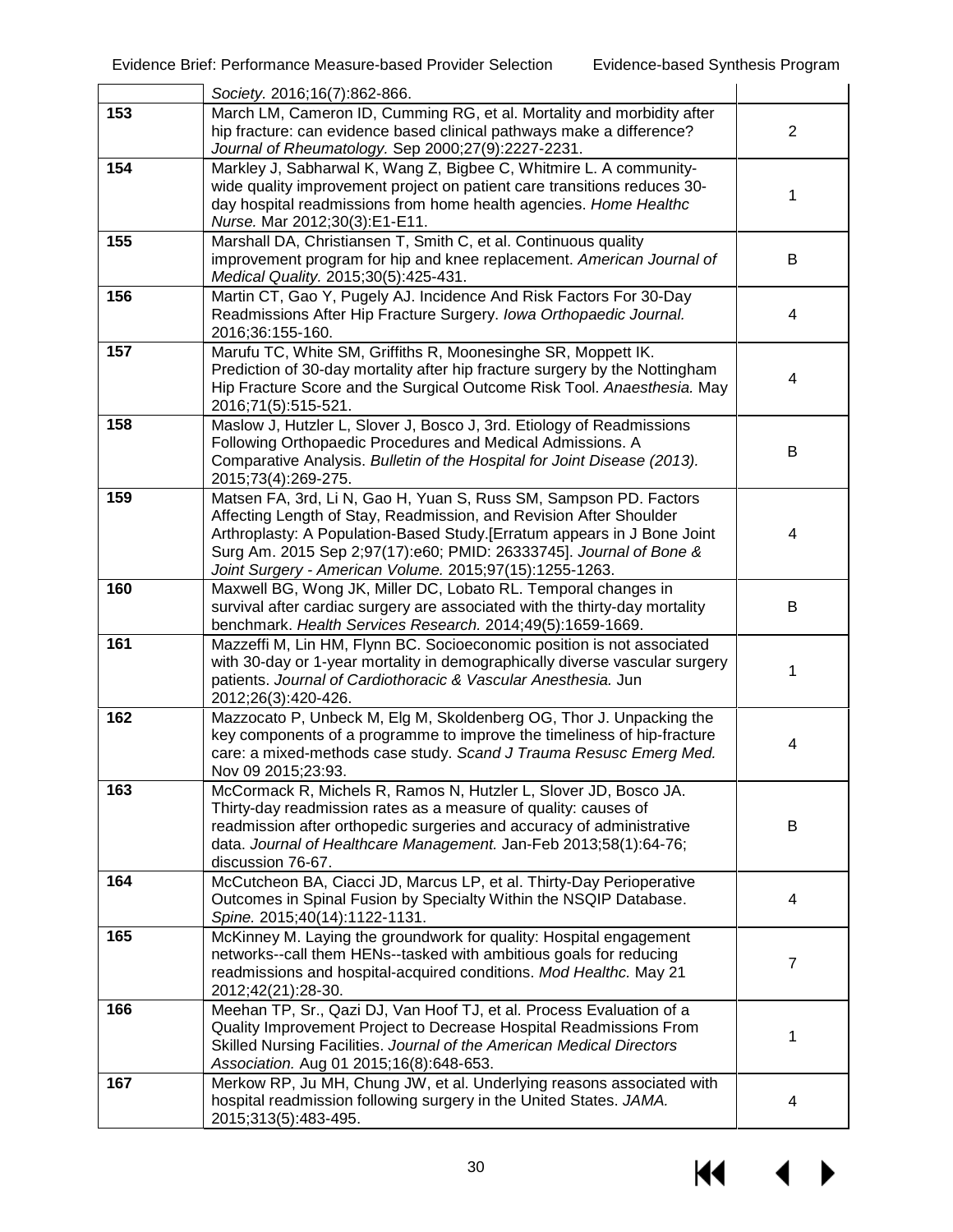| | | |
|---|---|---|
| | *Society.* 2016;16(7):862-866. | |
| **153** | March LM, Cameron ID, Cumming RG, et al. Mortality and morbidity after hip fracture: can evidence based clinical pathways make a difference? *Journal of Rheumatology.* Sep 2000;27(9):2227-2231. | 2 |
| **154** | Markley J, Sabharwal K, Wang Z, Bigbee C, Whitmire L. A community-wide quality improvement project on patient care transitions reduces 30-day hospital readmissions from home health agencies. *Home Healthc Nurse.* Mar 2012;30(3):E1-E11. | 1 |
| **155** | Marshall DA, Christiansen T, Smith C, et al. Continuous quality improvement program for hip and knee replacement. *American Journal of Medical Quality.* 2015;30(5):425-431. | B |
| **156** | Martin CT, Gao Y, Pugely AJ. Incidence And Risk Factors For 30-Day Readmissions After Hip Fracture Surgery. *Iowa Orthopaedic Journal.* 2016;36:155-160. | 4 |
| **157** | Marufu TC, White SM, Griffiths R, Moonesinghe SR, Moppett IK. Prediction of 30-day mortality after hip fracture surgery by the Nottingham Hip Fracture Score and the Surgical Outcome Risk Tool. *Anaesthesia.* May 2016;71(5):515-521. | 4 |
| **158** | Maslow J, Hutzler L, Slover J, Bosco J, 3rd. Etiology of Readmissions Following Orthopaedic Procedures and Medical Admissions. A Comparative Analysis. *Bulletin of the Hospital for Joint Disease (2013).* 2015;73(4):269-275. | B |
| **159** | Matsen FA, 3rd, Li N, Gao H, Yuan S, Russ SM, Sampson PD. Factors Affecting Length of Stay, Readmission, and Revision After Shoulder Arthroplasty: A Population-Based Study.[Erratum appears in J Bone Joint Surg Am. 2015 Sep 2;97(17):e60; PMID: 26333745]. *Journal of Bone & Joint Surgery - American Volume.* 2015;97(15):1255-1263. | 4 |
| **160** | Maxwell BG, Wong JK, Miller DC, Lobato RL. Temporal changes in survival after cardiac surgery are associated with the thirty-day mortality benchmark. *Health Services Research.* 2014;49(5):1659-1669. | B |
| **161** | Mazzeffi M, Lin HM, Flynn BC. Socioeconomic position is not associated with 30-day or 1-year mortality in demographically diverse vascular surgery patients. *Journal of Cardiothoracic & Vascular Anesthesia.* Jun 2012;26(3):420-426. | 1 |
| **162** | Mazzocato P, Unbeck M, Elg M, Skoldenberg OG, Thor J. Unpacking the key components of a programme to improve the timeliness of hip-fracture care: a mixed-methods case study. *Scand J Trauma Resusc Emerg Med.* Nov 09 2015;23:93. | 4 |
| **163** | McCormack R, Michels R, Ramos N, Hutzler L, Slover JD, Bosco JA. Thirty-day readmission rates as a measure of quality: causes of readmission after orthopedic surgeries and accuracy of administrative data. *Journal of Healthcare Management.* Jan-Feb 2013;58(1):64-76; discussion 76-67. | B |
| **164** | McCutcheon BA, Ciacci JD, Marcus LP, et al. Thirty-Day Perioperative Outcomes in Spinal Fusion by Specialty Within the NSQIP Database. *Spine.* 2015;40(14):1122-1131. | 4 |
| **165** | McKinney M. Laying the groundwork for quality: Hospital engagement networks--call them HENs--tasked with ambitious goals for reducing readmissions and hospital-acquired conditions. *Mod Healthc.* May 21 2012;42(21):28-30. | 7 |
| **166** | Meehan TP, Sr., Qazi DJ, Van Hoof TJ, et al. Process Evaluation of a Quality Improvement Project to Decrease Hospital Readmissions From Skilled Nursing Facilities. *Journal of the American Medical Directors Association.* Aug 01 2015;16(8):648-653. | 1 |
| **167** | Merkow RP, Ju MH, Chung JW, et al. Underlying reasons associated with hospital readmission following surgery in the United States. *JAMA.* 2015;313(5):483-495. | 4 |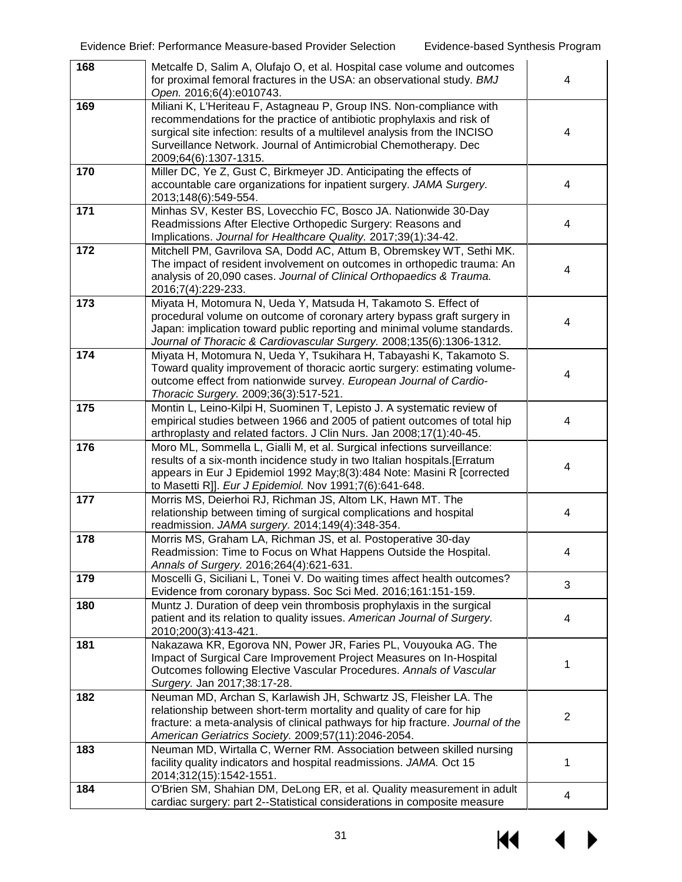| | | |
|---|---|---|
| 168 | Metcalfe D, Salim A, Olufajo O, et al. Hospital case volume and outcomes for proximal femoral fractures in the USA: an observational study. *BMJ Open.* 2016;6(4):e010743. | 4 |
| 169 | Miliani K, L'Heriteau F, Astagneau P, Group INS. Non-compliance with recommendations for the practice of antibiotic prophylaxis and risk of surgical site infection: results of a multilevel analysis from the INCISO Surveillance Network. Journal of Antimicrobial Chemotherapy. Dec 2009;64(6):1307-1315. | 4 |
| 170 | Miller DC, Ye Z, Gust C, Birkmeyer JD. Anticipating the effects of accountable care organizations for inpatient surgery. *JAMA Surgery.* 2013;148(6):549-554. | 4 |
| 171 | Minhas SV, Kester BS, Lovecchio FC, Bosco JA. Nationwide 30-Day Readmissions After Elective Orthopedic Surgery: Reasons and Implications. *Journal for Healthcare Quality.* 2017;39(1):34-42. | 4 |
| 172 | Mitchell PM, Gavrilova SA, Dodd AC, Attum B, Obremskey WT, Sethi MK. The impact of resident involvement on outcomes in orthopedic trauma: An analysis of 20,090 cases. *Journal of Clinical Orthopaedics & Trauma.* 2016;7(4):229-233. | 4 |
| 173 | Miyata H, Motomura N, Ueda Y, Matsuda H, Takamoto S. Effect of procedural volume on outcome of coronary artery bypass graft surgery in Japan: implication toward public reporting and minimal volume standards. *Journal of Thoracic & Cardiovascular Surgery.* 2008;135(6):1306-1312. | 4 |
| 174 | Miyata H, Motomura N, Ueda Y, Tsukihara H, Tabayashi K, Takamoto S. Toward quality improvement of thoracic aortic surgery: estimating volume-outcome effect from nationwide survey. *European Journal of Cardio-Thoracic Surgery.* 2009;36(3):517-521. | 4 |
| 175 | Montin L, Leino-Kilpi H, Suominen T, Lepisto J. A systematic review of empirical studies between 1966 and 2005 of patient outcomes of total hip arthroplasty and related factors. J Clin Nurs. Jan 2008;17(1):40-45. | 4 |
| 176 | Moro ML, Sommella L, Gialli M, et al. Surgical infections surveillance: results of a six-month incidence study in two Italian hospitals.[Erratum appears in Eur J Epidemiol 1992 May;8(3):484 Note: Masini R [corrected to Masetti R]]. *Eur J Epidemiol.* Nov 1991;7(6):641-648. | 4 |
| 177 | Morris MS, Deierhoi RJ, Richman JS, Altom LK, Hawn MT. The relationship between timing of surgical complications and hospital readmission. *JAMA surgery.* 2014;149(4):348-354. | 4 |
| 178 | Morris MS, Graham LA, Richman JS, et al. Postoperative 30-day Readmission: Time to Focus on What Happens Outside the Hospital. *Annals of Surgery.* 2016;264(4):621-631. | 4 |
| 179 | Moscelli G, Siciliani L, Tonei V. Do waiting times affect health outcomes? Evidence from coronary bypass. Soc Sci Med. 2016;161:151-159. | 3 |
| 180 | Muntz J. Duration of deep vein thrombosis prophylaxis in the surgical patient and its relation to quality issues. *American Journal of Surgery.* 2010;200(3):413-421. | 4 |
| 181 | Nakazawa KR, Egorova NN, Power JR, Faries PL, Vouyouka AG. The Impact of Surgical Care Improvement Project Measures on In-Hospital Outcomes following Elective Vascular Procedures. *Annals of Vascular Surgery.* Jan 2017;38:17-28. | 1 |
| 182 | Neuman MD, Archan S, Karlawish JH, Schwartz JS, Fleisher LA. The relationship between short-term mortality and quality of care for hip fracture: a meta-analysis of clinical pathways for hip fracture. *Journal of the American Geriatrics Society.* 2009;57(11):2046-2054. | 2 |
| 183 | Neuman MD, Wirtalla C, Werner RM. Association between skilled nursing facility quality indicators and hospital readmissions. *JAMA.* Oct 15 2014;312(15):1542-1551. | 1 |
| 184 | O'Brien SM, Shahian DM, DeLong ER, et al. Quality measurement in adult cardiac surgery: part 2--Statistical considerations in composite measure | 4 |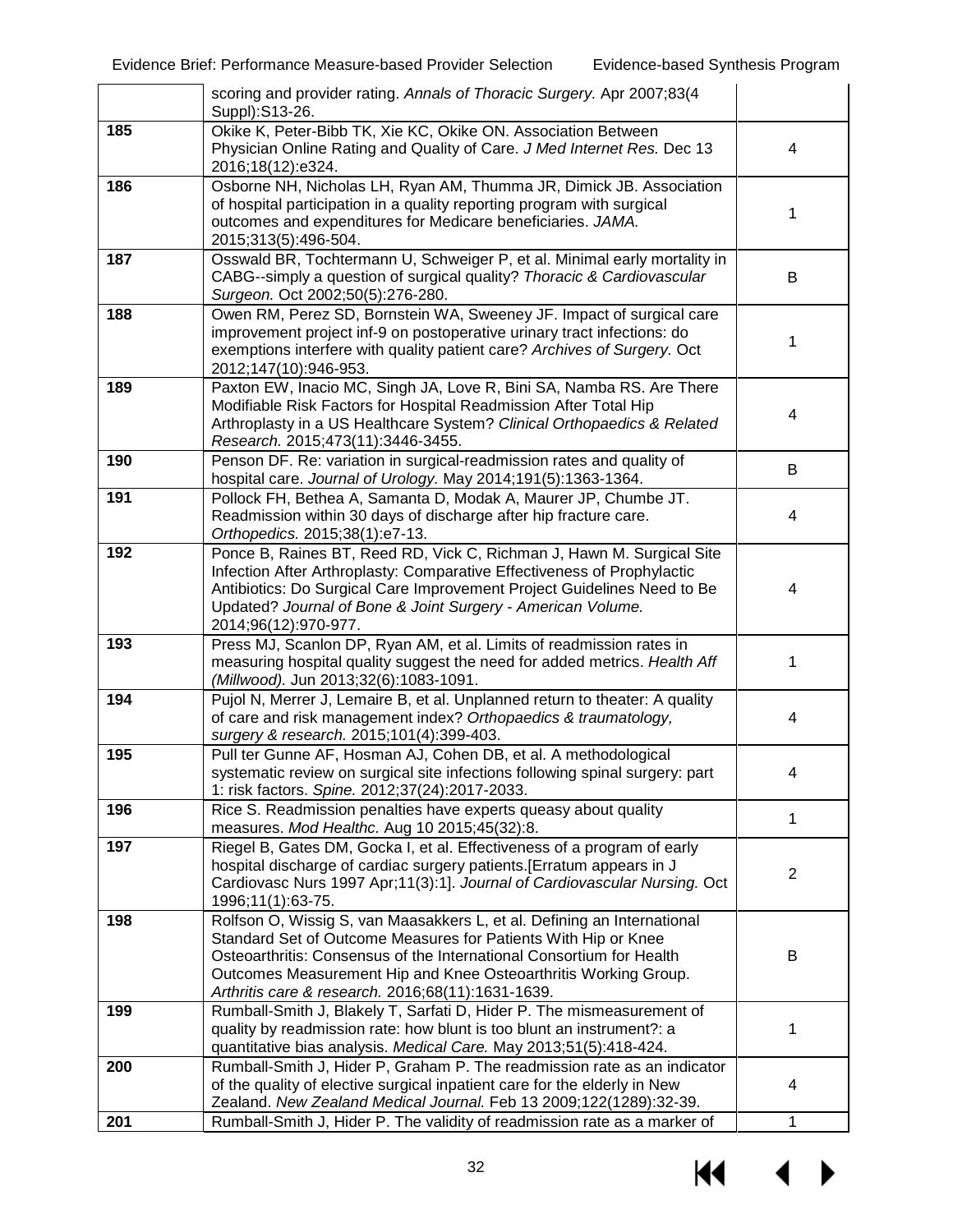| | | |
|---|---|---|
| | scoring and provider rating. *Annals of Thoracic Surgery.* Apr 2007;83(4 Suppl):S13-26. | |
| **185** | Okike K, Peter-Bibb TK, Xie KC, Okike ON. Association Between Physician Online Rating and Quality of Care. *J Med Internet Res.* Dec 13 2016;18(12):e324. | 4 |
| **186** | Osborne NH, Nicholas LH, Ryan AM, Thumma JR, Dimick JB. Association of hospital participation in a quality reporting program with surgical outcomes and expenditures for Medicare beneficiaries. *JAMA.* 2015;313(5):496-504. | 1 |
| **187** | Osswald BR, Tochtermann U, Schweiger P, et al. Minimal early mortality in CABG--simply a question of surgical quality? *Thoracic & Cardiovascular Surgeon.* Oct 2002;50(5):276-280. | B |
| **188** | Owen RM, Perez SD, Bornstein WA, Sweeney JF. Impact of surgical care improvement project inf-9 on postoperative urinary tract infections: do exemptions interfere with quality patient care? *Archives of Surgery.* Oct 2012;147(10):946-953. | 1 |
| **189** | Paxton EW, Inacio MC, Singh JA, Love R, Bini SA, Namba RS. Are There Modifiable Risk Factors for Hospital Readmission After Total Hip Arthroplasty in a US Healthcare System? *Clinical Orthopaedics & Related Research.* 2015;473(11):3446-3455. | 4 |
| **190** | Penson DF. Re: variation in surgical-readmission rates and quality of hospital care. *Journal of Urology.* May 2014;191(5):1363-1364. | B |
| **191** | Pollock FH, Bethea A, Samanta D, Modak A, Maurer JP, Chumbe JT. Readmission within 30 days of discharge after hip fracture care. *Orthopedics.* 2015;38(1):e7-13. | 4 |
| **192** | Ponce B, Raines BT, Reed RD, Vick C, Richman J, Hawn M. Surgical Site Infection After Arthroplasty: Comparative Effectiveness of Prophylactic Antibiotics: Do Surgical Care Improvement Project Guidelines Need to Be Updated? *Journal of Bone & Joint Surgery - American Volume.* 2014;96(12):970-977. | 4 |
| **193** | Press MJ, Scanlon DP, Ryan AM, et al. Limits of readmission rates in measuring hospital quality suggest the need for added metrics. *Health Aff (Millwood).* Jun 2013;32(6):1083-1091. | 1 |
| **194** | Pujol N, Merrer J, Lemaire B, et al. Unplanned return to theater: A quality of care and risk management index? *Orthopaedics & traumatology, surgery & research.* 2015;101(4):399-403. | 4 |
| **195** | Pull ter Gunne AF, Hosman AJ, Cohen DB, et al. A methodological systematic review on surgical site infections following spinal surgery: part 1: risk factors. *Spine.* 2012;37(24):2017-2033. | 4 |
| **196** | Rice S. Readmission penalties have experts queasy about quality measures. *Mod Healthc.* Aug 10 2015;45(32):8. | 1 |
| **197** | Riegel B, Gates DM, Gocka I, et al. Effectiveness of a program of early hospital discharge of cardiac surgery patients.[Erratum appears in J Cardiovasc Nurs 1997 Apr;11(3):1]. *Journal of Cardiovascular Nursing.* Oct 1996;11(1):63-75. | 2 |
| **198** | Rolfson O, Wissig S, van Maasakkers L, et al. Defining an International Standard Set of Outcome Measures for Patients With Hip or Knee Osteoarthritis: Consensus of the International Consortium for Health Outcomes Measurement Hip and Knee Osteoarthritis Working Group. *Arthritis care & research.* 2016;68(11):1631-1639. | B |
| **199** | Rumball-Smith J, Blakely T, Sarfati D, Hider P. The mismeasurement of quality by readmission rate: how blunt is too blunt an instrument?: a quantitative bias analysis. *Medical Care.* May 2013;51(5):418-424. | 1 |
| **200** | Rumball-Smith J, Hider P, Graham P. The readmission rate as an indicator of the quality of elective surgical inpatient care for the elderly in New Zealand. *New Zealand Medical Journal.* Feb 13 2009;122(1289):32-39. | 4 |
| **201** | Rumball-Smith J, Hider P. The validity of readmission rate as a marker of | 1 |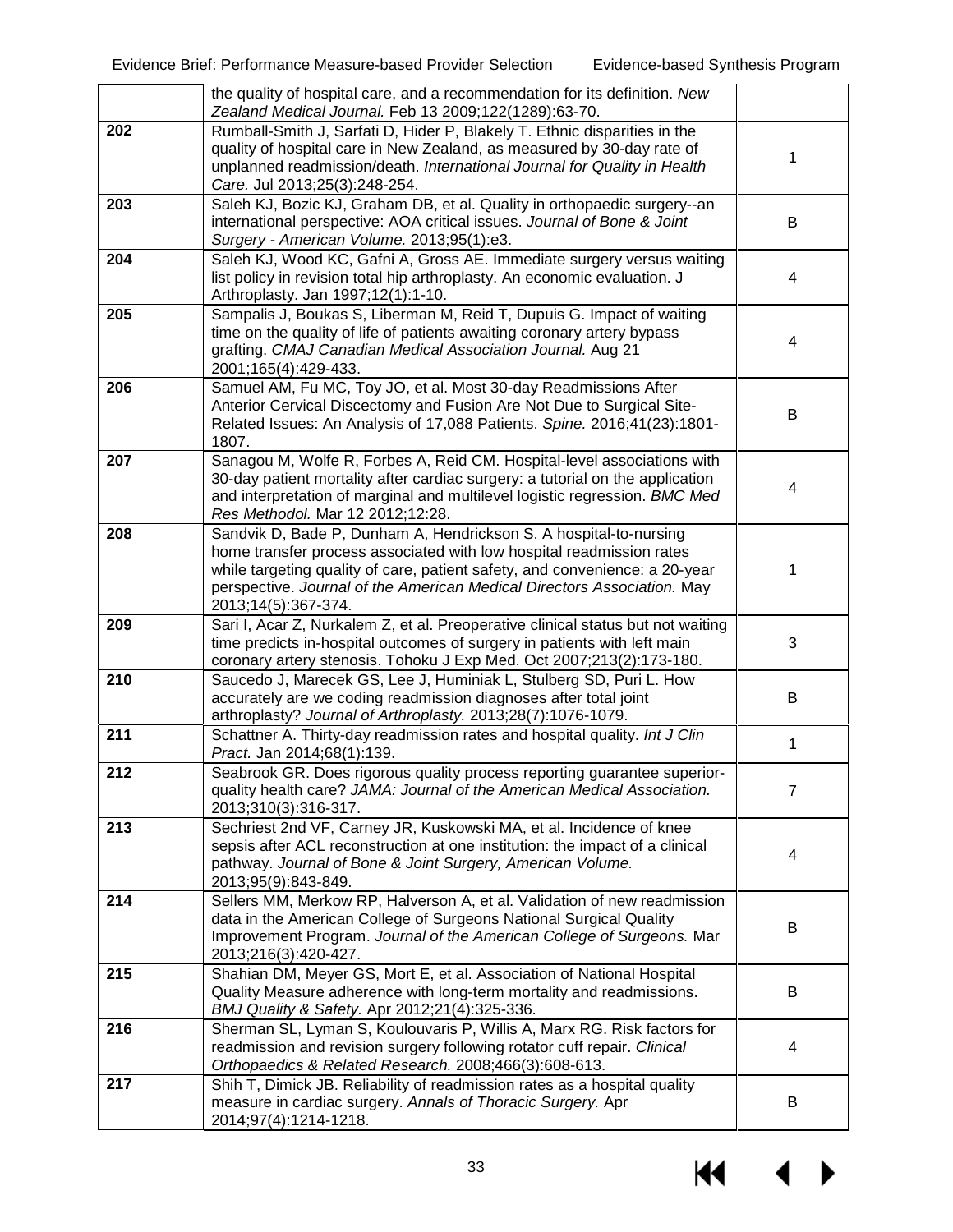| | | |
|---|---|---|
| | the quality of hospital care, and a recommendation for its definition. *New Zealand Medical Journal.* Feb 13 2009;122(1289):63-70. | |
| **202** | Rumball-Smith J, Sarfati D, Hider P, Blakely T. Ethnic disparities in the quality of hospital care in New Zealand, as measured by 30-day rate of unplanned readmission/death. *International Journal for Quality in Health Care.* Jul 2013;25(3):248-254. | 1 |
| **203** | Saleh KJ, Bozic KJ, Graham DB, et al. Quality in orthopaedic surgery--an international perspective: AOA critical issues. *Journal of Bone & Joint Surgery - American Volume.* 2013;95(1):e3. | B |
| **204** | Saleh KJ, Wood KC, Gafni A, Gross AE. Immediate surgery versus waiting list policy in revision total hip arthroplasty. An economic evaluation. J Arthroplasty. Jan 1997;12(1):1-10. | 4 |
| **205** | Sampalis J, Boukas S, Liberman M, Reid T, Dupuis G. Impact of waiting time on the quality of life of patients awaiting coronary artery bypass grafting. *CMAJ Canadian Medical Association Journal.* Aug 21 2001;165(4):429-433. | 4 |
| **206** | Samuel AM, Fu MC, Toy JO, et al. Most 30-day Readmissions After Anterior Cervical Discectomy and Fusion Are Not Due to Surgical Site-Related Issues: An Analysis of 17,088 Patients. *Spine.* 2016;41(23):1801-1807. | B |
| **207** | Sanagou M, Wolfe R, Forbes A, Reid CM. Hospital-level associations with 30-day patient mortality after cardiac surgery: a tutorial on the application and interpretation of marginal and multilevel logistic regression. *BMC Med Res Methodol.* Mar 12 2012;12:28. | 4 |
| **208** | Sandvik D, Bade P, Dunham A, Hendrickson S. A hospital-to-nursing home transfer process associated with low hospital readmission rates while targeting quality of care, patient safety, and convenience: a 20-year perspective. *Journal of the American Medical Directors Association.* May 2013;14(5):367-374. | 1 |
| **209** | Sari I, Acar Z, Nurkalem Z, et al. Preoperative clinical status but not waiting time predicts in-hospital outcomes of surgery in patients with left main coronary artery stenosis. Tohoku J Exp Med. Oct 2007;213(2):173-180. | 3 |
| **210** | Saucedo J, Marecek GS, Lee J, Huminiak L, Stulberg SD, Puri L. How accurately are we coding readmission diagnoses after total joint arthroplasty? *Journal of Arthroplasty.* 2013;28(7):1076-1079. | B |
| **211** | Schattner A. Thirty-day readmission rates and hospital quality. *Int J Clin Pract.* Jan 2014;68(1):139. | 1 |
| **212** | Seabrook GR. Does rigorous quality process reporting guarantee superior-quality health care? *JAMA: Journal of the American Medical Association.* 2013;310(3):316-317. | 7 |
| **213** | Sechriest 2nd VF, Carney JR, Kuskowski MA, et al. Incidence of knee sepsis after ACL reconstruction at one institution: the impact of a clinical pathway. *Journal of Bone & Joint Surgery, American Volume.* 2013;95(9):843-849. | 4 |
| **214** | Sellers MM, Merkow RP, Halverson A, et al. Validation of new readmission data in the American College of Surgeons National Surgical Quality Improvement Program. *Journal of the American College of Surgeons.* Mar 2013;216(3):420-427. | B |
| **215** | Shahian DM, Meyer GS, Mort E, et al. Association of National Hospital Quality Measure adherence with long-term mortality and readmissions. *BMJ Quality & Safety.* Apr 2012;21(4):325-336. | B |
| **216** | Sherman SL, Lyman S, Koulouvaris P, Willis A, Marx RG. Risk factors for readmission and revision surgery following rotator cuff repair. *Clinical Orthopaedics & Related Research.* 2008;466(3):608-613. | 4 |
| **217** | Shih T, Dimick JB. Reliability of readmission rates as a hospital quality measure in cardiac surgery. *Annals of Thoracic Surgery.* Apr 2014;97(4):1214-1218. | B |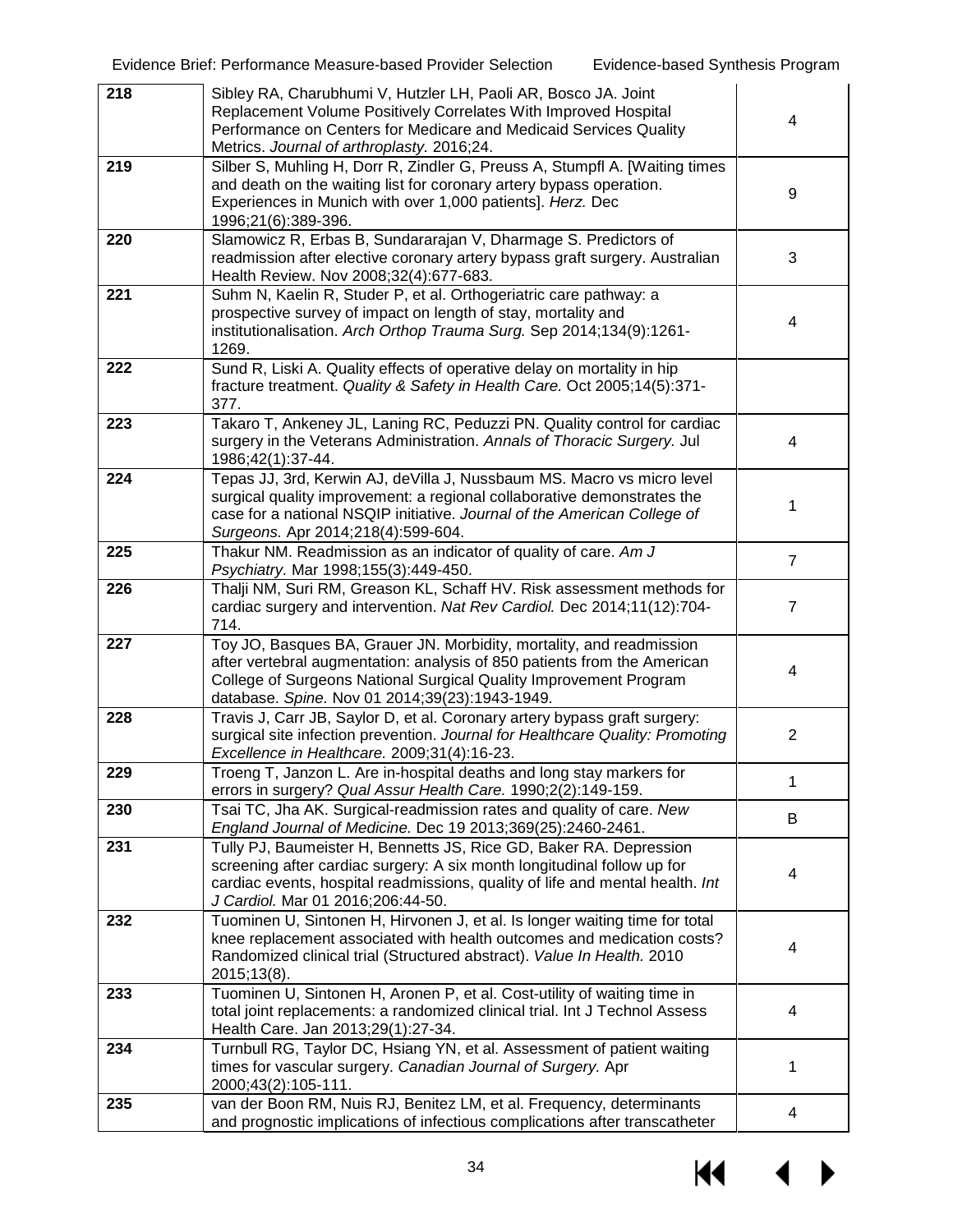| | | |
|---|---|---|
| **218** | Sibley RA, Charubhumi V, Hutzler LH, Paoli AR, Bosco JA. Joint Replacement Volume Positively Correlates With Improved Hospital Performance on Centers for Medicare and Medicaid Services Quality Metrics. *Journal of arthroplasty.* 2016;24. | 4 |
| **219** | Silber S, Muhling H, Dorr R, Zindler G, Preuss A, Stumpfl A. [Waiting times and death on the waiting list for coronary artery bypass operation. Experiences in Munich with over 1,000 patients]. *Herz.* Dec 1996;21(6):389-396. | 9 |
| **220** | Slamowicz R, Erbas B, Sundararajan V, Dharmage S. Predictors of readmission after elective coronary artery bypass graft surgery. Australian Health Review. Nov 2008;32(4):677-683. | 3 |
| **221** | Suhm N, Kaelin R, Studer P, et al. Orthogeriatric care pathway: a prospective survey of impact on length of stay, mortality and institutionalisation. *Arch Orthop Trauma Surg.* Sep 2014;134(9):1261-1269. | 4 |
| **222** | Sund R, Liski A. Quality effects of operative delay on mortality in hip fracture treatment. *Quality & Safety in Health Care.* Oct 2005;14(5):371-377. | |
| **223** | Takaro T, Ankeney JL, Laning RC, Peduzzi PN. Quality control for cardiac surgery in the Veterans Administration. *Annals of Thoracic Surgery.* Jul 1986;42(1):37-44. | 4 |
| **224** | Tepas JJ, 3rd, Kerwin AJ, deVilla J, Nussbaum MS. Macro vs micro level surgical quality improvement: a regional collaborative demonstrates the case for a national NSQIP initiative. *Journal of the American College of Surgeons.* Apr 2014;218(4):599-604. | 1 |
| **225** | Thakur NM. Readmission as an indicator of quality of care. *Am J Psychiatry*. Mar 1998;155(3):449-450. | 7 |
| **226** | Thalji NM, Suri RM, Greason KL, Schaff HV. Risk assessment methods for cardiac surgery and intervention. *Nat Rev Cardiol.* Dec 2014;11(12):704-714. | 7 |
| **227** | Toy JO, Basques BA, Grauer JN. Morbidity, mortality, and readmission after vertebral augmentation: analysis of 850 patients from the American College of Surgeons National Surgical Quality Improvement Program database. *Spine.* Nov 01 2014;39(23):1943-1949. | 4 |
| **228** | Travis J, Carr JB, Saylor D, et al. Coronary artery bypass graft surgery: surgical site infection prevention. *Journal for Healthcare Quality: Promoting Excellence in Healthcare.* 2009;31(4):16-23. | 2 |
| **229** | Troeng T, Janzon L. Are in-hospital deaths and long stay markers for errors in surgery? *Qual Assur Health Care.* 1990;2(2):149-159. | 1 |
| **230** | Tsai TC, Jha AK. Surgical-readmission rates and quality of care. *New England Journal of Medicine.* Dec 19 2013;369(25):2460-2461. | B |
| **231** | Tully PJ, Baumeister H, Bennetts JS, Rice GD, Baker RA. Depression screening after cardiac surgery: A six month longitudinal follow up for cardiac events, hospital readmissions, quality of life and mental health. *Int J Cardiol.* Mar 01 2016;206:44-50. | 4 |
| **232** | Tuominen U, Sintonen H, Hirvonen J, et al. Is longer waiting time for total knee replacement associated with health outcomes and medication costs? Randomized clinical trial (Structured abstract). *Value In Health.* 2010 2015;13(8). | 4 |
| **233** | Tuominen U, Sintonen H, Aronen P, et al. Cost-utility of waiting time in total joint replacements: a randomized clinical trial. Int J Technol Assess Health Care. Jan 2013;29(1):27-34. | 4 |
| **234** | Turnbull RG, Taylor DC, Hsiang YN, et al. Assessment of patient waiting times for vascular surgery. *Canadian Journal of Surgery.* Apr 2000;43(2):105-111. | 1 |
| **235** | van der Boon RM, Nuis RJ, Benitez LM, et al. Frequency, determinants and prognostic implications of infectious complications after transcatheter | 4 |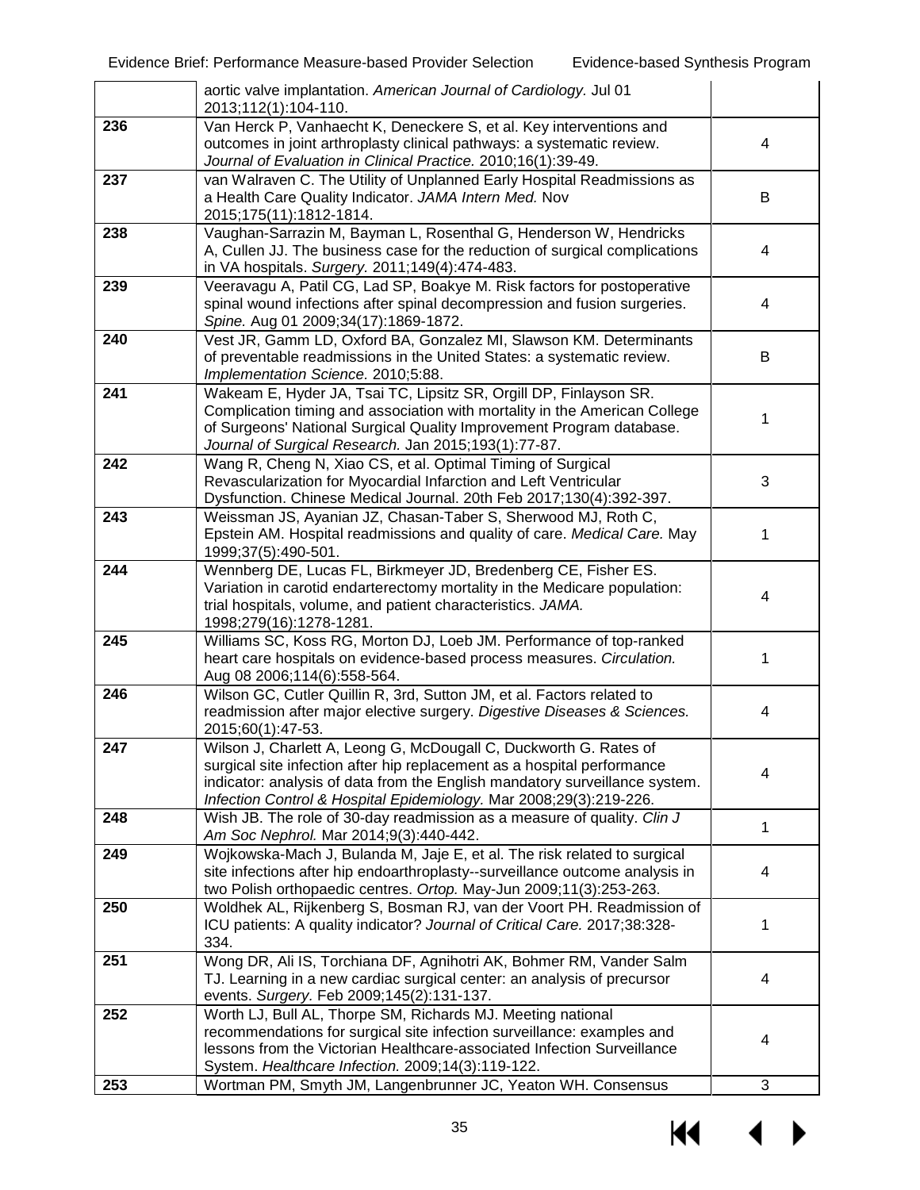| | | |
|---|---|---|
| | aortic valve implantation. *American Journal of Cardiology.* Jul 01 2013;112(1):104-110. | |
| **236** | Van Herck P, Vanhaecht K, Deneckere S, et al. Key interventions and outcomes in joint arthroplasty clinical pathways: a systematic review. *Journal of Evaluation in Clinical Practice.* 2010;16(1):39-49. | 4 |
| **237** | van Walraven C. The Utility of Unplanned Early Hospital Readmissions as a Health Care Quality Indicator. *JAMA Intern Med.* Nov 2015;175(11):1812-1814. | B |
| **238** | Vaughan-Sarrazin M, Bayman L, Rosenthal G, Henderson W, Hendricks A, Cullen JJ. The business case for the reduction of surgical complications in VA hospitals. *Surgery.* 2011;149(4):474-483. | 4 |
| **239** | Veeravagu A, Patil CG, Lad SP, Boakye M. Risk factors for postoperative spinal wound infections after spinal decompression and fusion surgeries. *Spine.* Aug 01 2009;34(17):1869-1872. | 4 |
| **240** | Vest JR, Gamm LD, Oxford BA, Gonzalez MI, Slawson KM. Determinants of preventable readmissions in the United States: a systematic review. *Implementation Science.* 2010;5:88. | B |
| **241** | Wakeam E, Hyder JA, Tsai TC, Lipsitz SR, Orgill DP, Finlayson SR. Complication timing and association with mortality in the American College of Surgeons' National Surgical Quality Improvement Program database. *Journal of Surgical Research.* Jan 2015;193(1):77-87. | 1 |
| **242** | Wang R, Cheng N, Xiao CS, et al. Optimal Timing of Surgical Revascularization for Myocardial Infarction and Left Ventricular Dysfunction. Chinese Medical Journal. 20th Feb 2017;130(4):392-397. | 3 |
| **243** | Weissman JS, Ayanian JZ, Chasan-Taber S, Sherwood MJ, Roth C, Epstein AM. Hospital readmissions and quality of care. *Medical Care.* May 1999;37(5):490-501. | 1 |
| **244** | Wennberg DE, Lucas FL, Birkmeyer JD, Bredenberg CE, Fisher ES. Variation in carotid endarterectomy mortality in the Medicare population: trial hospitals, volume, and patient characteristics. *JAMA.* 1998;279(16):1278-1281. | 4 |
| **245** | Williams SC, Koss RG, Morton DJ, Loeb JM. Performance of top-ranked heart care hospitals on evidence-based process measures. *Circulation.* Aug 08 2006;114(6):558-564. | 1 |
| **246** | Wilson GC, Cutler Quillin R, 3rd, Sutton JM, et al. Factors related to readmission after major elective surgery. *Digestive Diseases & Sciences.* 2015;60(1):47-53. | 4 |
| **247** | Wilson J, Charlett A, Leong G, McDougall C, Duckworth G. Rates of surgical site infection after hip replacement as a hospital performance indicator: analysis of data from the English mandatory surveillance system. *Infection Control & Hospital Epidemiology.* Mar 2008;29(3):219-226. | 4 |
| **248** | Wish JB. The role of 30-day readmission as a measure of quality. *Clin J Am Soc Nephrol.* Mar 2014;9(3):440-442. | 1 |
| **249** | Wojkowska-Mach J, Bulanda M, Jaje E, et al. The risk related to surgical site infections after hip endoarthroplasty--surveillance outcome analysis in two Polish orthopaedic centres. *Ortop.* May-Jun 2009;11(3):253-263. | 4 |
| **250** | Woldhek AL, Rijkenberg S, Bosman RJ, van der Voort PH. Readmission of ICU patients: A quality indicator? *Journal of Critical Care.* 2017;38:328-334. | 1 |
| **251** | Wong DR, Ali IS, Torchiana DF, Agnihotri AK, Bohmer RM, Vander Salm TJ. Learning in a new cardiac surgical center: an analysis of precursor events. *Surgery.* Feb 2009;145(2):131-137. | 4 |
| **252** | Worth LJ, Bull AL, Thorpe SM, Richards MJ. Meeting national recommendations for surgical site infection surveillance: examples and lessons from the Victorian Healthcare-associated Infection Surveillance System. *Healthcare Infection.* 2009;14(3):119-122. | 4 |
| **253** | Wortman PM, Smyth JM, Langenbrunner JC, Yeaton WH. Consensus | 3 |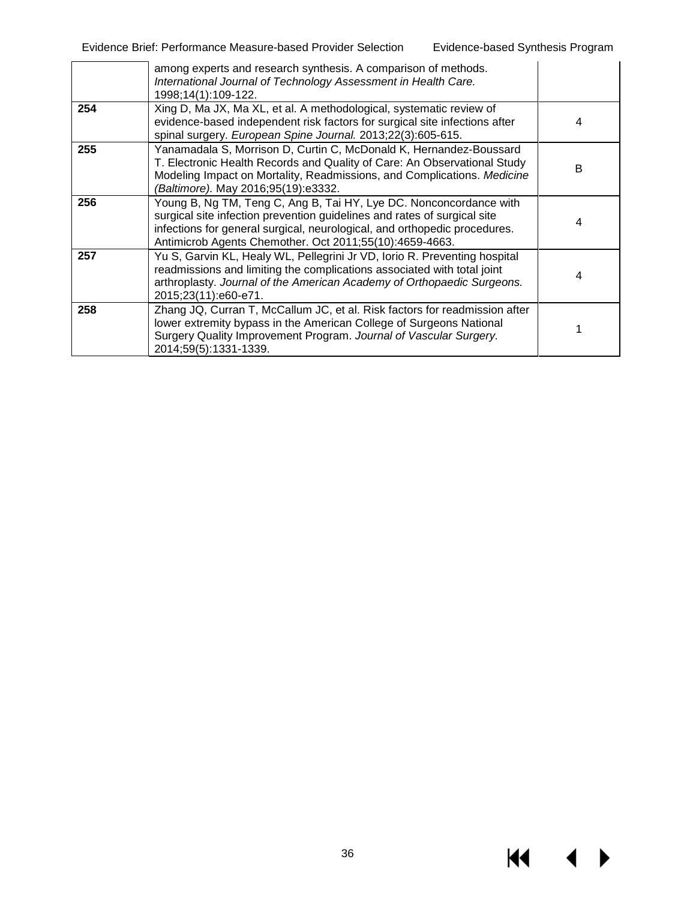| | | |
|---|---|---|
| | among experts and research synthesis. A comparison of methods. *International Journal of Technology Assessment in Health Care.* 1998;14(1):109-122. | |
| **254** | Xing D, Ma JX, Ma XL, et al. A methodological, systematic review of evidence-based independent risk factors for surgical site infections after spinal surgery. *European Spine Journal.* 2013;22(3):605-615. | 4 |
| **255** | Yanamadala S, Morrison D, Curtin C, McDonald K, Hernandez-Boussard T. Electronic Health Records and Quality of Care: An Observational Study Modeling Impact on Mortality, Readmissions, and Complications. *Medicine (Baltimore).* May 2016;95(19):e3332. | B |
| **256** | Young B, Ng TM, Teng C, Ang B, Tai HY, Lye DC. Nonconcordance with surgical site infection prevention guidelines and rates of surgical site infections for general surgical, neurological, and orthopedic procedures. Antimicrob Agents Chemother. Oct 2011;55(10):4659-4663. | 4 |
| **257** | Yu S, Garvin KL, Healy WL, Pellegrini Jr VD, Iorio R. Preventing hospital readmissions and limiting the complications associated with total joint arthroplasty. *Journal of the American Academy of Orthopaedic Surgeons.* 2015;23(11):e60-e71. | 4 |
| **258** | Zhang JQ, Curran T, McCallum JC, et al. Risk factors for readmission after lower extremity bypass in the American College of Surgeons National Surgery Quality Improvement Program. *Journal of Vascular Surgery.* 2014;59(5):1331-1339. | 1 |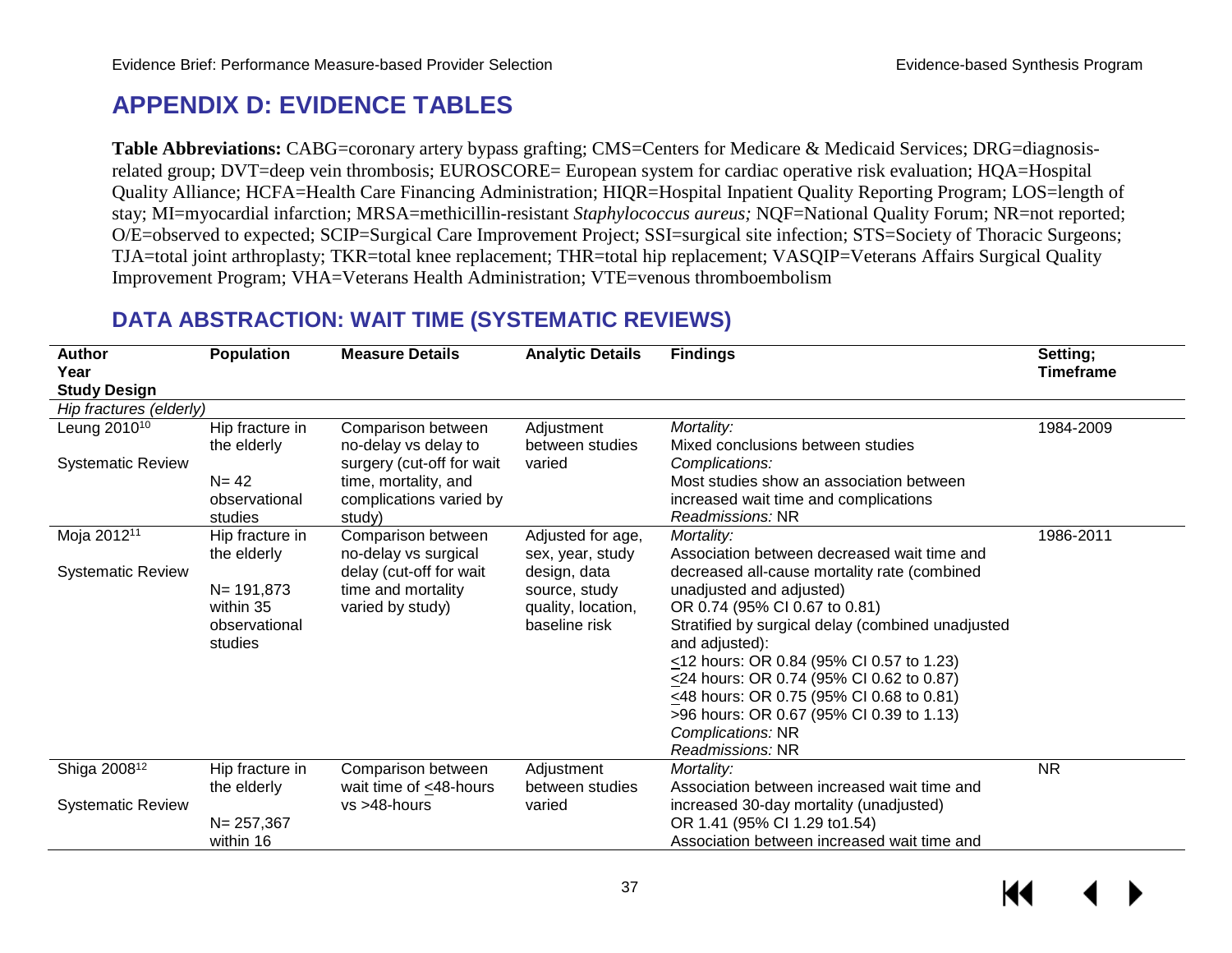# APPENDIX D: EVIDENCE TABLES

**Table Abbreviations:** CABG=coronary artery bypass grafting; CMS=Centers for Medicare & Medicaid Services; DRG=diagnosis-related group; DVT=deep vein thrombosis; EUROSCORE= European system for cardiac operative risk evaluation; HQA=Hospital Quality Alliance; HCFA=Health Care Financing Administration; HIQR=Hospital Inpatient Quality Reporting Program; LOS=length of stay; MI=myocardial infarction; MRSA=methicillin-resistant *Staphylococcus aureus;* NQF=National Quality Forum; NR=not reported; O/E=observed to expected; SCIP=Surgical Care Improvement Project; SSI=surgical site infection; STS=Society of Thoracic Surgeons; TJA=total joint arthroplasty; TKR=total knee replacement; THR=total hip replacement; VASQIP=Veterans Affairs Surgical Quality Improvement Program; VHA=Veterans Health Administration; VTE=venous thromboembolism

## DATA ABSTRACTION: WAIT TIME (SYSTEMATIC REVIEWS)

| Author<br>Year<br>Study Design | Population | Measure Details | Analytic Details | Findings | Setting;<br>Timeframe |
|---|---|---|---|---|---|
| *Hip fractures (elderly)* | | | | | |
| Leung 2010[10]<br><br>Systematic Review | Hip fracture in the elderly<br><br>N= 42 observational studies | Comparison between no-delay vs delay to surgery (cut-off for wait time, mortality, and complications varied by study) | Adjustment between studies varied | *Mortality:*<br>Mixed conclusions between studies<br>*Complications:*<br>Most studies show an association between increased wait time and complications<br>*Readmissions:* NR | 1984-2009 |
| Moja 2012[11]<br><br>Systematic Review | Hip fracture in the elderly<br><br>N= 191,873 within 35 observational studies | Comparison between no-delay vs surgical delay (cut-off for wait time and mortality varied by study) | Adjusted for age, sex, year, study design, data source, study quality, location, baseline risk | *Mortality:*<br>Association between decreased wait time and decreased all-cause mortality rate (combined unadjusted and adjusted)<br>OR 0.74 (95% CI 0.67 to 0.81)<br>Stratified by surgical delay (combined unadjusted and adjusted):<br>≤12 hours: OR 0.84 (95% CI 0.57 to 1.23)<br>≤24 hours: OR 0.74 (95% CI 0.62 to 0.87)<br>≤48 hours: OR 0.75 (95% CI 0.68 to 0.81)<br>>96 hours: OR 0.67 (95% CI 0.39 to 1.13)<br>*Complications:* NR<br>*Readmissions:* NR | 1986-2011 |
| Shiga 2008[12]<br><br>Systematic Review | Hip fracture in the elderly<br><br>N= 257,367 within 16 | Comparison between wait time of ≤48-hours vs >48-hours | Adjustment between studies varied | *Mortality:*<br>Association between increased wait time and increased 30-day mortality (unadjusted)<br>OR 1.41 (95% CI 1.29 to1.54)<br>Association between increased wait time and | NR |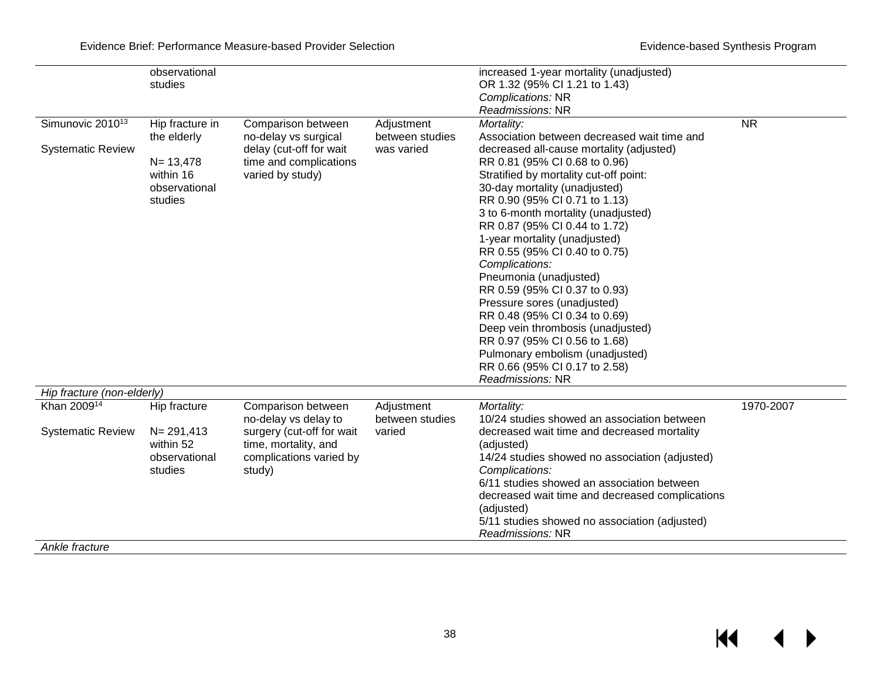| | | | | | |
|---|---|---|---|---|---|
| | observational studies | | | increased 1-year mortality (unadjusted)<br>OR 1.32 (95% CI 1.21 to 1.43)<br>*Complications:* NR<br>*Readmissions:* NR | |
| Simunovic 2010[13]<br><br>Systematic Review | Hip fracture in the elderly<br><br>N= 13,478 within 16 observational studies | Comparison between no-delay vs surgical delay (cut-off for wait time and complications varied by study) | Adjustment between studies was varied | *Mortality:*<br>Association between decreased wait time and decreased all-cause mortality (adjusted)<br>RR 0.81 (95% CI 0.68 to 0.96)<br>Stratified by mortality cut-off point:<br>30-day mortality (unadjusted)<br>RR 0.90 (95% CI 0.71 to 1.13)<br>3 to 6-month mortality (unadjusted)<br>RR 0.87 (95% CI 0.44 to 1.72)<br>1-year mortality (unadjusted)<br>RR 0.55 (95% CI 0.40 to 0.75)<br>*Complications:*<br>Pneumonia (unadjusted)<br>RR 0.59 (95% CI 0.37 to 0.93)<br>Pressure sores (unadjusted)<br>RR 0.48 (95% CI 0.34 to 0.69)<br>Deep vein thrombosis (unadjusted)<br>RR 0.97 (95% CI 0.56 to 1.68)<br>Pulmonary embolism (unadjusted)<br>RR 0.66 (95% CI 0.17 to 2.58)<br>*Readmissions:* NR | NR |
| *Hip fracture (non-elderly)* | | | | | |
| Khan 2009[14]<br><br>Systematic Review | Hip fracture<br><br>N= 291,413 within 52 observational studies | Comparison between no-delay vs delay to surgery (cut-off for wait time, mortality, and complications varied by study) | Adjustment between studies varied | *Mortality:*<br>10/24 studies showed an association between decreased wait time and decreased mortality (adjusted)<br>14/24 studies showed no association (adjusted)<br>*Complications:*<br>6/11 studies showed an association between decreased wait time and decreased complications (adjusted)<br>5/11 studies showed no association (adjusted)<br>*Readmissions:* NR | 1970-2007 |
| *Ankle fracture* | | | | | |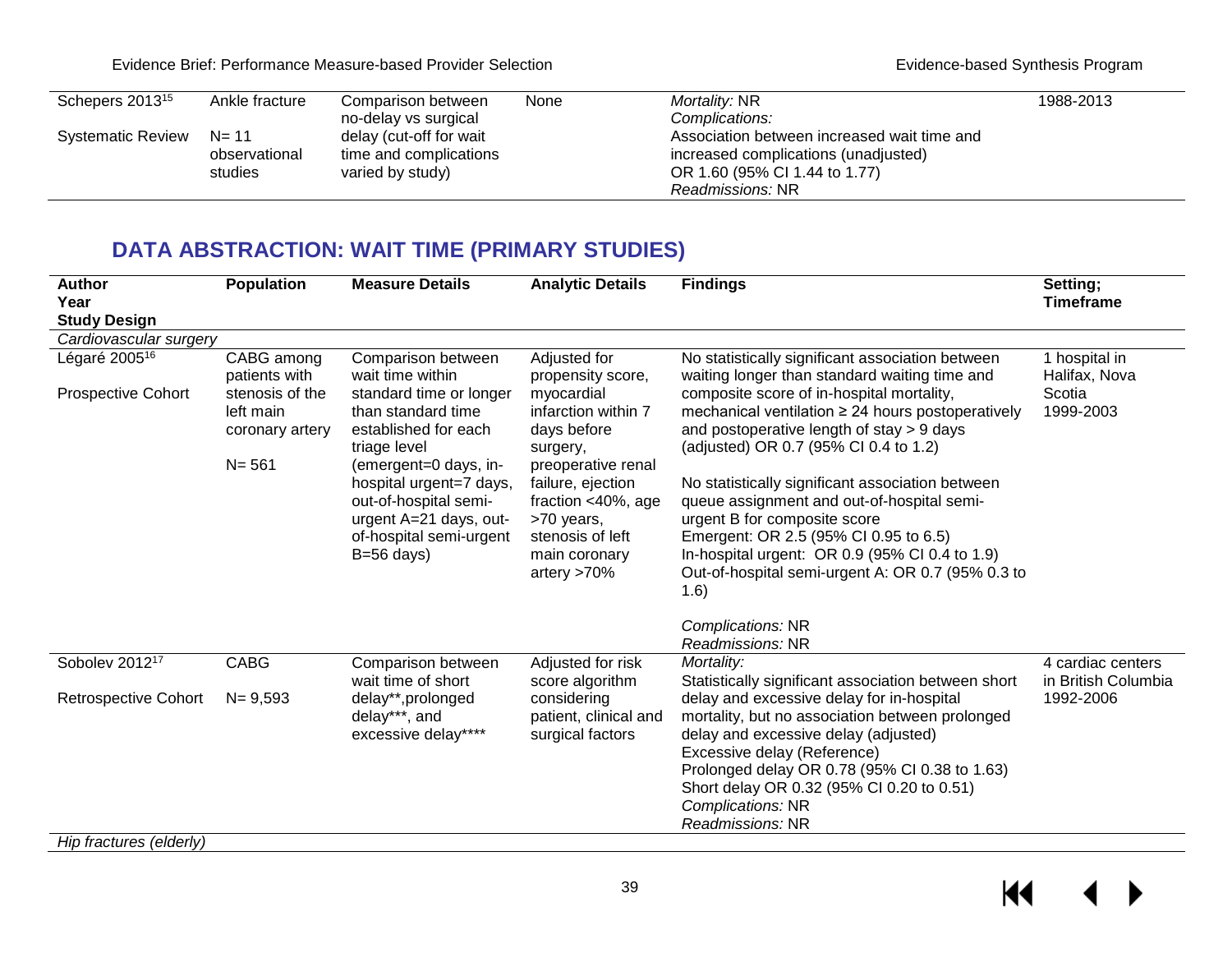| Schepers 2013[15]<br><br>Systematic Review | Ankle fracture<br><br>N= 11 observational studies | Comparison between no-delay vs surgical delay (cut-off for wait time and complications varied by study) | None | *Mortality:* NR<br>*Complications:*<br>Association between increased wait time and increased complications (unadjusted)<br>OR 1.60 (95% CI 1.44 to 1.77)<br>*Readmissions:* NR | 1988-2013 |
|---|---|---|---|---|---|

## DATA ABSTRACTION: WAIT TIME (PRIMARY STUDIES)

| Author<br>Year<br>Study Design | Population | Measure Details | Analytic Details | Findings | Setting;<br>Timeframe |
|---|---|---|---|---|---|
| *Cardiovascular surgery* | | | | | |
| Légaré 2005[16]<br><br>Prospective Cohort | CABG among patients with stenosis of the left main coronary artery<br><br>N= 561 | Comparison between wait time within standard time or longer than standard time established for each triage level (emergent=0 days, in-hospital urgent=7 days, out-of-hospital semi-urgent A=21 days, out-of-hospital semi-urgent B=56 days) | Adjusted for propensity score, myocardial infarction within 7 days before surgery, preoperative renal failure, ejection fraction <40%, age >70 years, stenosis of left main coronary artery >70% | No statistically significant association between waiting longer than standard waiting time and composite score of in-hospital mortality, mechanical ventilation ≥ 24 hours postoperatively and postoperative length of stay > 9 days (adjusted) OR 0.7 (95% CI 0.4 to 1.2)<br><br>No statistically significant association between queue assignment and out-of-hospital semi-urgent B for composite score<br>Emergent: OR 2.5 (95% CI 0.95 to 6.5)<br>In-hospital urgent: OR 0.9 (95% CI 0.4 to 1.9)<br>Out-of-hospital semi-urgent A: OR 0.7 (95% 0.3 to 1.6)<br><br>*Complications:* NR<br>*Readmissions:* NR | 1 hospital in Halifax, Nova Scotia<br>1999-2003 |
| Sobolev 2012[17]<br><br>Retrospective Cohort | CABG<br><br>N= 9,593 | Comparison between wait time of short delay**, prolonged delay***, and excessive delay**** | Adjusted for risk score algorithm considering patient, clinical and surgical factors | *Mortality:*<br>Statistically significant association between short delay and excessive delay for in-hospital mortality, but no association between prolonged delay and excessive delay (adjusted)<br>Excessive delay (Reference)<br>Prolonged delay OR 0.78 (95% CI 0.38 to 1.63)<br>Short delay OR 0.32 (95% CI 0.20 to 0.51)<br>*Complications:* NR<br>*Readmissions:* NR | 4 cardiac centers in British Columbia<br>1992-2006 |
| *Hip fractures (elderly)* | | | | | |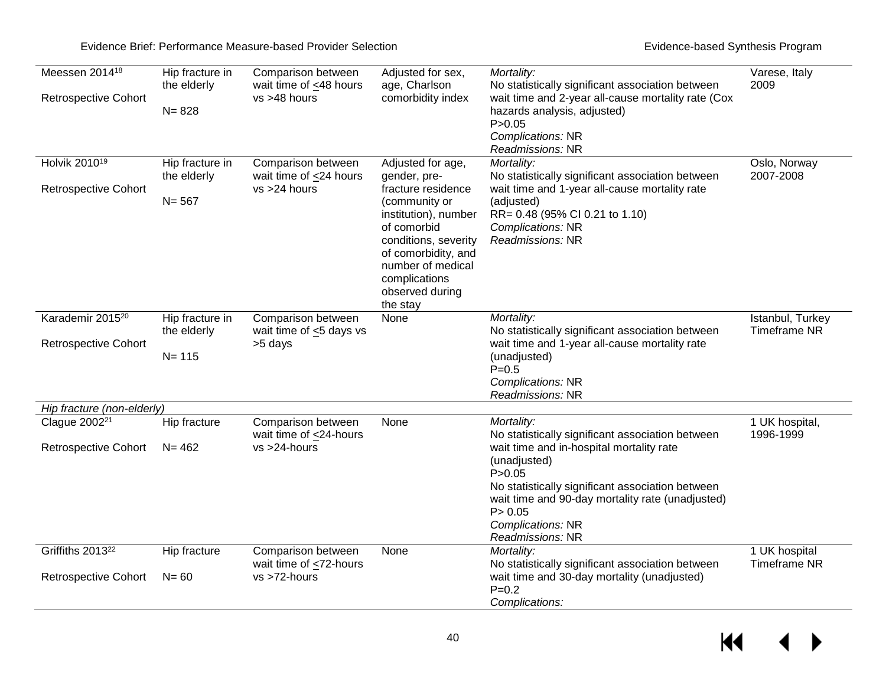| | | | | | |
|---|---|---|---|---|---|
| Meessen 2014[18]<br><br>Retrospective Cohort | Hip fracture in the elderly<br><br>N= 828 | Comparison between wait time of ≤48 hours vs >48 hours | Adjusted for sex, age, Charlson comorbidity index | *Mortality:*<br>No statistically significant association between wait time and 2-year all-cause mortality rate (Cox hazards analysis, adjusted)<br>P>0.05<br>*Complications:* NR<br>*Readmissions:* NR | Varese, Italy 2009 |
| Holvik 2010[19]<br><br>Retrospective Cohort | Hip fracture in the elderly<br><br>N= 567 | Comparison between wait time of ≤24 hours vs >24 hours | Adjusted for age, gender, pre-fracture residence (community or institution), number of comorbid conditions, severity of comorbidity, and number of medical complications observed during the stay | *Mortality:*<br>No statistically significant association between wait time and 1-year all-cause mortality rate (adjusted)<br>RR= 0.48 (95% CI 0.21 to 1.10)<br>*Complications:* NR<br>*Readmissions:* NR | Oslo, Norway 2007-2008 |
| Karademir 2015[20]<br><br>Retrospective Cohort | Hip fracture in the elderly<br><br>N= 115 | Comparison between wait time of ≤5 days vs >5 days | None | *Mortality:*<br>No statistically significant association between wait time and 1-year all-cause mortality rate (unadjusted)<br>P=0.5<br>*Complications:* NR<br>*Readmissions:* NR | Istanbul, Turkey Timeframe NR |
| *Hip fracture (non-elderly)* | | | | | |
| Clague 2002[21]<br><br>Retrospective Cohort | Hip fracture<br><br>N= 462 | Comparison between wait time of ≤24-hours vs >24-hours | None | *Mortality:*<br>No statistically significant association between wait time and in-hospital mortality rate (unadjusted)<br>P>0.05<br>No statistically significant association between wait time and 90-day mortality rate (unadjusted)<br>P> 0.05<br>*Complications:* NR<br>*Readmissions:* NR | 1 UK hospital, 1996-1999 |
| Griffiths 2013[22]<br><br>Retrospective Cohort | Hip fracture<br><br>N= 60 | Comparison between wait time of ≤72-hours vs >72-hours | None | *Mortality:*<br>No statistically significant association between wait time and 30-day mortality (unadjusted)<br>P=0.2<br>*Complications:* | 1 UK hospital Timeframe NR |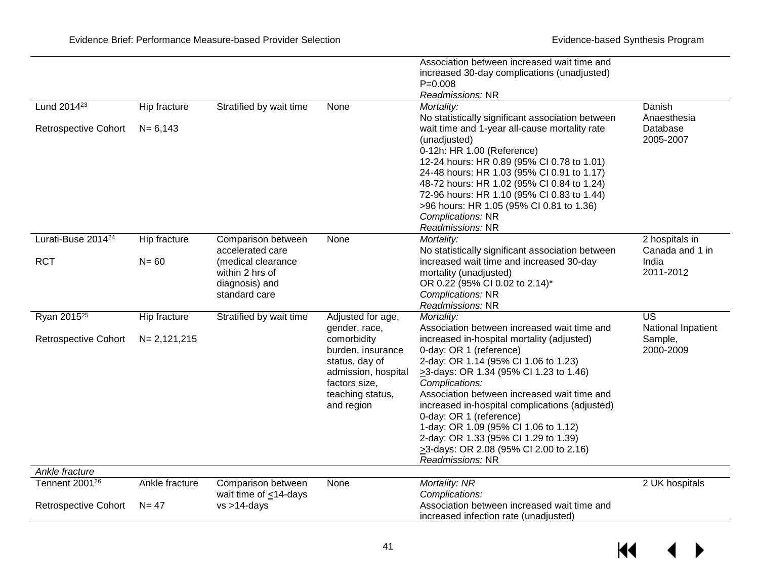| | | | | | |
|---|---|---|---|---|---|
| | | | | Association between increased wait time and increased 30-day complications (unadjusted)<br>P=0.008<br>*Readmissions:* NR | |
| Lund 2014[23]<br><br>Retrospective Cohort | Hip fracture<br><br>N= 6,143 | Stratified by wait time | None | *Mortality:*<br>No statistically significant association between wait time and 1-year all-cause mortality rate (unadjusted)<br>0-12h: HR 1.00 (Reference)<br>12-24 hours: HR 0.89 (95% CI 0.78 to 1.01)<br>24-48 hours: HR 1.03 (95% CI 0.91 to 1.17)<br>48-72 hours: HR 1.02 (95% CI 0.84 to 1.24)<br>72-96 hours: HR 1.10 (95% CI 0.83 to 1.44)<br>>96 hours: HR 1.05 (95% CI 0.81 to 1.36)<br>*Complications:* NR<br>*Readmissions:* NR | Danish Anaesthesia Database<br>2005-2007 |
| Lurati-Buse 2014[24]<br><br>RCT | Hip fracture<br><br>N= 60 | Comparison between accelerated care (medical clearance within 2 hrs of diagnosis) and standard care | None | *Mortality:*<br>No statistically significant association between increased wait time and increased 30-day mortality (unadjusted)<br>OR 0.22 (95% CI 0.02 to 2.14)*<br>*Complications:* NR<br>*Readmissions:* NR | 2 hospitals in Canada and 1 in India<br>2011-2012 |
| Ryan 2015[25]<br><br>Retrospective Cohort | Hip fracture<br><br>N= 2,121,215 | Stratified by wait time | Adjusted for age, gender, race, comorbidity burden, insurance status, day of admission, hospital factors size, teaching status, and region | *Mortality:*<br>Association between increased wait time and increased in-hospital mortality (adjusted)<br>0-day: OR 1 (reference)<br>2-day: OR 1.14 (95% CI 1.06 to 1.23)<br>≥3-days: OR 1.34 (95% CI 1.23 to 1.46)<br>*Complications:*<br>Association between increased wait time and increased in-hospital complications (adjusted)<br>0-day: OR 1 (reference)<br>1-day: OR 1.09 (95% CI 1.06 to 1.12)<br>2-day: OR 1.33 (95% CI 1.29 to 1.39)<br>≥3-days: OR 2.08 (95% CI 2.00 to 2.16)<br>*Readmissions:* NR | US<br>National Inpatient Sample,<br>2000-2009 |
| *Ankle fracture* | | | | | |
| Tennent 2001[26]<br><br>Retrospective Cohort | Ankle fracture<br><br>N= 47 | Comparison between wait time of ≤14-days vs >14-days | None | *Mortality: NR*<br>*Complications:*<br>Association between increased wait time and increased infection rate (unadjusted) | 2 UK hospitals |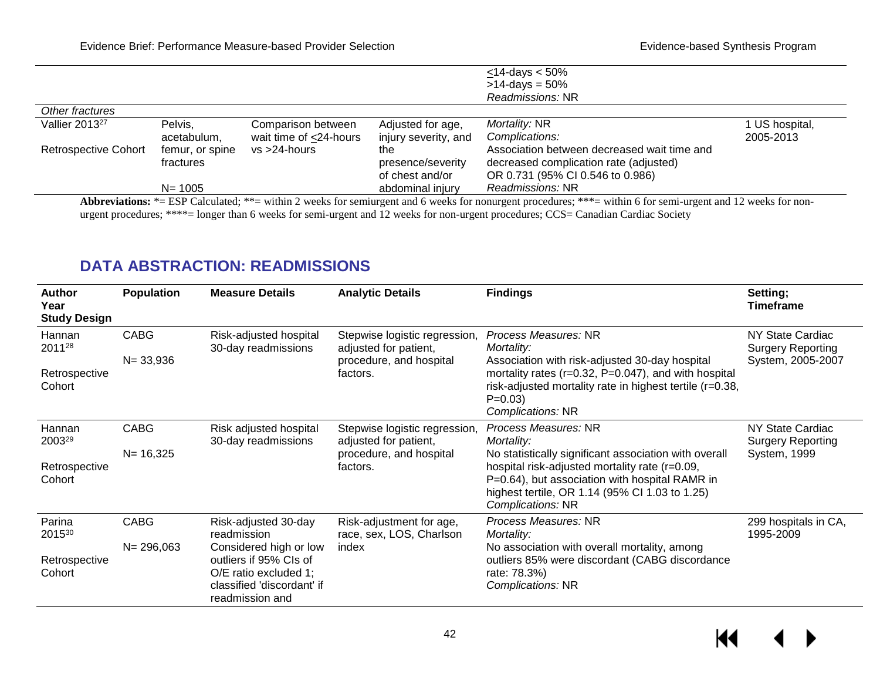| | | | | | |
|---|---|---|---|---|---|
| | | | | ≤14-days < 50%<br>>14-days = 50%<br>*Readmissions:* NR | |
| *Other fractures* | | | | | |
| Vallier 2013[27]<br><br>Retrospective Cohort | Pelvis, acetabulum, femur, or spine fractures<br><br>N= 1005 | Comparison between wait time of ≤24-hours vs >24-hours | Adjusted for age, injury severity, and the presence/severity of chest and/or abdominal injury | *Mortality:* NR<br>*Complications:*<br>Association between decreased wait time and decreased complication rate (adjusted) OR 0.731 (95% CI 0.546 to 0.986)<br>*Readmissions:* NR | 1 US hospital, 2005-2013 |

**Abbreviations:** *= ESP Calculated; **= within 2 weeks for semiurgent and 6 weeks for nonurgent procedures; ***= within 6 for semi-urgent and 12 weeks for non-urgent procedures; ****= longer than 6 weeks for semi-urgent and 12 weeks for non-urgent procedures; CCS= Canadian Cardiac Society

## DATA ABSTRACTION: READMISSIONS

| Author<br>Year<br>Study Design | Population | Measure Details | Analytic Details | Findings | Setting;<br>Timeframe |
|---|---|---|---|---|---|
| Hannan 2011[28]<br><br>Retrospective Cohort | CABG<br><br>N= 33,936 | Risk-adjusted hospital 30-day readmissions | Stepwise logistic regression, adjusted for patient, procedure, and hospital factors. | *Process Measures:* NR<br>*Mortality:*<br>Association with risk-adjusted 30-day hospital mortality rates (r=0.32, P=0.047), and with hospital risk-adjusted mortality rate in highest tertile (r=0.38, P=0.03)<br>*Complications:* NR | NY State Cardiac Surgery Reporting System, 2005-2007 |
| Hannan 2003[29]<br><br>Retrospective Cohort | CABG<br><br>N= 16,325 | Risk adjusted hospital 30-day readmissions | Stepwise logistic regression, adjusted for patient, procedure, and hospital factors. | *Process Measures:* NR<br>*Mortality:*<br>No statistically significant association with overall hospital risk-adjusted mortality rate (r=0.09, P=0.64), but association with hospital RAMR in highest tertile, OR 1.14 (95% CI 1.03 to 1.25)<br>*Complications:* NR | NY State Cardiac Surgery Reporting System, 1999 |
| Parina 2015[30]<br><br>Retrospective Cohort | CABG<br><br>N= 296,063 | Risk-adjusted 30-day readmission<br>Considered high or low outliers if 95% CIs of O/E ratio excluded 1; classified 'discordant' if readmission and | Risk-adjustment for age, race, sex, LOS, Charlson index | *Process Measures:* NR<br>*Mortality:*<br>No association with overall mortality, among outliers 85% were discordant (CABG discordance rate: 78.3%)<br>*Complications:* NR | 299 hospitals in CA, 1995-2009 |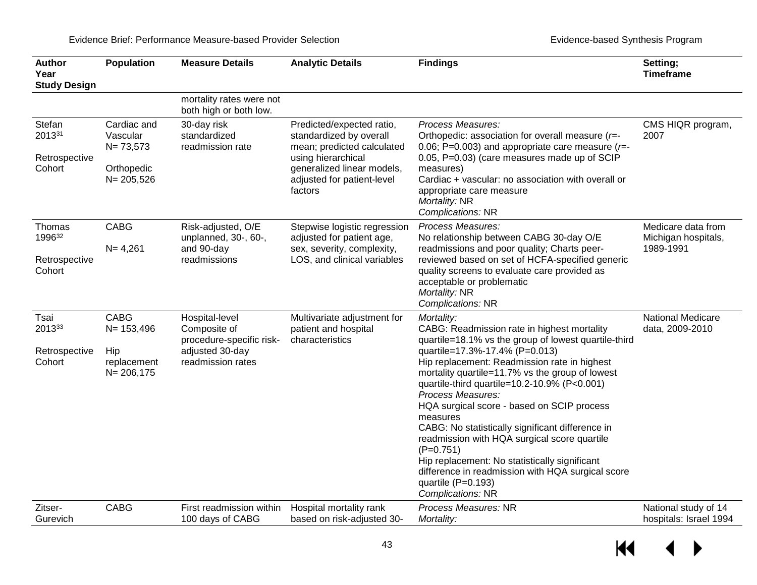| Author Year Study Design | Population | Measure Details | Analytic Details | Findings | Setting; Timeframe |
|---|---|---|---|---|---|
| | | mortality rates were not both high or both low. | | | |
| Stefan 2013[31]<br><br>Retrospective Cohort | Cardiac and Vascular N= 73,573<br><br>Orthopedic N= 205,526 | 30-day risk standardized readmission rate | Predicted/expected ratio, standardized by overall mean; predicted calculated using hierarchical generalized linear models, adjusted for patient-level factors | *Process Measures:*<br>Orthopedic: association for overall measure (*r*=-0.06; P=0.003) and appropriate care measure (*r*=-0.05, P=0.03) (care measures made up of SCIP measures)<br>Cardiac + vascular: no association with overall or appropriate care measure<br>*Mortality:* NR<br>*Complications:* NR | CMS HIQR program, 2007 |
| Thomas 1996[32]<br><br>Retrospective Cohort | CABG<br><br>N= 4,261 | Risk-adjusted, O/E unplanned, 30-, 60-, and 90-day readmissions | Stepwise logistic regression adjusted for patient age, sex, severity, complexity, LOS, and clinical variables | *Process Measures:*<br>No relationship between CABG 30-day O/E readmissions and poor quality; Charts peer-reviewed based on set of HCFA-specified generic quality screens to evaluate care provided as acceptable or problematic<br>*Mortality:* NR<br>*Complications:* NR | Medicare data from Michigan hospitals, 1989-1991 |
| Tsai 2013[33]<br><br>Retrospective Cohort | CABG N= 153,496<br><br>Hip replacement N= 206,175 | Hospital-level Composite of procedure-specific risk-adjusted 30-day readmission rates | Multivariate adjustment for patient and hospital characteristics | *Mortality:*<br>CABG: Readmission rate in highest mortality quartile=18.1% vs the group of lowest quartile-third quartile=17.3%-17.4% (P=0.013)<br>Hip replacement: Readmission rate in highest mortality quartile=11.7% vs the group of lowest quartile-third quartile=10.2-10.9% (P<0.001)<br>*Process Measures:*<br>HQA surgical score - based on SCIP process measures<br>CABG: No statistically significant difference in readmission with HQA surgical score quartile (P=0.751)<br>Hip replacement: No statistically significant difference in readmission with HQA surgical score quartile (P=0.193)<br>*Complications:* NR | National Medicare data, 2009-2010 |
| Zitser-Gurevich | CABG | First readmission within 100 days of CABG | Hospital mortality rank based on risk-adjusted 30- | *Process Measures:* NR<br>*Mortality:* | National study of 14 hospitals: Israel 1994 |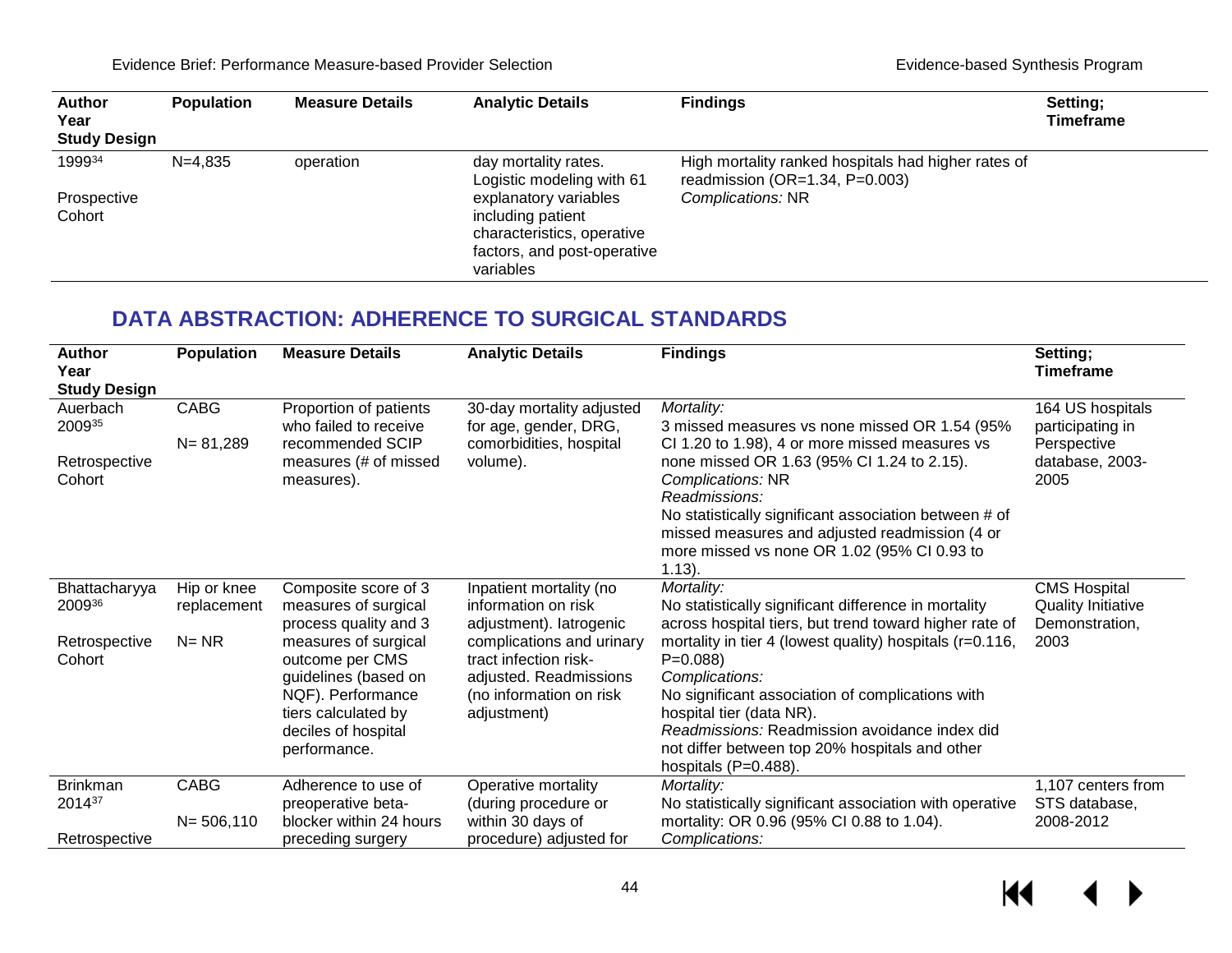| Author<br>Year<br>Study Design | Population | Measure Details | Analytic Details | Findings | Setting;<br>Timeframe |
|---|---|---|---|---|---|
| 1999[34]<br><br>Prospective Cohort | N=4,835 | operation | day mortality rates. Logistic modeling with 61 explanatory variables including patient characteristics, operative factors, and post-operative variables | High mortality ranked hospitals had higher rates of readmission (OR=1.34, P=0.003)<br>*Complications:* NR | |

## DATA ABSTRACTION: ADHERENCE TO SURGICAL STANDARDS

| Author<br>Year<br>Study Design | Population | Measure Details | Analytic Details | Findings | Setting;<br>Timeframe |
|---|---|---|---|---|---|
| Auerbach 2009[35]<br><br>Retrospective Cohort | CABG<br><br>N= 81,289 | Proportion of patients who failed to receive recommended SCIP measures (# of missed measures). | 30-day mortality adjusted for age, gender, DRG, comorbidities, hospital volume). | *Mortality:*<br>3 missed measures vs none missed OR 1.54 (95% CI 1.20 to 1.98), 4 or more missed measures vs none missed OR 1.63 (95% CI 1.24 to 2.15).<br>*Complications:* NR<br>*Readmissions:*<br>No statistically significant association between # of missed measures and adjusted readmission (4 or more missed vs none OR 1.02 (95% CI 0.93 to 1.13). | 164 US hospitals participating in Perspective database, 2003-2005 |
| Bhattacharyya 2009[36]<br><br>Retrospective Cohort | Hip or knee replacement<br><br>N= NR | Composite score of 3 measures of surgical process quality and 3 measures of surgical outcome per CMS guidelines (based on NQF). Performance tiers calculated by deciles of hospital performance. | Inpatient mortality (no information on risk adjustment). Iatrogenic complications and urinary tract infection risk-adjusted. Readmissions (no information on risk adjustment) | *Mortality:*<br>No statistically significant difference in mortality across hospital tiers, but trend toward higher rate of mortality in tier 4 (lowest quality) hospitals (r=0.116, P=0.088)<br>*Complications:*<br>No significant association of complications with hospital tier (data NR).<br>*Readmissions:* Readmission avoidance index did not differ between top 20% hospitals and other hospitals (P=0.488). | CMS Hospital Quality Initiative Demonstration, 2003 |
| Brinkman 2014[37]<br><br>Retrospective | CABG<br><br>N= 506,110 | Adherence to use of preoperative beta-blocker within 24 hours preceding surgery | Operative mortality (during procedure or within 30 days of procedure) adjusted for | *Mortality:*<br>No statistically significant association with operative mortality: OR 0.96 (95% CI 0.88 to 1.04).<br>*Complications:* | 1,107 centers from STS database, 2008-2012 |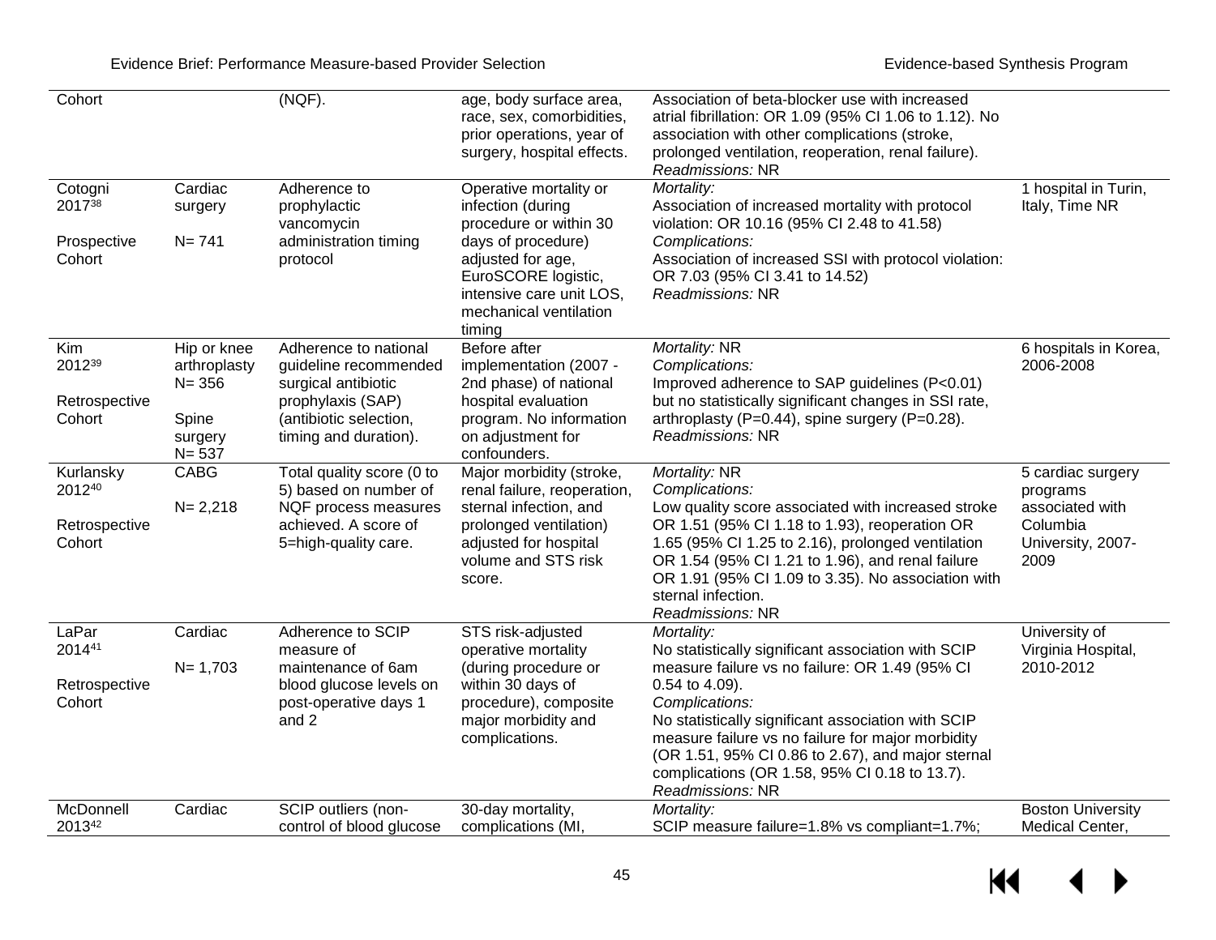| | | | | | |
|---|---|---|---|---|---|
| Cohort | | (NQF). | age, body surface area, race, sex, comorbidities, prior operations, year of surgery, hospital effects. | Association of beta-blocker use with increased atrial fibrillation: OR 1.09 (95% CI 1.06 to 1.12). No association with other complications (stroke, prolonged ventilation, reoperation, renal failure).<br>*Readmissions:* NR | |
| Cotogni 2017[38]<br><br>Prospective Cohort | Cardiac surgery<br><br>N= 741 | Adherence to prophylactic vancomycin administration timing protocol | Operative mortality or infection (during procedure or within 30 days of procedure) adjusted for age, EuroSCORE logistic, intensive care unit LOS, mechanical ventilation timing | *Mortality:*<br>Association of increased mortality with protocol violation: OR 10.16 (95% CI 2.48 to 41.58)<br>*Complications:*<br>Association of increased SSI with protocol violation: OR 7.03 (95% CI 3.41 to 14.52)<br>*Readmissions:* NR | 1 hospital in Turin, Italy, Time NR |
| Kim 2012[39]<br><br>Retrospective Cohort | Hip or knee arthroplasty N= 356<br><br>Spine surgery N= 537 | Adherence to national guideline recommended surgical antibiotic prophylaxis (SAP) (antibiotic selection, timing and duration). | Before after implementation (2007 - 2nd phase) of national hospital evaluation program. No information on adjustment for confounders. | *Mortality:* NR<br>*Complications:*<br>Improved adherence to SAP guidelines (P<0.01) but no statistically significant changes in SSI rate, arthroplasty (P=0.44), spine surgery (P=0.28).<br>*Readmissions:* NR | 6 hospitals in Korea, 2006-2008 |
| Kurlansky 2012[40]<br><br>Retrospective Cohort | CABG<br><br>N= 2,218 | Total quality score (0 to 5) based on number of NQF process measures achieved. A score of 5=high-quality care. | Major morbidity (stroke, renal failure, reoperation, sternal infection, and prolonged ventilation) adjusted for hospital volume and STS risk score. | *Mortality:* NR<br>*Complications:*<br>Low quality score associated with increased stroke OR 1.51 (95% CI 1.18 to 1.93), reoperation OR 1.65 (95% CI 1.25 to 2.16), prolonged ventilation OR 1.54 (95% CI 1.21 to 1.96), and renal failure OR 1.91 (95% CI 1.09 to 3.35). No association with sternal infection.<br>*Readmissions:* NR | 5 cardiac surgery programs associated with Columbia University, 2007-2009 |
| LaPar 2014[41]<br><br>Retrospective Cohort | Cardiac<br><br>N= 1,703 | Adherence to SCIP measure of maintenance of 6am blood glucose levels on post-operative days 1 and 2 | STS risk-adjusted operative mortality (during procedure or within 30 days of procedure), composite major morbidity and complications. | *Mortality:*<br>No statistically significant association with SCIP measure failure vs no failure: OR 1.49 (95% CI 0.54 to 4.09).<br>*Complications:*<br>No statistically significant association with SCIP measure failure vs no failure for major morbidity (OR 1.51, 95% CI 0.86 to 2.67), and major sternal complications (OR 1.58, 95% CI 0.18 to 13.7).<br>*Readmissions:* NR | University of Virginia Hospital, 2010-2012 |
| McDonnell 2013[42] | Cardiac | SCIP outliers (non-control of blood glucose | 30-day mortality, complications (MI, | *Mortality:*<br>SCIP measure failure=1.8% vs compliant=1.7%; | Boston University Medical Center, |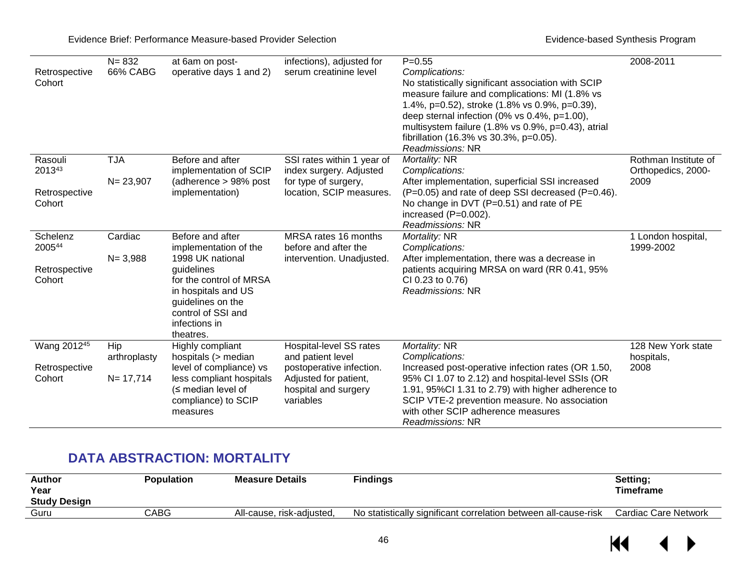| | | | | | |
|---|---|---|---|---|---|
| Retrospective Cohort | N= 832<br>66% CABG | at 6am on post-operative days 1 and 2) | infections), adjusted for serum creatinine level | P=0.55<br>*Complications:*<br>No statistically significant association with SCIP measure failure and complications: MI (1.8% vs 1.4%, p=0.52), stroke (1.8% vs 0.9%, p=0.39), deep sternal infection (0% vs 0.4%, p=1.00), multisystem failure (1.8% vs 0.9%, p=0.43), atrial fibrillation (16.3% vs 30.3%, p=0.05).<br>*Readmissions:* NR | 2008-2011 |
| Rasouli 2013[43]<br><br>Retrospective Cohort | TJA<br><br>N= 23,907 | Before and after implementation of SCIP (adherence > 98% post implementation) | SSI rates within 1 year of index surgery. Adjusted for type of surgery, location, SCIP measures. | *Mortality:* NR<br>*Complications:*<br>After implementation, superficial SSI increased (P=0.05) and rate of deep SSI decreased (P=0.46). No change in DVT (P=0.51) and rate of PE increased (P=0.002).<br>*Readmissions:* NR | Rothman Institute of Orthopedics, 2000-2009 |
| Schelenz 2005[44]<br><br>Retrospective Cohort | Cardiac<br><br>N= 3,988 | Before and after implementation of the 1998 UK national guidelines for the control of MRSA in hospitals and US guidelines on the control of SSI and infections in theatres. | MRSA rates 16 months before and after the intervention. Unadjusted. | *Mortality:* NR<br>*Complications:*<br>After implementation, there was a decrease in patients acquiring MRSA on ward (RR 0.41, 95% CI 0.23 to 0.76)<br>*Readmissions:* NR | 1 London hospital, 1999-2002 |
| Wang 2012[45]<br><br>Retrospective Cohort | Hip arthroplasty<br><br>N= 17,714 | Highly compliant hospitals (> median level of compliance) vs less compliant hospitals (≤ median level of compliance) to SCIP measures | Hospital-level SS rates and patient level postoperative infection. Adjusted for patient, hospital and surgery variables | *Mortality:* NR<br>*Complications:*<br>Increased post-operative infection rates (OR 1.50, 95% CI 1.07 to 2.12) and hospital-level SSIs (OR 1.91, 95%CI 1.31 to 2.79) with higher adherence to SCIP VTE-2 prevention measure. No association with other SCIP adherence measures<br>*Readmissions:* NR | 128 New York state hospitals, 2008 |

## DATA ABSTRACTION: MORTALITY

| Author<br>Year<br>Study Design | Population | Measure Details | Findings | Setting;<br>Timeframe |
|---|---|---|---|---|
| Guru | CABG | All-cause, risk-adjusted, | No statistically significant correlation between all-cause-risk | Cardiac Care Network |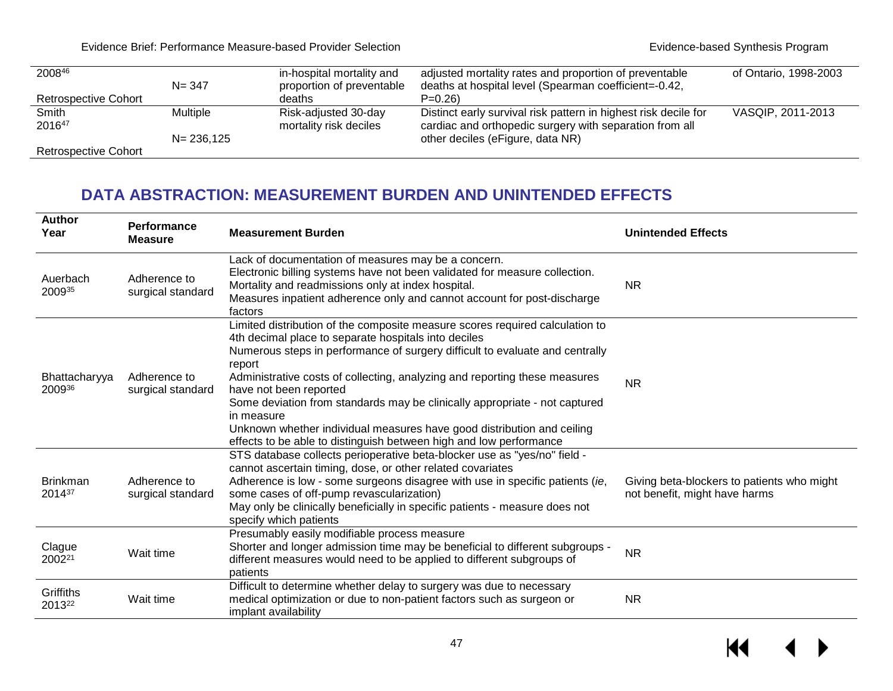| | | | | |
|---|---|---|---|---|
| 2008[46] Retrospective Cohort | N= 347 | in-hospital mortality and proportion of preventable deaths | adjusted mortality rates and proportion of preventable deaths at hospital level (Spearman coefficient=-0.42, P=0.26) | of Ontario, 1998-2003 |
| Smith 2016[47] Retrospective Cohort | Multiple N= 236,125 | Risk-adjusted 30-day mortality risk deciles | Distinct early survival risk pattern in highest risk decile for cardiac and orthopedic surgery with separation from all other deciles (eFigure, data NR) | VASQIP, 2011-2013 |

## DATA ABSTRACTION: MEASUREMENT BURDEN AND UNINTENDED EFFECTS

| Author Year | Performance Measure | Measurement Burden | Unintended Effects |
|---|---|---|---|
| Auerbach 2009[35] | Adherence to surgical standard | Lack of documentation of measures may be a concern.<br>Electronic billing systems have not been validated for measure collection.<br>Mortality and readmissions only at index hospital.<br>Measures inpatient adherence only and cannot account for post-discharge factors | NR |
| Bhattacharyya 2009[36] | Adherence to surgical standard | Limited distribution of the composite measure scores required calculation to 4th decimal place to separate hospitals into deciles<br>Numerous steps in performance of surgery difficult to evaluate and centrally report<br>Administrative costs of collecting, analyzing and reporting these measures have not been reported<br>Some deviation from standards may be clinically appropriate - not captured in measure<br>Unknown whether individual measures have good distribution and ceiling effects to be able to distinguish between high and low performance | NR |
| Brinkman 2014[37] | Adherence to surgical standard | STS database collects perioperative beta-blocker use as "yes/no" field - cannot ascertain timing, dose, or other related covariates<br>Adherence is low - some surgeons disagree with use in specific patients (*ie*, some cases of off-pump revascularization)<br>May only be clinically beneficially in specific patients - measure does not specify which patients | Giving beta-blockers to patients who might not benefit, might have harms |
| Clague 2002[21] | Wait time | Presumably easily modifiable process measure<br>Shorter and longer admission time may be beneficial to different subgroups - different measures would need to be applied to different subgroups of patients | NR |
| Griffiths 2013[22] | Wait time | Difficult to determine whether delay to surgery was due to necessary medical optimization or due to non-patient factors such as surgeon or implant availability | NR |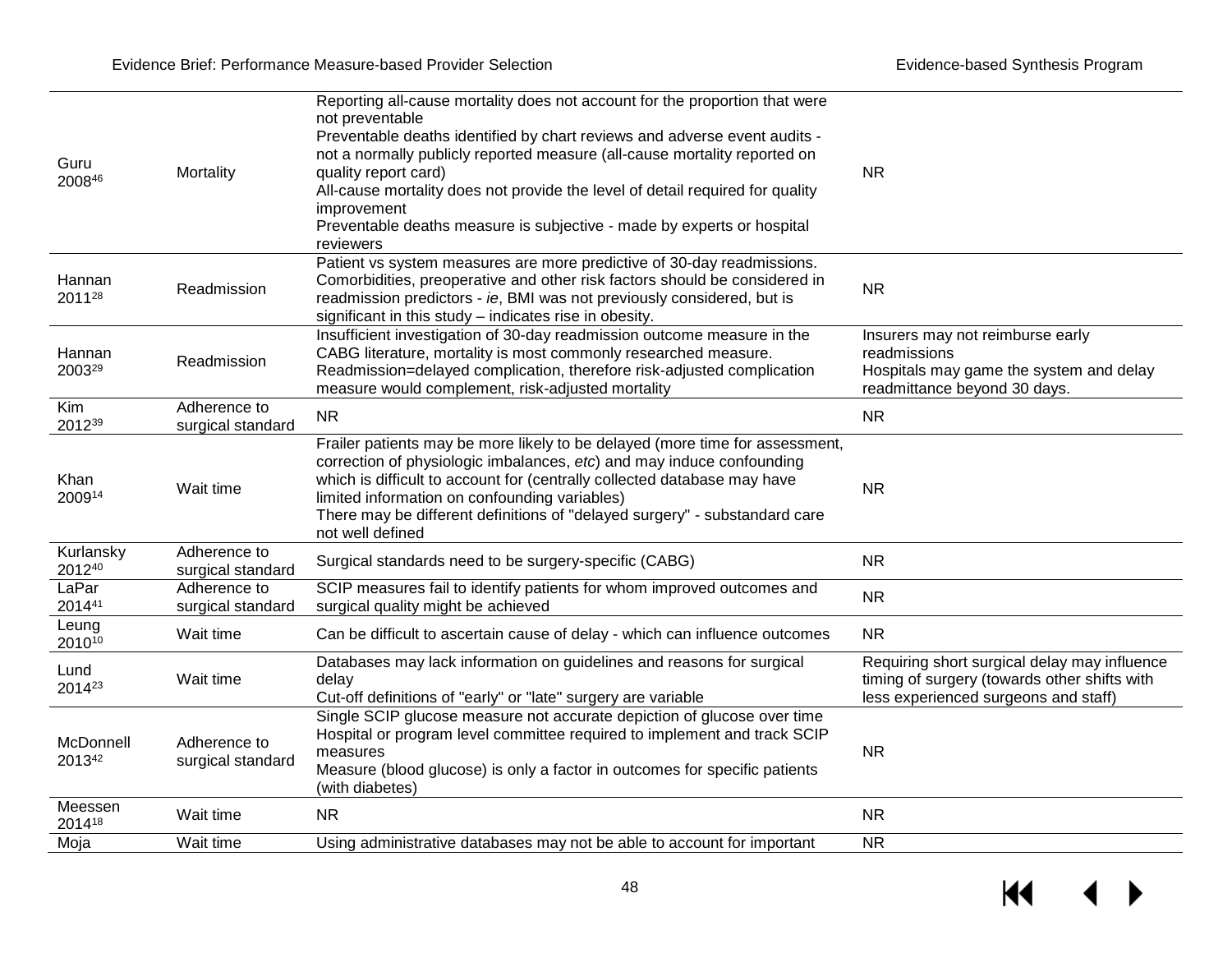| | | | |
|---|---|---|---|
| Guru 2008[46] | Mortality | Reporting all-cause mortality does not account for the proportion that were not preventable<br>Preventable deaths identified by chart reviews and adverse event audits - not a normally publicly reported measure (all-cause mortality reported on quality report card)<br>All-cause mortality does not provide the level of detail required for quality improvement<br>Preventable deaths measure is subjective - made by experts or hospital reviewers | NR |
| Hannan 2011[28] | Readmission | Patient vs system measures are more predictive of 30-day readmissions. Comorbidities, preoperative and other risk factors should be considered in readmission predictors - *ie*, BMI was not previously considered, but is significant in this study – indicates rise in obesity. | NR |
| Hannan 2003[29] | Readmission | Insufficient investigation of 30-day readmission outcome measure in the CABG literature, mortality is most commonly researched measure.<br>Readmission=delayed complication, therefore risk-adjusted complication measure would complement, risk-adjusted mortality | Insurers may not reimburse early readmissions<br>Hospitals may game the system and delay readmittance beyond 30 days. |
| Kim 2012[39] | Adherence to surgical standard | NR | NR |
| Khan 2009[14] | Wait time | Frailer patients may be more likely to be delayed (more time for assessment, correction of physiologic imbalances, *etc*) and may induce confounding which is difficult to account for (centrally collected database may have limited information on confounding variables)<br>There may be different definitions of "delayed surgery" - substandard care not well defined | NR |
| Kurlansky 2012[40] | Adherence to surgical standard | Surgical standards need to be surgery-specific (CABG) | NR |
| LaPar 2014[41] | Adherence to surgical standard | SCIP measures fail to identify patients for whom improved outcomes and surgical quality might be achieved | NR |
| Leung 2010[10] | Wait time | Can be difficult to ascertain cause of delay - which can influence outcomes | NR |
| Lund 2014[23] | Wait time | Databases may lack information on guidelines and reasons for surgical delay<br>Cut-off definitions of "early" or "late" surgery are variable | Requiring short surgical delay may influence timing of surgery (towards other shifts with less experienced surgeons and staff) |
| McDonnell 2013[42] | Adherence to surgical standard | Single SCIP glucose measure not accurate depiction of glucose over time<br>Hospital or program level committee required to implement and track SCIP measures<br>Measure (blood glucose) is only a factor in outcomes for specific patients (with diabetes) | NR |
| Meessen 2014[18] | Wait time | NR | NR |
| Moja | Wait time | Using administrative databases may not be able to account for important | NR |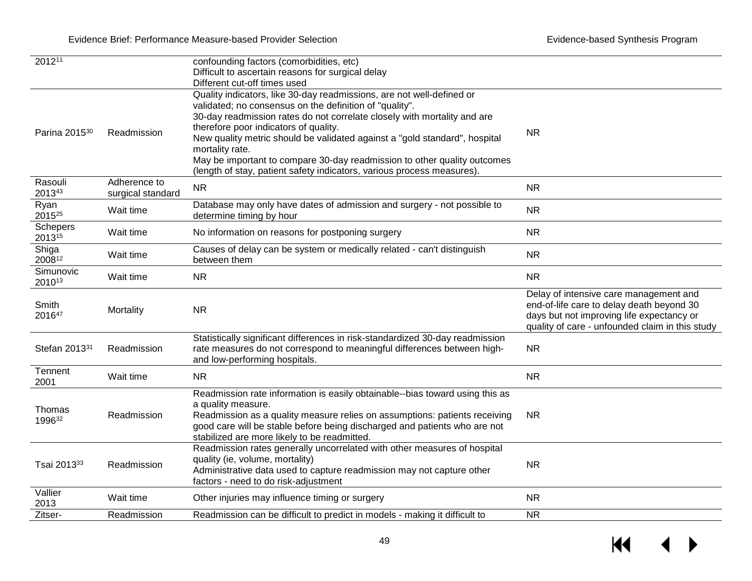| | | | |
|---|---|---|---|
| 2012[11] | | confounding factors (comorbidities, etc)<br>Difficult to ascertain reasons for surgical delay<br>Different cut-off times used | |
| Parina 2015[30] | Readmission | Quality indicators, like 30-day readmissions, are not well-defined or validated; no consensus on the definition of "quality".<br>30-day readmission rates do not correlate closely with mortality and are therefore poor indicators of quality.<br>New quality metric should be validated against a "gold standard", hospital mortality rate.<br>May be important to compare 30-day readmission to other quality outcomes (length of stay, patient safety indicators, various process measures). | NR |
| Rasouli 2013[43] | Adherence to surgical standard | NR | NR |
| Ryan 2015[25] | Wait time | Database may only have dates of admission and surgery - not possible to determine timing by hour | NR |
| Schepers 2013[15] | Wait time | No information on reasons for postponing surgery | NR |
| Shiga 2008[12] | Wait time | Causes of delay can be system or medically related - can't distinguish between them | NR |
| Simunovic 2010[13] | Wait time | NR | NR |
| Smith 2016[47] | Mortality | NR | Delay of intensive care management and end-of-life care to delay death beyond 30 days but not improving life expectancy or quality of care - unfounded claim in this study |
| Stefan 2013[31] | Readmission | Statistically significant differences in risk-standardized 30-day readmission rate measures do not correspond to meaningful differences between high- and low-performing hospitals. | NR |
| Tennent 2001 | Wait time | NR | NR |
| Thomas 1996[32] | Readmission | Readmission rate information is easily obtainable--bias toward using this as a quality measure.<br>Readmission as a quality measure relies on assumptions: patients receiving good care will be stable before being discharged and patients who are not stabilized are more likely to be readmitted. | NR |
| Tsai 2013[33] | Readmission | Readmission rates generally uncorrelated with other measures of hospital quality (ie, volume, mortality)<br>Administrative data used to capture readmission may not capture other factors - need to do risk-adjustment | NR |
| Vallier 2013 | Wait time | Other injuries may influence timing or surgery | NR |
| Zitser- | Readmission | Readmission can be difficult to predict in models - making it difficult to | NR |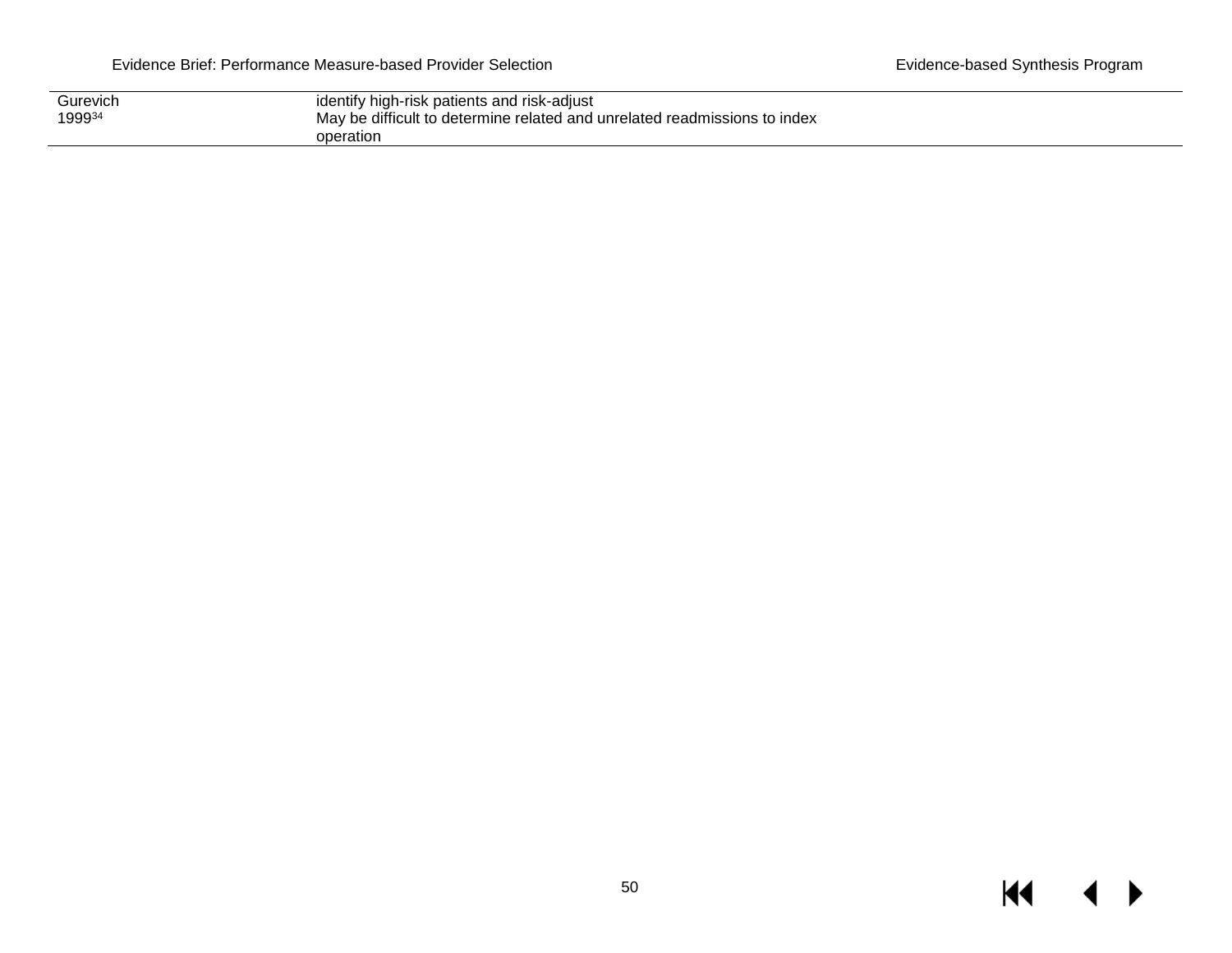| | | |
|---|---|---|
| Gurevich 1999[34] | identify high-risk patients and risk-adjust<br>May be difficult to determine related and unrelated readmissions to index operation | |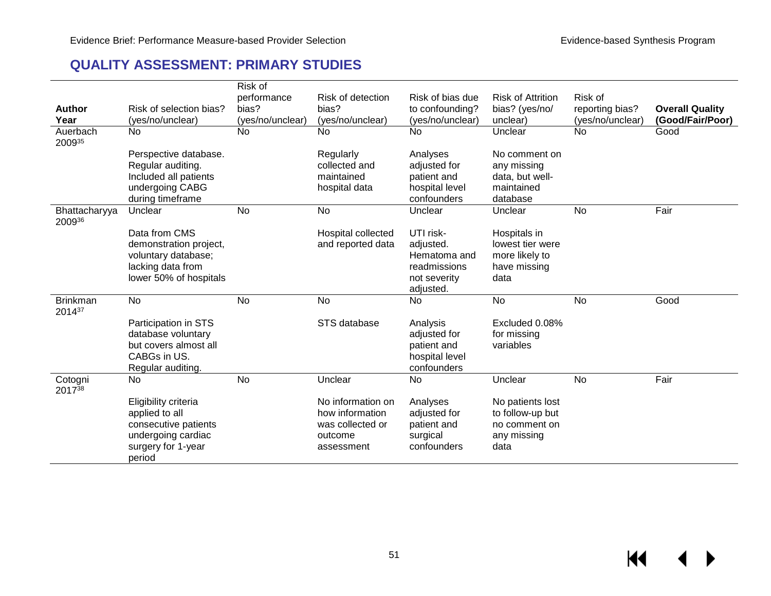## QUALITY ASSESSMENT: PRIMARY STUDIES

| Author Year | Risk of selection bias? (yes/no/unclear) | Risk of performance bias? (yes/no/unclear) | Risk of detection bias? (yes/no/unclear) | Risk of bias due to confounding? (yes/no/unclear) | Risk of Attrition bias? (yes/no/ unclear) | Risk of reporting bias? (yes/no/unclear) | **Overall Quality (Good/Fair/Poor)** |
|---|---|---|---|---|---|---|---|
| Auerbach 2009[35] | No<br><br>Perspective database. Regular auditing. Included all patients undergoing CABG during timeframe | No | No<br><br>Regularly collected and maintained hospital data | No<br><br>Analyses adjusted for patient and hospital level confounders | Unclear<br><br>No comment on any missing data, but well-maintained database | No | Good |
| Bhattacharyya 2009[36] | Unclear<br><br>Data from CMS demonstration project, voluntary database; lacking data from lower 50% of hospitals | No | No<br><br>Hospital collected and reported data | Unclear<br><br>UTI risk-adjusted. Hematoma and readmissions not severity adjusted. | Unclear<br><br>Hospitals in lowest tier were more likely to have missing data | No | Fair |
| Brinkman 2014[37] | No<br><br>Participation in STS database voluntary but covers almost all CABGs in US. Regular auditing. | No | No<br><br>STS database | No<br><br>Analysis adjusted for patient and hospital level confounders | No<br><br>Excluded 0.08% for missing variables | No | Good |
| Cotogni 2017[38] | No<br><br>Eligibility criteria applied to all consecutive patients undergoing cardiac surgery for 1-year period | No | Unclear<br><br>No information on how information was collected or outcome assessment | No<br><br>Analyses adjusted for patient and surgical confounders | Unclear<br><br>No patients lost to follow-up but no comment on any missing data | No | Fair |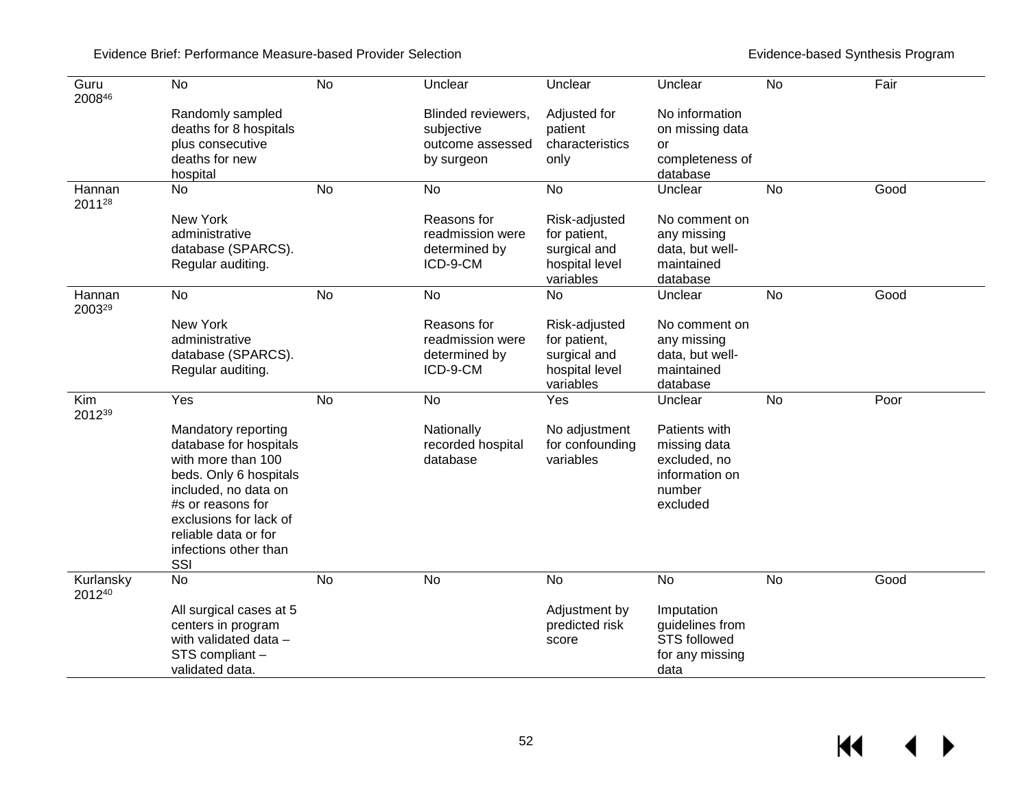| | | | | | | | |
|---|---|---|---|---|---|---|---|
| Guru 2008[46] | No<br><br>Randomly sampled deaths for 8 hospitals plus consecutive deaths for new hospital | No | Unclear<br><br>Blinded reviewers, subjective outcome assessed by surgeon | Unclear<br><br>Adjusted for patient characteristics only | Unclear<br><br>No information on missing data or completeness of database | No | Fair |
| Hannan 2011[28] | No<br><br>New York administrative database (SPARCS). Regular auditing. | No | No<br><br>Reasons for readmission were determined by ICD-9-CM | No<br><br>Risk-adjusted for patient, surgical and hospital level variables | Unclear<br><br>No comment on any missing data, but well-maintained database | No | Good |
| Hannan 2003[29] | No<br><br>New York administrative database (SPARCS). Regular auditing. | No | No<br><br>Reasons for readmission were determined by ICD-9-CM | No<br><br>Risk-adjusted for patient, surgical and hospital level variables | Unclear<br><br>No comment on any missing data, but well-maintained database | No | Good |
| Kim 2012[39] | Yes<br><br>Mandatory reporting database for hospitals with more than 100 beds. Only 6 hospitals included, no data on #s or reasons for exclusions for lack of reliable data or for infections other than SSI | No | No<br><br>Nationally recorded hospital database | Yes<br><br>No adjustment for confounding variables | Unclear<br><br>Patients with missing data excluded, no information on number excluded | No | Poor |
| Kurlansky 2012[40] | No<br><br>All surgical cases at 5 centers in program with validated data – STS compliant – validated data. | No | No | No<br><br>Adjustment by predicted risk score | No<br><br>Imputation guidelines from STS followed for any missing data | No | Good |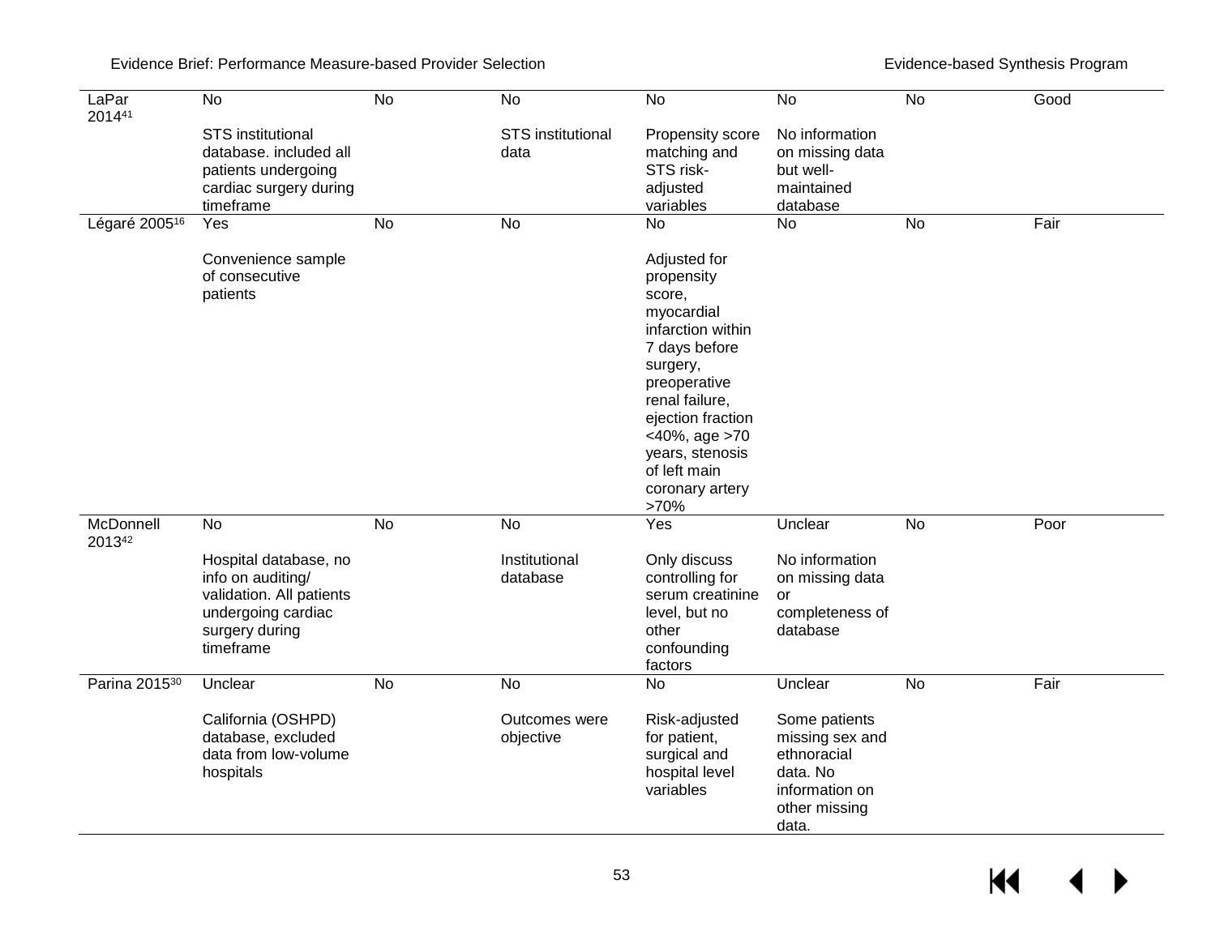| | | | | | | | |
|---|---|---|---|---|---|---|---|
| LaPar 2014[41] | No<br><br>STS institutional database. included all patients undergoing cardiac surgery during timeframe | No | No<br><br>STS institutional data | No<br><br>Propensity score matching and STS risk-adjusted variables | No<br><br>No information on missing data but well-maintained database | No | Good |
| Légaré 2005[16] | Yes<br><br>Convenience sample of consecutive patients | No | No | No<br><br>Adjusted for propensity score, myocardial infarction within 7 days before surgery, preoperative renal failure, ejection fraction <40%, age >70 years, stenosis of left main coronary artery >70% | No | No | Fair |
| McDonnell 2013[42] | No<br><br>Hospital database, no info on auditing/ validation. All patients undergoing cardiac surgery during timeframe | No | No<br><br>Institutional database | Yes<br><br>Only discuss controlling for serum creatinine level, but no other confounding factors | Unclear<br><br>No information on missing data or completeness of database | No | Poor |
| Parina 2015[30] | Unclear<br><br>California (OSHPD) database, excluded data from low-volume hospitals | No | No<br><br>Outcomes were objective | No<br><br>Risk-adjusted for patient, surgical and hospital level variables | Unclear<br><br>Some patients missing sex and ethnoracial data. No information on other missing data. | No | Fair |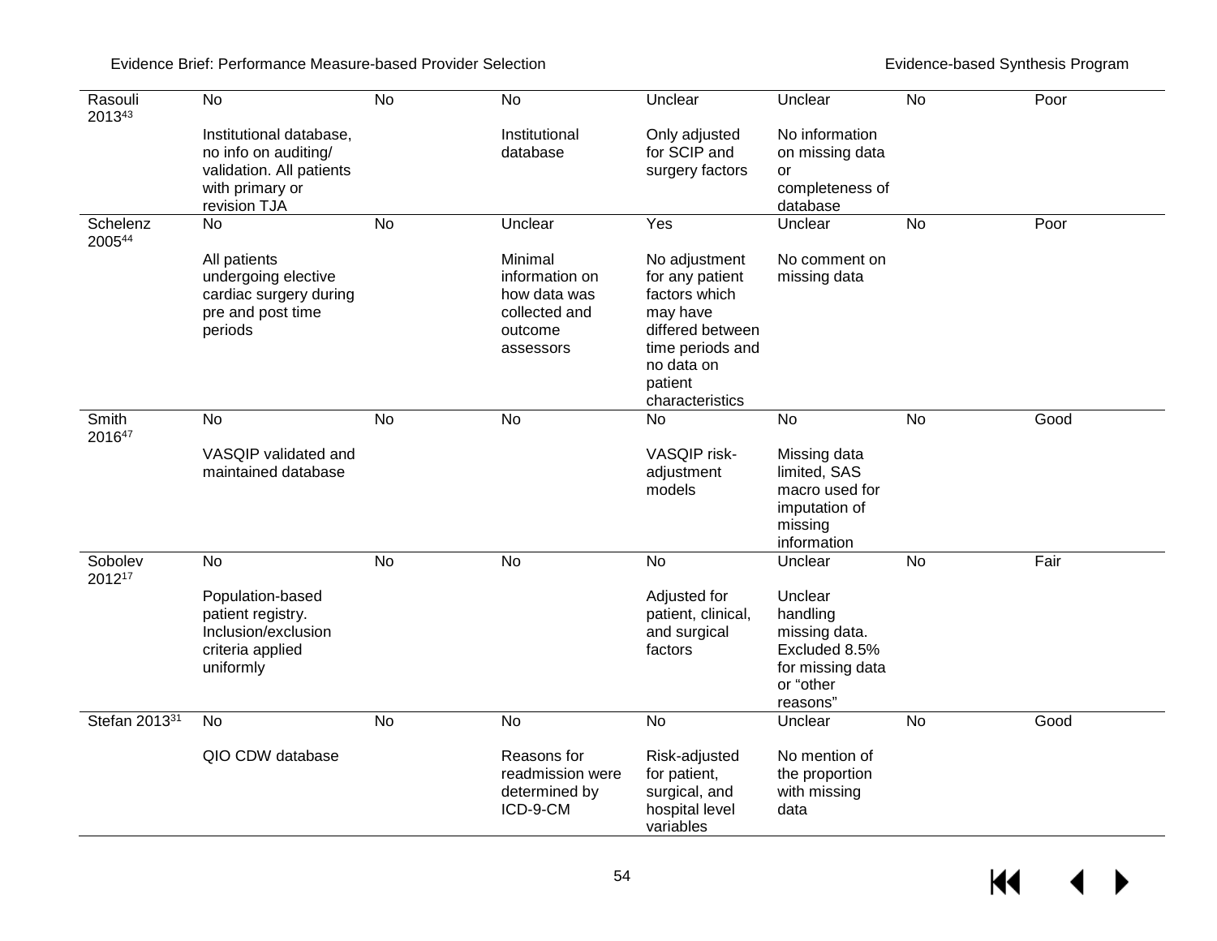| | | | | | | | |
|---|---|---|---|---|---|---|---|
| Rasouli 2013[43] | No<br><br>Institutional database, no info on auditing/ validation. All patients with primary or revision TJA | No | No<br><br>Institutional database | Unclear<br><br>Only adjusted for SCIP and surgery factors | Unclear<br><br>No information on missing data or completeness of database | No | Poor |
| Schelenz 2005[44] | No<br><br>All patients undergoing elective cardiac surgery during pre and post time periods | No | Unclear<br><br>Minimal information on how data was collected and outcome assessors | Yes<br><br>No adjustment for any patient factors which may have differed between time periods and no data on patient characteristics | Unclear<br><br>No comment on missing data | No | Poor |
| Smith 2016[47] | No<br><br>VASQIP validated and maintained database | No | No | No<br><br>VASQIP risk-adjustment models | No<br><br>Missing data limited, SAS macro used for imputation of missing information | No | Good |
| Sobolev 2012[17] | No<br><br>Population-based patient registry. Inclusion/exclusion criteria applied uniformly | No | No | No<br><br>Adjusted for patient, clinical, and surgical factors | Unclear<br><br>Unclear handling missing data. Excluded 8.5% for missing data or "other reasons" | No | Fair |
| Stefan 2013[31] | No<br><br>QIO CDW database | No | No<br><br>Reasons for readmission were determined by ICD-9-CM | No<br><br>Risk-adjusted for patient, surgical, and hospital level variables | Unclear<br><br>No mention of the proportion with missing data | No | Good |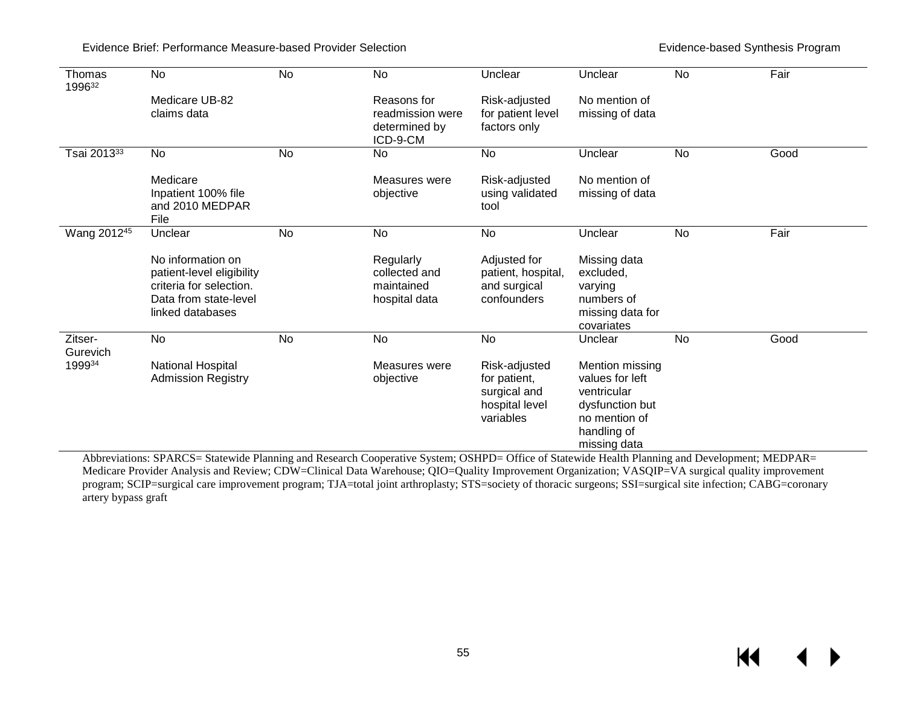| | | | | | | | |
|---|---|---|---|---|---|---|---|
| Thomas 1996[32] | No<br><br>Medicare UB-82 claims data | No | No<br><br>Reasons for readmission were determined by ICD-9-CM | Unclear<br><br>Risk-adjusted for patient level factors only | Unclear<br><br>No mention of missing of data | No | Fair |
| Tsai 2013[33] | No<br><br>Medicare Inpatient 100% file and 2010 MEDPAR File | No | No<br><br>Measures were objective | No<br><br>Risk-adjusted using validated tool | Unclear<br><br>No mention of missing of data | No | Good |
| Wang 2012[45] | Unclear<br><br>No information on patient-level eligibility criteria for selection. Data from state-level linked databases | No | No<br><br>Regularly collected and maintained hospital data | No<br><br>Adjusted for patient, hospital, and surgical confounders | Unclear<br><br>Missing data excluded, varying numbers of missing data for covariates | No | Fair |
| Zitser-Gurevich 1999[34] | No<br><br>National Hospital Admission Registry | No | No<br><br>Measures were objective | No<br><br>Risk-adjusted for patient, surgical and hospital level variables | Unclear<br><br>Mention missing values for left ventricular dysfunction but no mention of handling of missing data | No | Good |

Abbreviations: SPARCS= Statewide Planning and Research Cooperative System; OSHPD= Office of Statewide Health Planning and Development; MEDPAR= Medicare Provider Analysis and Review; CDW=Clinical Data Warehouse; QIO=Quality Improvement Organization; VASQIP=VA surgical quality improvement program; SCIP=surgical care improvement program; TJA=total joint arthroplasty; STS=society of thoracic surgeons; SSI=surgical site infection; CABG=coronary artery bypass graft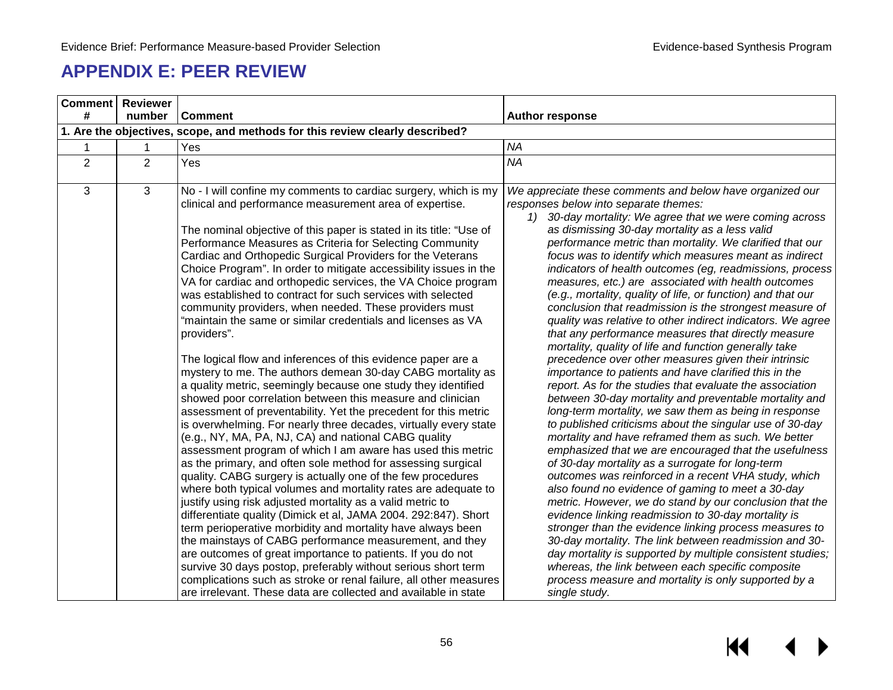# APPENDIX E: PEER REVIEW

| Comment # | Reviewer number | Comment | Author response |
|---|---|---|---|
| **1. Are the objectives, scope, and methods for this review clearly described?** | | | |
| 1 | 1 | Yes | *NA* |
| 2 | 2 | Yes | *NA* |
| 3 | 3 | No - I will confine my comments to cardiac surgery, which is my clinical and performance measurement area of expertise.<br><br>The nominal objective of this paper is stated in its title: "Use of Performance Measures as Criteria for Selecting Community Cardiac and Orthopedic Surgical Providers for the Veterans Choice Program". In order to mitigate accessibility issues in the VA for cardiac and orthopedic services, the VA Choice program was established to contract for such services with selected community providers, when needed. These providers must "maintain the same or similar credentials and licenses as VA providers".<br><br>The logical flow and inferences of this evidence paper are a mystery to me. The authors demean 30-day CABG mortality as a quality metric, seemingly because one study they identified showed poor correlation between this measure and clinician assessment of preventability. Yet the precedent for this metric is overwhelming. For nearly three decades, virtually every state (e.g., NY, MA, PA, NJ, CA) and national CABG quality assessment program of which I am aware has used this metric as the primary, and often sole method for assessing surgical quality. CABG surgery is actually one of the few procedures where both typical volumes and mortality rates are adequate to justify using risk adjusted mortality as a valid metric to differentiate quality (Dimick et al, JAMA 2004. 292:847). Short term perioperative morbidity and mortality have always been the mainstays of CABG performance measurement, and they are outcomes of great importance to patients. If you do not survive 30 days postop, preferably without serious short term complications such as stroke or renal failure, all other measures are irrelevant. These data are collected and available in state | *We appreciate these comments and below have organized our responses below into separate themes:*<br>*1) 30-day mortality: We agree that we were coming across as dismissing 30-day mortality as a less valid performance metric than mortality. We clarified that our focus was to identify which measures meant as indirect indicators of health outcomes (eg, readmissions, process measures, etc.) are associated with health outcomes (e.g., mortality, quality of life, or function) and that our conclusion that readmission is the strongest measure of quality was relative to other indirect indicators. We agree that any performance measures that directly measure mortality, quality of life and function generally take precedence over other measures given their intrinsic importance to patients and have clarified this in the report. As for the studies that evaluate the association between 30-day mortality and preventable mortality and long-term mortality, we saw them as being in response to published criticisms about the singular use of 30-day mortality and have reframed them as such. We better emphasized that we are encouraged that the usefulness of 30-day mortality as a surrogate for long-term outcomes was reinforced in a recent VHA study, which also found no evidence of gaming to meet a 30-day metric. However, we do stand by our conclusion that the evidence linking readmission to 30-day mortality is stronger than the evidence linking process measures to 30-day mortality. The link between readmission and 30-day mortality is supported by multiple consistent studies; whereas, the link between each specific composite process measure and mortality is only supported by a single study.* |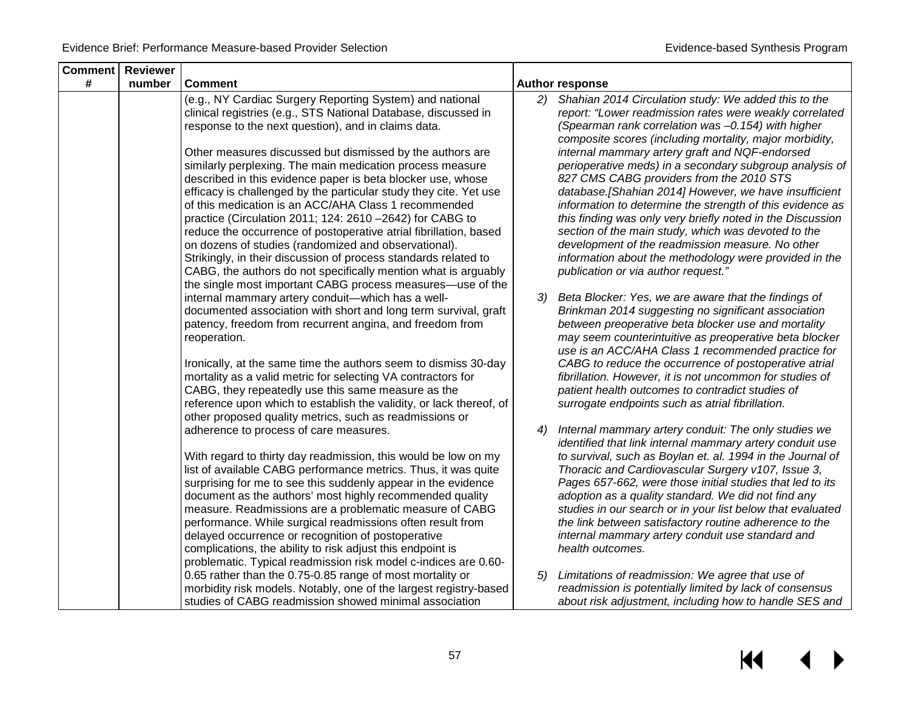| Comment # | Reviewer number | Comment | Author response |
| --- | --- | --- | --- |
| | | (e.g., NY Cardiac Surgery Reporting System) and national clinical registries (e.g., STS National Database, discussed in response to the next question), and in claims data.<br><br>Other measures discussed but dismissed by the authors are similarly perplexing. The main medication process measure described in this evidence paper is beta blocker use, whose efficacy is challenged by the particular study they cite. Yet use of this medication is an ACC/AHA Class 1 recommended practice (Circulation 2011; 124: 2610 –2642) for CABG to reduce the occurrence of postoperative atrial fibrillation, based on dozens of studies (randomized and observational). Strikingly, in their discussion of process standards related to CABG, the authors do not specifically mention what is arguably the single most important CABG process measures—use of the internal mammary artery conduit—which has a well-documented association with short and long term survival, graft patency, freedom from recurrent angina, and freedom from reoperation.<br><br>Ironically, at the same time the authors seem to dismiss 30-day mortality as a valid metric for selecting VA contractors for CABG, they repeatedly use this same measure as the reference upon which to establish the validity, or lack thereof, of other proposed quality metrics, such as readmissions or adherence to process of care measures.<br><br>With regard to thirty day readmission, this would be low on my list of available CABG performance metrics. Thus, it was quite surprising for me to see this suddenly appear in the evidence document as the authors' most highly recommended quality measure. Readmissions are a problematic measure of CABG performance. While surgical readmissions often result from delayed occurrence or recognition of postoperative complications, the ability to risk adjust this endpoint is problematic. Typical readmission risk model c-indices are 0.60-0.65 rather than the 0.75-0.85 range of most mortality or morbidity risk models. Notably, one of the largest registry-based studies of CABG readmission showed minimal association | *2) Shahian 2014 Circulation study: We added this to the report: "Lower readmission rates were weakly correlated (Spearman rank correlation was –0.154) with higher composite scores (including mortality, major morbidity, internal mammary artery graft and NQF-endorsed perioperative meds) in a secondary subgroup analysis of 827 CMS CABG providers from the 2010 STS database.[Shahian 2014] However, we have insufficient information to determine the strength of this evidence as this finding was only very briefly noted in the Discussion section of the main study, which was devoted to the development of the readmission measure. No other information about the methodology were provided in the publication or via author request."*<br><br>*3) Beta Blocker: Yes, we are aware that the findings of Brinkman 2014 suggesting no significant association between preoperative beta blocker use and mortality may seem counterintuitive as preoperative beta blocker use is an ACC/AHA Class 1 recommended practice for CABG to reduce the occurrence of postoperative atrial fibrillation. However, it is not uncommon for studies of patient health outcomes to contradict studies of surrogate endpoints such as atrial fibrillation.*<br><br>*4) Internal mammary artery conduit: The only studies we identified that link internal mammary artery conduit use to survival, such as Boylan et. al. 1994 in the Journal of Thoracic and Cardiovascular Surgery v107, Issue 3, Pages 657-662, were those initial studies that led to its adoption as a quality standard. We did not find any studies in our search or in your list below that evaluated the link between satisfactory routine adherence to the internal mammary artery conduit use standard and health outcomes.*<br><br>*5) Limitations of readmission: We agree that use of readmission is potentially limited by lack of consensus about risk adjustment, including how to handle SES and* |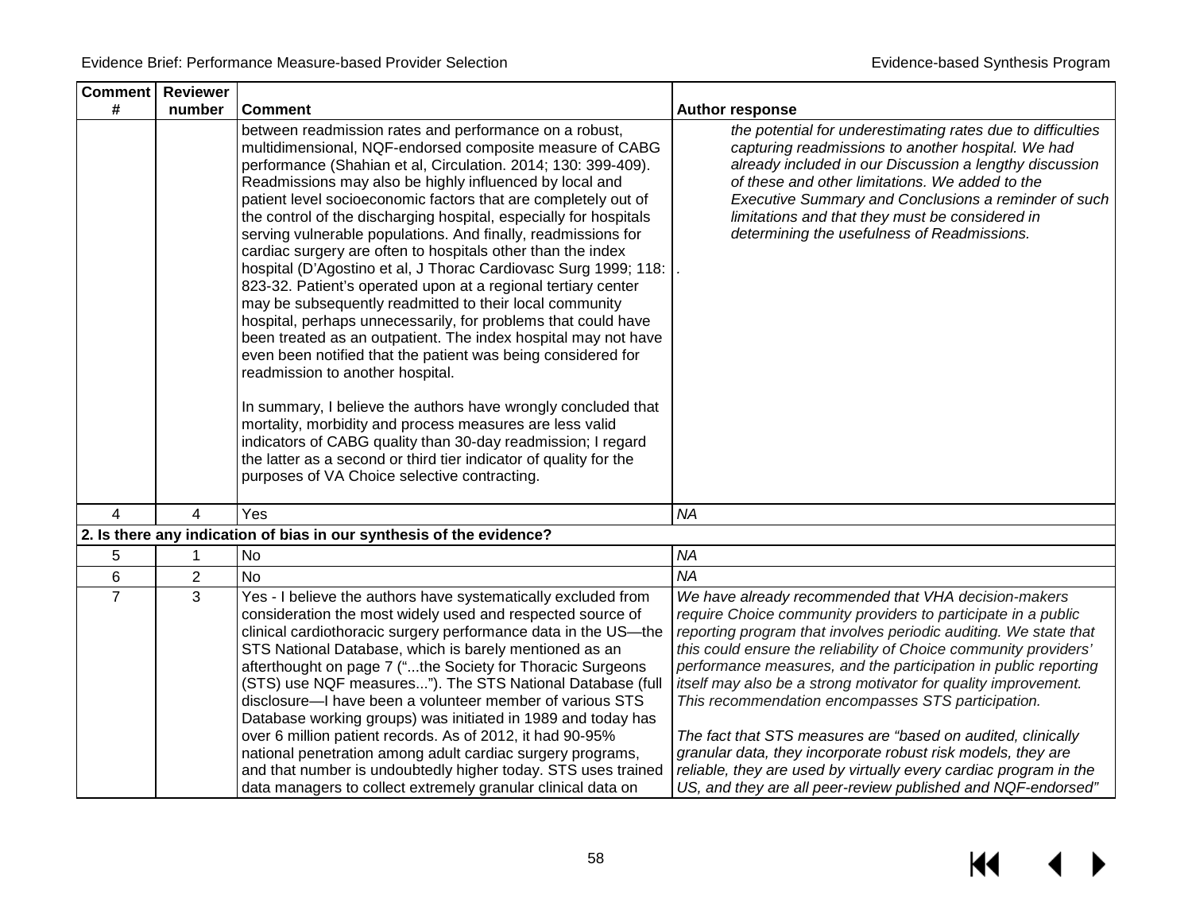| Comment # | Reviewer number | Comment | Author response |
|---|---|---|---|
| | | between readmission rates and performance on a robust, multidimensional, NQF-endorsed composite measure of CABG performance (Shahian et al, Circulation. 2014; 130: 399-409). Readmissions may also be highly influenced by local and patient level socioeconomic factors that are completely out of the control of the discharging hospital, especially for hospitals serving vulnerable populations. And finally, readmissions for cardiac surgery are often to hospitals other than the index hospital (D'Agostino et al, J Thorac Cardiovasc Surg 1999; 118: 823-32. Patient's operated upon at a regional tertiary center may be subsequently readmitted to their local community hospital, perhaps unnecessarily, for problems that could have been treated as an outpatient. The index hospital may not have even been notified that the patient was being considered for readmission to another hospital.<br><br>In summary, I believe the authors have wrongly concluded that mortality, morbidity and process measures are less valid indicators of CABG quality than 30-day readmission; I regard the latter as a second or third tier indicator of quality for the purposes of VA Choice selective contracting. | *the potential for underestimating rates due to difficulties capturing readmissions to another hospital. We had already included in our Discussion a lengthy discussion of these and other limitations. We added to the Executive Summary and Conclusions a reminder of such limitations and that they must be considered in determining the usefulness of Readmissions.*<br><br>. |
| 4 | 4 | Yes | *NA* |
| **2. Is there any indication of bias in our synthesis of the evidence?** | | | |
| 5 | 1 | No | *NA* |
| 6 | 2 | No | *NA* |
| 7 | 3 | Yes - I believe the authors have systematically excluded from consideration the most widely used and respected source of clinical cardiothoracic surgery performance data in the US—the STS National Database, which is barely mentioned as an afterthought on page 7 ("...the Society for Thoracic Surgeons (STS) use NQF measures..."). The STS National Database (full disclosure—I have been a volunteer member of various STS Database working groups) was initiated in 1989 and today has over 6 million patient records. As of 2012, it had 90-95% national penetration among adult cardiac surgery programs, and that number is undoubtedly higher today. STS uses trained data managers to collect extremely granular clinical data on | *We have already recommended that VHA decision-makers require Choice community providers to participate in a public reporting program that involves periodic auditing. We state that this could ensure the reliability of Choice community providers' performance measures, and the participation in public reporting itself may also be a strong motivator for quality improvement. This recommendation encompasses STS participation.*<br><br>*The fact that STS measures are "based on audited, clinically granular data, they incorporate robust risk models, they are reliable, they are used by virtually every cardiac program in the US, and they are all peer-review published and NQF-endorsed"* |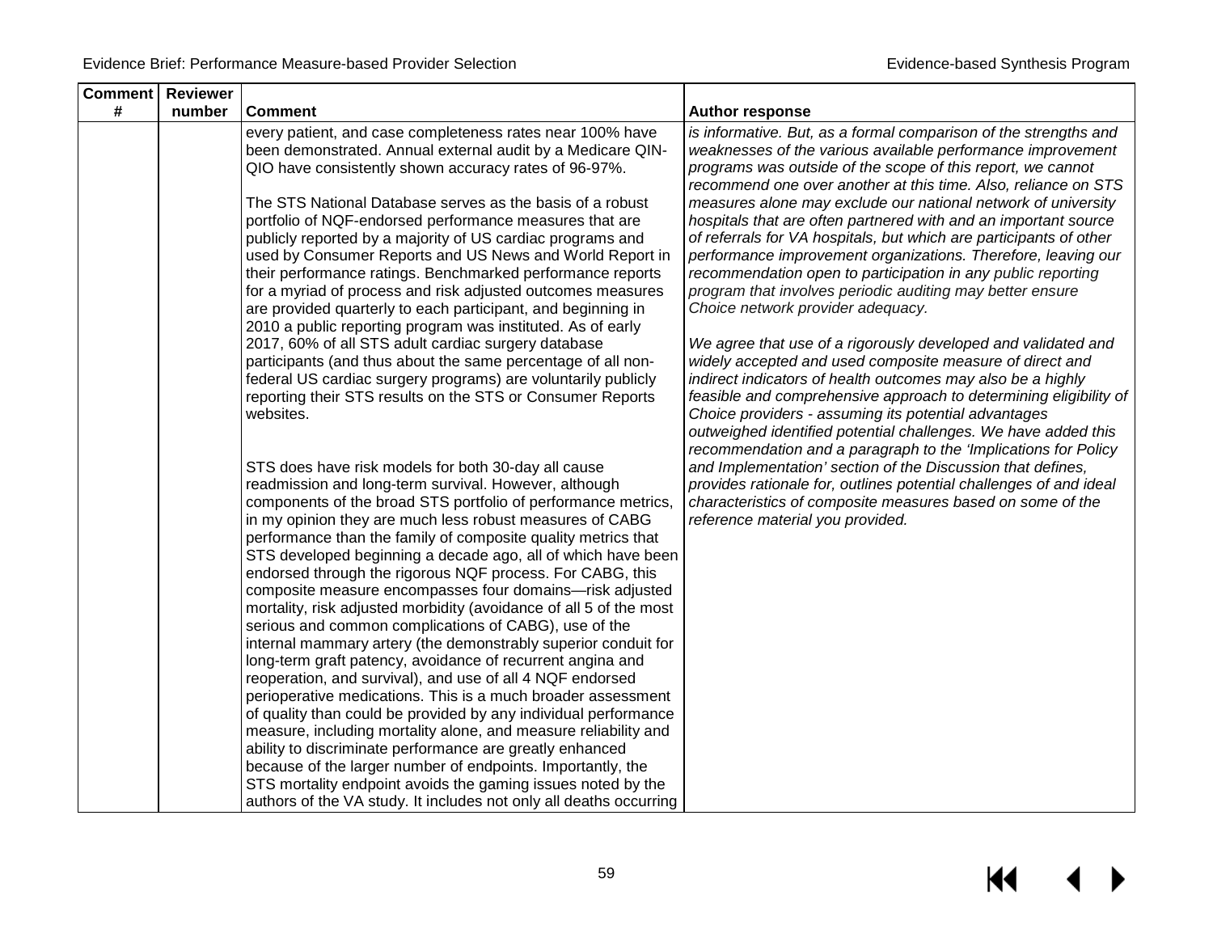| Comment # | Reviewer number | Comment | Author response |
|---|---|---|---|
| | | every patient, and case completeness rates near 100% have been demonstrated. Annual external audit by a Medicare QIN-QIO have consistently shown accuracy rates of 96-97%.<br><br>The STS National Database serves as the basis of a robust portfolio of NQF-endorsed performance measures that are publicly reported by a majority of US cardiac programs and used by Consumer Reports and US News and World Report in their performance ratings. Benchmarked performance reports for a myriad of process and risk adjusted outcomes measures are provided quarterly to each participant, and beginning in 2010 a public reporting program was instituted. As of early 2017, 60% of all STS adult cardiac surgery database participants (and thus about the same percentage of all non-federal US cardiac surgery programs) are voluntarily publicly reporting their STS results on the STS or Consumer Reports websites.<br><br>STS does have risk models for both 30-day all cause readmission and long-term survival. However, although components of the broad STS portfolio of performance metrics, in my opinion they are much less robust measures of CABG performance than the family of composite quality metrics that STS developed beginning a decade ago, all of which have been endorsed through the rigorous NQF process. For CABG, this composite measure encompasses four domains—risk adjusted mortality, risk adjusted morbidity (avoidance of all 5 of the most serious and common complications of CABG), use of the internal mammary artery (the demonstrably superior conduit for long-term graft patency, avoidance of recurrent angina and reoperation, and survival), and use of all 4 NQF endorsed perioperative medications. This is a much broader assessment of quality than could be provided by any individual performance measure, including mortality alone, and measure reliability and ability to discriminate performance are greatly enhanced because of the larger number of endpoints. Importantly, the STS mortality endpoint avoids the gaming issues noted by the authors of the VA study. It includes not only all deaths occurring | *is informative. But, as a formal comparison of the strengths and weaknesses of the various available performance improvement programs was outside of the scope of this report, we cannot recommend one over another at this time. Also, reliance on STS measures alone may exclude our national network of university hospitals that are often partnered with and an important source of referrals for VA hospitals, but which are participants of other performance improvement organizations. Therefore, leaving our recommendation open to participation in any public reporting program that involves periodic auditing may better ensure Choice network provider adequacy.*<br><br>*We agree that use of a rigorously developed and validated and widely accepted and used composite measure of direct and indirect indicators of health outcomes may also be a highly feasible and comprehensive approach to determining eligibility of Choice providers - assuming its potential advantages outweighed identified potential challenges. We have added this recommendation and a paragraph to the 'Implications for Policy and Implementation' section of the Discussion that defines, provides rationale for, outlines potential challenges of and ideal characteristics of composite measures based on some of the reference material you provided.* |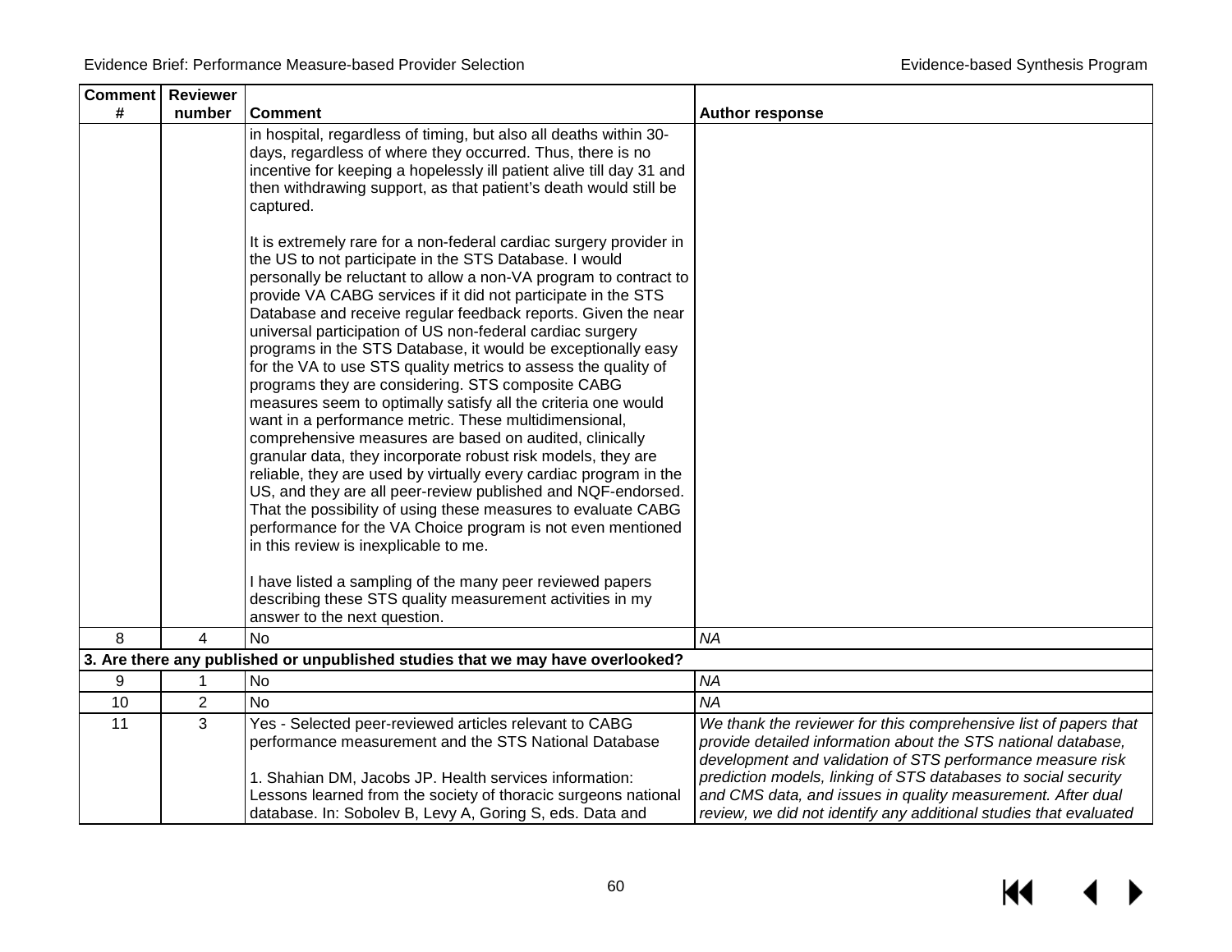| Comment # | Reviewer number | Comment | Author response |
|---|---|---|---|
| | | in hospital, regardless of timing, but also all deaths within 30-days, regardless of where they occurred. Thus, there is no incentive for keeping a hopelessly ill patient alive till day 31 and then withdrawing support, as that patient's death would still be captured.<br><br>It is extremely rare for a non-federal cardiac surgery provider in the US to not participate in the STS Database. I would personally be reluctant to allow a non-VA program to contract to provide VA CABG services if it did not participate in the STS Database and receive regular feedback reports. Given the near universal participation of US non-federal cardiac surgery programs in the STS Database, it would be exceptionally easy for the VA to use STS quality metrics to assess the quality of programs they are considering. STS composite CABG measures seem to optimally satisfy all the criteria one would want in a performance metric. These multidimensional, comprehensive measures are based on audited, clinically granular data, they incorporate robust risk models, they are reliable, they are used by virtually every cardiac program in the US, and they are all peer-review published and NQF-endorsed. That the possibility of using these measures to evaluate CABG performance for the VA Choice program is not even mentioned in this review is inexplicable to me.<br><br>I have listed a sampling of the many peer reviewed papers describing these STS quality measurement activities in my answer to the next question. | |
| 8 | 4 | No | *NA* |
| **3. Are there any published or unpublished studies that we may have overlooked?** | | | |
| 9 | 1 | No | *NA* |
| 10 | 2 | No | *NA* |
| 11 | 3 | Yes - Selected peer-reviewed articles relevant to CABG performance measurement and the STS National Database<br><br>1. Shahian DM, Jacobs JP. Health services information: Lessons learned from the society of thoracic surgeons national database. In: Sobolev B, Levy A, Goring S, eds. Data and | *We thank the reviewer for this comprehensive list of papers that provide detailed information about the STS national database, development and validation of STS performance measure risk prediction models, linking of STS databases to social security and CMS data, and issues in quality measurement. After dual review, we did not identify any additional studies that evaluated* |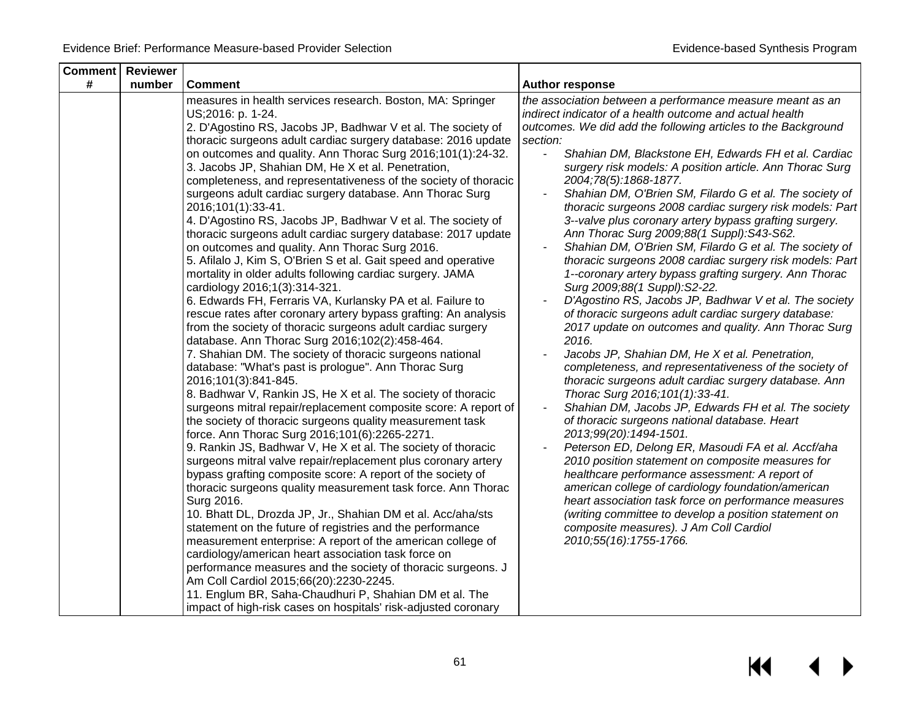| Comment # | Reviewer number | Comment | Author response |
|---|---|---|---|
| | | measures in health services research. Boston, MA: Springer US;2016: p. 1-24.<br>2. D'Agostino RS, Jacobs JP, Badhwar V et al. The society of thoracic surgeons adult cardiac surgery database: 2016 update on outcomes and quality. Ann Thorac Surg 2016;101(1):24-32.<br>3. Jacobs JP, Shahian DM, He X et al. Penetration, completeness, and representativeness of the society of thoracic surgeons adult cardiac surgery database. Ann Thorac Surg 2016;101(1):33-41.<br>4. D'Agostino RS, Jacobs JP, Badhwar V et al. The society of thoracic surgeons adult cardiac surgery database: 2017 update on outcomes and quality. Ann Thorac Surg 2016.<br>5. Afilalo J, Kim S, O'Brien S et al. Gait speed and operative mortality in older adults following cardiac surgery. JAMA cardiology 2016;1(3):314-321.<br>6. Edwards FH, Ferraris VA, Kurlansky PA et al. Failure to rescue rates after coronary artery bypass grafting: An analysis from the society of thoracic surgeons adult cardiac surgery database. Ann Thorac Surg 2016;102(2):458-464.<br>7. Shahian DM. The society of thoracic surgeons national database: "What's past is prologue". Ann Thorac Surg 2016;101(3):841-845.<br>8. Badhwar V, Rankin JS, He X et al. The society of thoracic surgeons mitral repair/replacement composite score: A report of the society of thoracic surgeons quality measurement task force. Ann Thorac Surg 2016;101(6):2265-2271.<br>9. Rankin JS, Badhwar V, He X et al. The society of thoracic surgeons mitral valve repair/replacement plus coronary artery bypass grafting composite score: A report of the society of thoracic surgeons quality measurement task force. Ann Thorac Surg 2016.<br>10. Bhatt DL, Drozda JP, Jr., Shahian DM et al. Acc/aha/sts statement on the future of registries and the performance measurement enterprise: A report of the american college of cardiology/american heart association task force on performance measures and the society of thoracic surgeons. J Am Coll Cardiol 2015;66(20):2230-2245.<br>11. Englum BR, Saha-Chaudhuri P, Shahian DM et al. The impact of high-risk cases on hospitals' risk-adjusted coronary | *the association between a performance measure meant as an indirect indicator of a health outcome and actual health outcomes. We did add the following articles to the Background section:*<br>- *Shahian DM, Blackstone EH, Edwards FH et al. Cardiac surgery risk models: A position article. Ann Thorac Surg 2004;78(5):1868-1877.*<br>- *Shahian DM, O'Brien SM, Filardo G et al. The society of thoracic surgeons 2008 cardiac surgery risk models: Part 3--valve plus coronary artery bypass grafting surgery. Ann Thorac Surg 2009;88(1 Suppl):S43-S62.*<br>- *Shahian DM, O'Brien SM, Filardo G et al. The society of thoracic surgeons 2008 cardiac surgery risk models: Part 1--coronary artery bypass grafting surgery. Ann Thorac Surg 2009;88(1 Suppl):S2-22.*<br>- *D'Agostino RS, Jacobs JP, Badhwar V et al. The society of thoracic surgeons adult cardiac surgery database: 2017 update on outcomes and quality. Ann Thorac Surg 2016.*<br>- *Jacobs JP, Shahian DM, He X et al. Penetration, completeness, and representativeness of the society of thoracic surgeons adult cardiac surgery database. Ann Thorac Surg 2016;101(1):33-41.*<br>- *Shahian DM, Jacobs JP, Edwards FH et al. The society of thoracic surgeons national database. Heart 2013;99(20):1494-1501.*<br>- *Peterson ED, Delong ER, Masoudi FA et al. Accf/aha 2010 position statement on composite measures for healthcare performance assessment: A report of american college of cardiology foundation/american heart association task force on performance measures (writing committee to develop a position statement on composite measures). J Am Coll Cardiol 2010;55(16):1755-1766.* |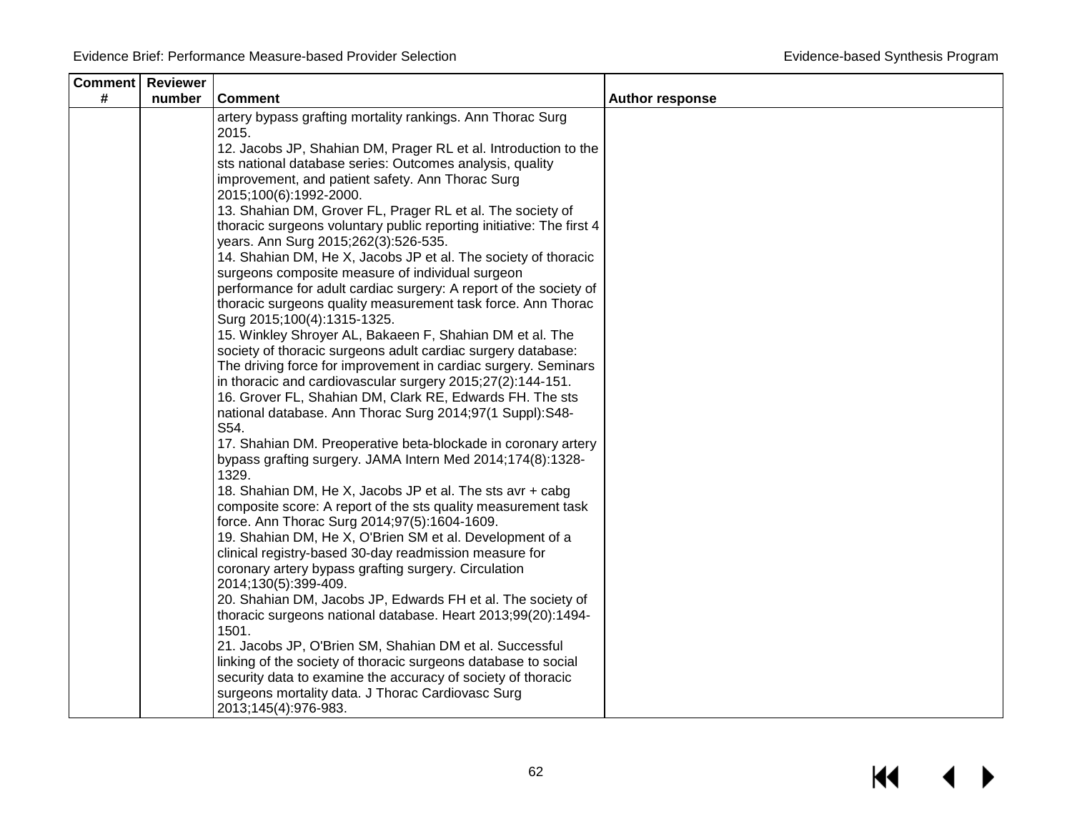| Comment # | Reviewer number | Comment | Author response |
|---|---|---|---|
| | | artery bypass grafting mortality rankings. Ann Thorac Surg 2015.<br>12. Jacobs JP, Shahian DM, Prager RL et al. Introduction to the sts national database series: Outcomes analysis, quality improvement, and patient safety. Ann Thorac Surg 2015;100(6):1992-2000.<br>13. Shahian DM, Grover FL, Prager RL et al. The society of thoracic surgeons voluntary public reporting initiative: The first 4 years. Ann Surg 2015;262(3):526-535.<br>14. Shahian DM, He X, Jacobs JP et al. The society of thoracic surgeons composite measure of individual surgeon performance for adult cardiac surgery: A report of the society of thoracic surgeons quality measurement task force. Ann Thorac Surg 2015;100(4):1315-1325.<br>15. Winkley Shroyer AL, Bakaeen F, Shahian DM et al. The society of thoracic surgeons adult cardiac surgery database: The driving force for improvement in cardiac surgery. Seminars in thoracic and cardiovascular surgery 2015;27(2):144-151.<br>16. Grover FL, Shahian DM, Clark RE, Edwards FH. The sts national database. Ann Thorac Surg 2014;97(1 Suppl):S48-S54.<br>17. Shahian DM. Preoperative beta-blockade in coronary artery bypass grafting surgery. JAMA Intern Med 2014;174(8):1328-1329.<br>18. Shahian DM, He X, Jacobs JP et al. The sts avr + cabg composite score: A report of the sts quality measurement task force. Ann Thorac Surg 2014;97(5):1604-1609.<br>19. Shahian DM, He X, O'Brien SM et al. Development of a clinical registry-based 30-day readmission measure for coronary artery bypass grafting surgery. Circulation 2014;130(5):399-409.<br>20. Shahian DM, Jacobs JP, Edwards FH et al. The society of thoracic surgeons national database. Heart 2013;99(20):1494-1501.<br>21. Jacobs JP, O'Brien SM, Shahian DM et al. Successful linking of the society of thoracic surgeons database to social security data to examine the accuracy of society of thoracic surgeons mortality data. J Thorac Cardiovasc Surg 2013;145(4):976-983. | |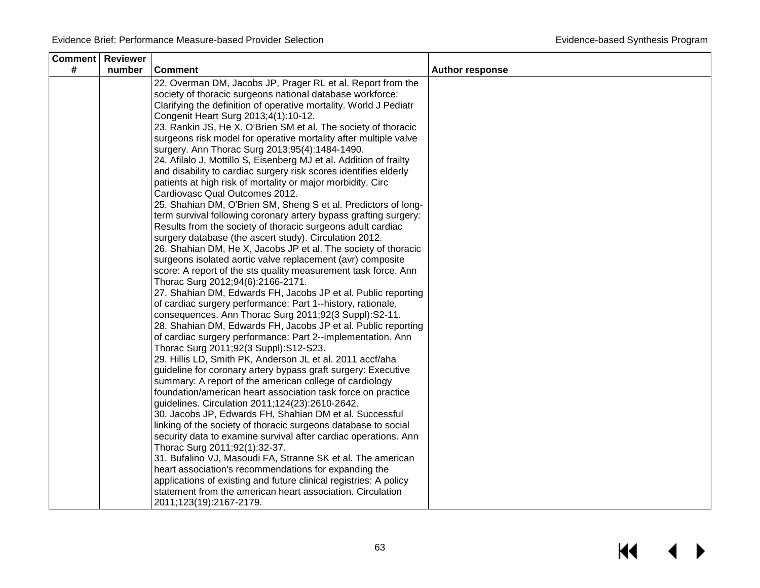| Comment # | Reviewer number | Comment | Author response |
|---|---|---|---|
| | | 22. Overman DM, Jacobs JP, Prager RL et al. Report from the society of thoracic surgeons national database workforce: Clarifying the definition of operative mortality. World J Pediatr Congenit Heart Surg 2013;4(1):10-12.<br>23. Rankin JS, He X, O'Brien SM et al. The society of thoracic surgeons risk model for operative mortality after multiple valve surgery. Ann Thorac Surg 2013;95(4):1484-1490.<br>24. Afilalo J, Mottillo S, Eisenberg MJ et al. Addition of frailty and disability to cardiac surgery risk scores identifies elderly patients at high risk of mortality or major morbidity. Circ Cardiovasc Qual Outcomes 2012.<br>25. Shahian DM, O'Brien SM, Sheng S et al. Predictors of long-term survival following coronary artery bypass grafting surgery: Results from the society of thoracic surgeons adult cardiac surgery database (the ascert study). Circulation 2012.<br>26. Shahian DM, He X, Jacobs JP et al. The society of thoracic surgeons isolated aortic valve replacement (avr) composite score: A report of the sts quality measurement task force. Ann Thorac Surg 2012;94(6):2166-2171.<br>27. Shahian DM, Edwards FH, Jacobs JP et al. Public reporting of cardiac surgery performance: Part 1--history, rationale, consequences. Ann Thorac Surg 2011;92(3 Suppl):S2-11.<br>28. Shahian DM, Edwards FH, Jacobs JP et al. Public reporting of cardiac surgery performance: Part 2--implementation. Ann Thorac Surg 2011;92(3 Suppl):S12-S23.<br>29. Hillis LD, Smith PK, Anderson JL et al. 2011 accf/aha guideline for coronary artery bypass graft surgery: Executive summary: A report of the american college of cardiology foundation/american heart association task force on practice guidelines. Circulation 2011;124(23):2610-2642.<br>30. Jacobs JP, Edwards FH, Shahian DM et al. Successful linking of the society of thoracic surgeons database to social security data to examine survival after cardiac operations. Ann Thorac Surg 2011;92(1):32-37.<br>31. Bufalino VJ, Masoudi FA, Stranne SK et al. The american heart association's recommendations for expanding the applications of existing and future clinical registries: A policy statement from the american heart association. Circulation 2011;123(19):2167-2179. | |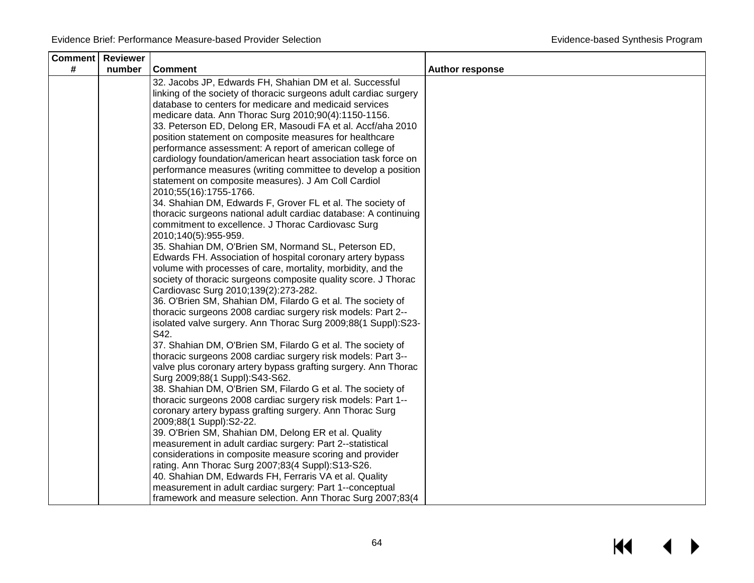| Comment # | Reviewer number | Comment | Author response |
| --- | --- | --- | --- |
| | | 32. Jacobs JP, Edwards FH, Shahian DM et al. Successful linking of the society of thoracic surgeons adult cardiac surgery database to centers for medicare and medicaid services medicare data. Ann Thorac Surg 2010;90(4):1150-1156.<br>33. Peterson ED, Delong ER, Masoudi FA et al. Accf/aha 2010 position statement on composite measures for healthcare performance assessment: A report of american college of cardiology foundation/american heart association task force on performance measures (writing committee to develop a position statement on composite measures). J Am Coll Cardiol 2010;55(16):1755-1766.<br>34. Shahian DM, Edwards F, Grover FL et al. The society of thoracic surgeons national adult cardiac database: A continuing commitment to excellence. J Thorac Cardiovasc Surg 2010;140(5):955-959.<br>35. Shahian DM, O'Brien SM, Normand SL, Peterson ED, Edwards FH. Association of hospital coronary artery bypass volume with processes of care, mortality, morbidity, and the society of thoracic surgeons composite quality score. J Thorac Cardiovasc Surg 2010;139(2):273-282.<br>36. O'Brien SM, Shahian DM, Filardo G et al. The society of thoracic surgeons 2008 cardiac surgery risk models: Part 2--isolated valve surgery. Ann Thorac Surg 2009;88(1 Suppl):S23-S42.<br>37. Shahian DM, O'Brien SM, Filardo G et al. The society of thoracic surgeons 2008 cardiac surgery risk models: Part 3--valve plus coronary artery bypass grafting surgery. Ann Thorac Surg 2009;88(1 Suppl):S43-S62.<br>38. Shahian DM, O'Brien SM, Filardo G et al. The society of thoracic surgeons 2008 cardiac surgery risk models: Part 1--coronary artery bypass grafting surgery. Ann Thorac Surg 2009;88(1 Suppl):S2-22.<br>39. O'Brien SM, Shahian DM, Delong ER et al. Quality measurement in adult cardiac surgery: Part 2--statistical considerations in composite measure scoring and provider rating. Ann Thorac Surg 2007;83(4 Suppl):S13-S26.<br>40. Shahian DM, Edwards FH, Ferraris VA et al. Quality measurement in adult cardiac surgery: Part 1--conceptual framework and measure selection. Ann Thorac Surg 2007;83(4 | |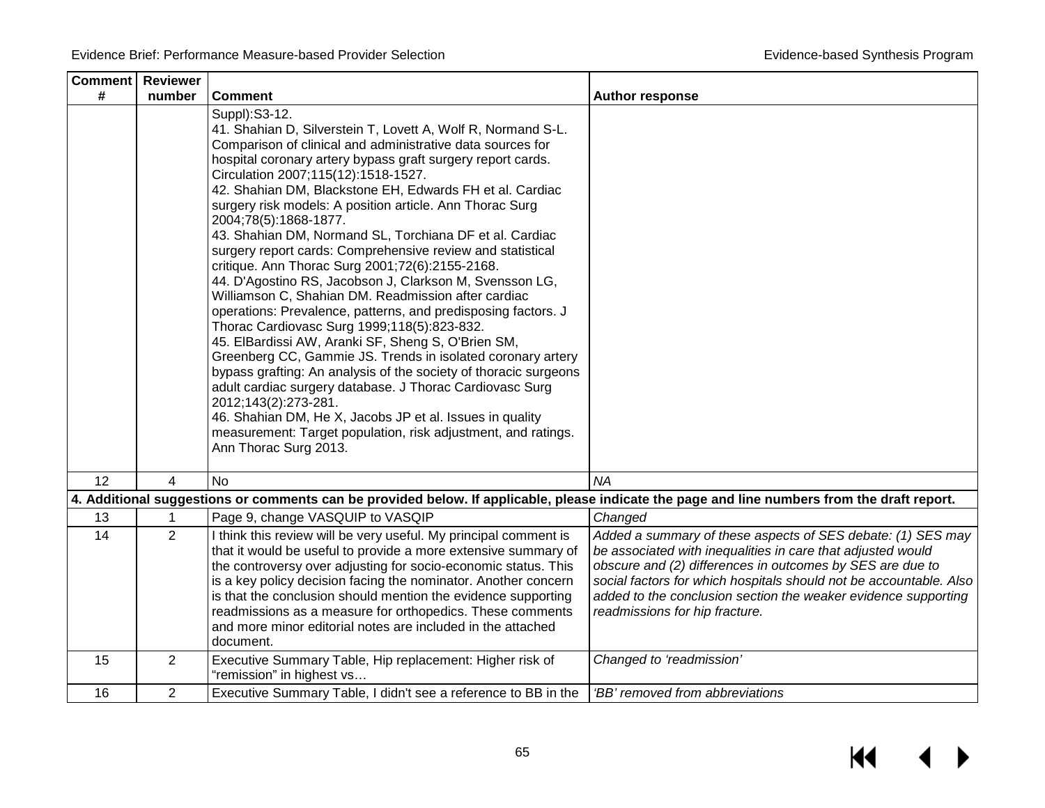| Comment # | Reviewer number | Comment | Author response |
|---|---|---|---|
| | | Suppl):S3-12.<br>41. Shahian D, Silverstein T, Lovett A, Wolf R, Normand S-L. Comparison of clinical and administrative data sources for hospital coronary artery bypass graft surgery report cards. Circulation 2007;115(12):1518-1527.<br>42. Shahian DM, Blackstone EH, Edwards FH et al. Cardiac surgery risk models: A position article. Ann Thorac Surg 2004;78(5):1868-1877.<br>43. Shahian DM, Normand SL, Torchiana DF et al. Cardiac surgery report cards: Comprehensive review and statistical critique. Ann Thorac Surg 2001;72(6):2155-2168.<br>44. D'Agostino RS, Jacobson J, Clarkson M, Svensson LG, Williamson C, Shahian DM. Readmission after cardiac operations: Prevalence, patterns, and predisposing factors. J Thorac Cardiovasc Surg 1999;118(5):823-832.<br>45. ElBardissi AW, Aranki SF, Sheng S, O'Brien SM, Greenberg CC, Gammie JS. Trends in isolated coronary artery bypass grafting: An analysis of the society of thoracic surgeons adult cardiac surgery database. J Thorac Cardiovasc Surg 2012;143(2):273-281.<br>46. Shahian DM, He X, Jacobs JP et al. Issues in quality measurement: Target population, risk adjustment, and ratings. Ann Thorac Surg 2013. | |
| 12 | 4 | No | *NA* |
| **4. Additional suggestions or comments can be provided below. If applicable, please indicate the page and line numbers from the draft report.** | | | |
| 13 | 1 | Page 9, change VASQUIP to VASQIP | *Changed* |
| 14 | 2 | I think this review will be very useful. My principal comment is that it would be useful to provide a more extensive summary of the controversy over adjusting for socio-economic status. This is a key policy decision facing the nominator. Another concern is that the conclusion should mention the evidence supporting readmissions as a measure for orthopedics. These comments and more minor editorial notes are included in the attached document. | *Added a summary of these aspects of SES debate: (1) SES may be associated with inequalities in care that adjusted would obscure and (2) differences in outcomes by SES are due to social factors for which hospitals should not be accountable. Also added to the conclusion section the weaker evidence supporting readmissions for hip fracture.* |
| 15 | 2 | Executive Summary Table, Hip replacement: Higher risk of "remission" in highest vs… | *Changed to 'readmission'* |
| 16 | 2 | Executive Summary Table, I didn't see a reference to BB in the | *'BB' removed from abbreviations* |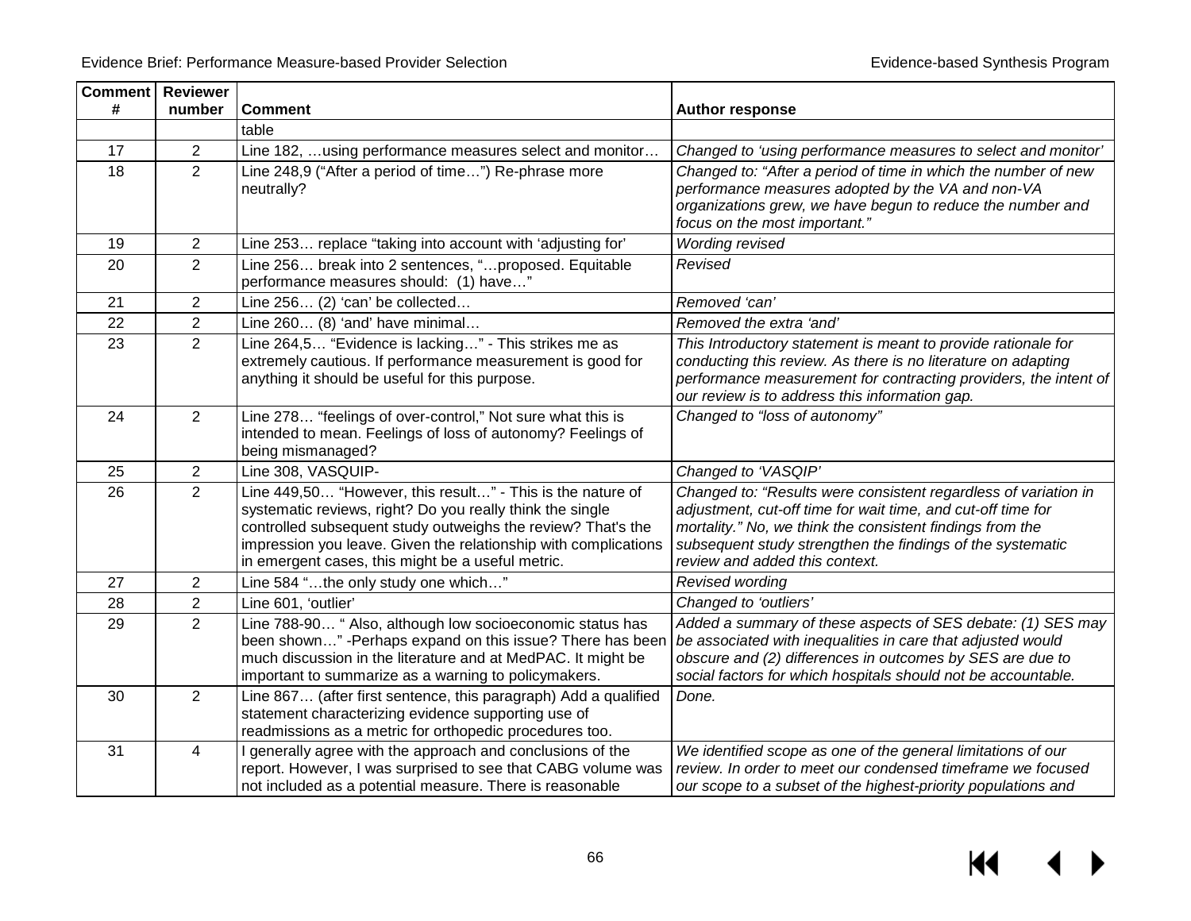| Comment # | Reviewer number | Comment | Author response |
|---|---|---|---|
| | | table | |
| 17 | 2 | Line 182, …using performance measures select and monitor… | *Changed to 'using performance measures to select and monitor'* |
| 18 | 2 | Line 248,9 ("After a period of time…") Re-phrase more neutrally? | *Changed to: "After a period of time in which the number of new performance measures adopted by the VA and non-VA organizations grew, we have begun to reduce the number and focus on the most important."* |
| 19 | 2 | Line 253… replace "taking into account with 'adjusting for' | *Wording revised* |
| 20 | 2 | Line 256… break into 2 sentences, "…proposed. Equitable performance measures should: (1) have…" | *Revised* |
| 21 | 2 | Line 256… (2) 'can' be collected… | *Removed 'can'* |
| 22 | 2 | Line 260… (8) 'and' have minimal… | *Removed the extra 'and'* |
| 23 | 2 | Line 264,5… "Evidence is lacking…" - This strikes me as extremely cautious. If performance measurement is good for anything it should be useful for this purpose. | *This Introductory statement is meant to provide rationale for conducting this review. As there is no literature on adapting performance measurement for contracting providers, the intent of our review is to address this information gap.* |
| 24 | 2 | Line 278… "feelings of over-control," Not sure what this is intended to mean. Feelings of loss of autonomy? Feelings of being mismanaged? | *Changed to "loss of autonomy"* |
| 25 | 2 | Line 308, VASQUIP- | *Changed to 'VASQIP'* |
| 26 | 2 | Line 449,50… "However, this result…" - This is the nature of systematic reviews, right? Do you really think the single controlled subsequent study outweighs the review? That's the impression you leave. Given the relationship with complications in emergent cases, this might be a useful metric. | *Changed to: "Results were consistent regardless of variation in adjustment, cut-off time for wait time, and cut-off time for mortality." No, we think the consistent findings from the subsequent study strengthen the findings of the systematic review and added this context.* |
| 27 | 2 | Line 584 "…the only study one which…" | *Revised wording* |
| 28 | 2 | Line 601, 'outlier' | *Changed to 'outliers'* |
| 29 | 2 | Line 788-90… " Also, although low socioeconomic status has been shown…" -Perhaps expand on this issue? There has been much discussion in the literature and at MedPAC. It might be important to summarize as a warning to policymakers. | *Added a summary of these aspects of SES debate: (1) SES may be associated with inequalities in care that adjusted would obscure and (2) differences in outcomes by SES are due to social factors for which hospitals should not be accountable.* |
| 30 | 2 | Line 867… (after first sentence, this paragraph) Add a qualified statement characterizing evidence supporting use of readmissions as a metric for orthopedic procedures too. | *Done.* |
| 31 | 4 | I generally agree with the approach and conclusions of the report. However, I was surprised to see that CABG volume was not included as a potential measure. There is reasonable | *We identified scope as one of the general limitations of our review. In order to meet our condensed timeframe we focused our scope to a subset of the highest-priority populations and* |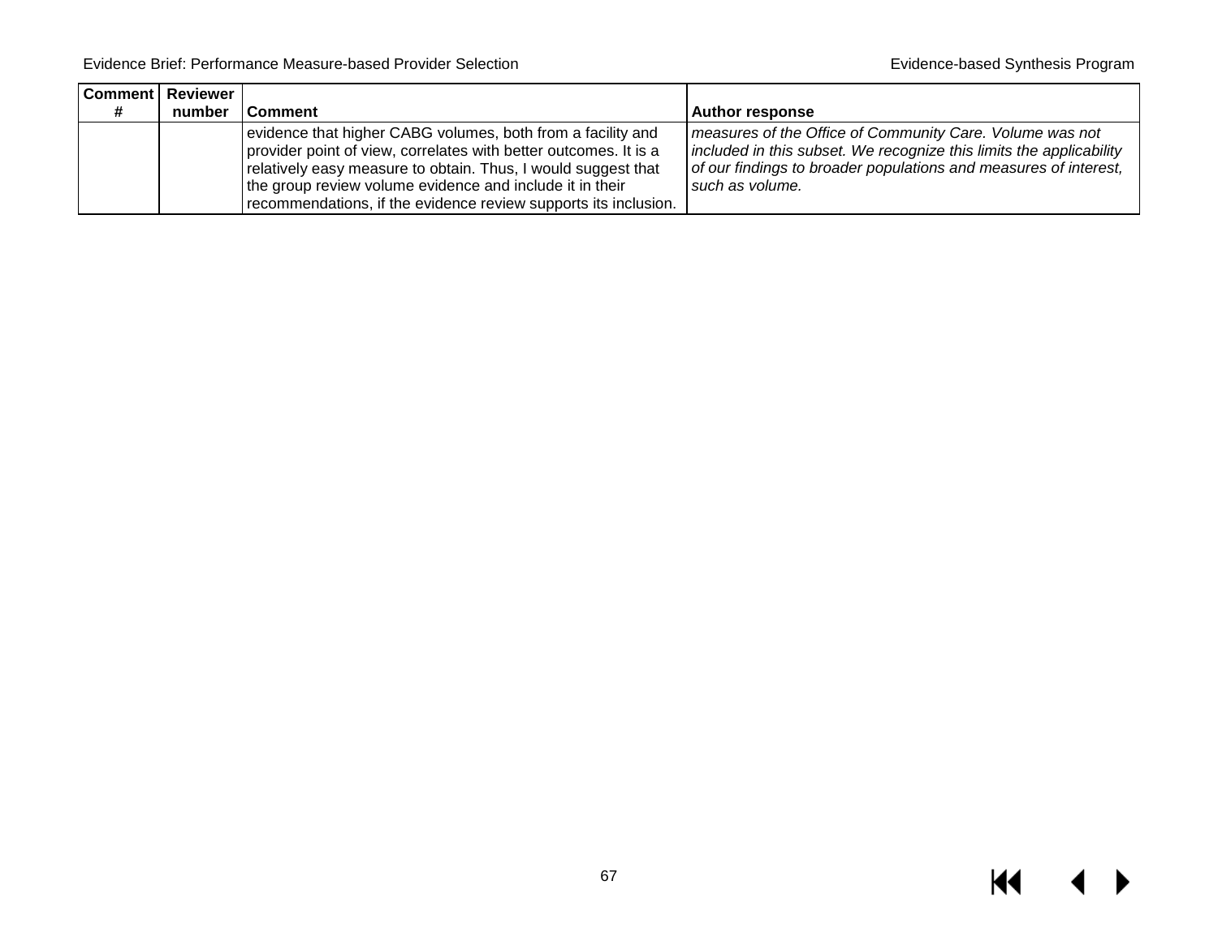| Comment # | Reviewer number | Comment | Author response |
|---|---|---|---|
| | | evidence that higher CABG volumes, both from a facility and provider point of view, correlates with better outcomes. It is a relatively easy measure to obtain. Thus, I would suggest that the group review volume evidence and include it in their recommendations, if the evidence review supports its inclusion. | *measures of the Office of Community Care. Volume was not included in this subset. We recognize this limits the applicability of our findings to broader populations and measures of interest, such as volume.* |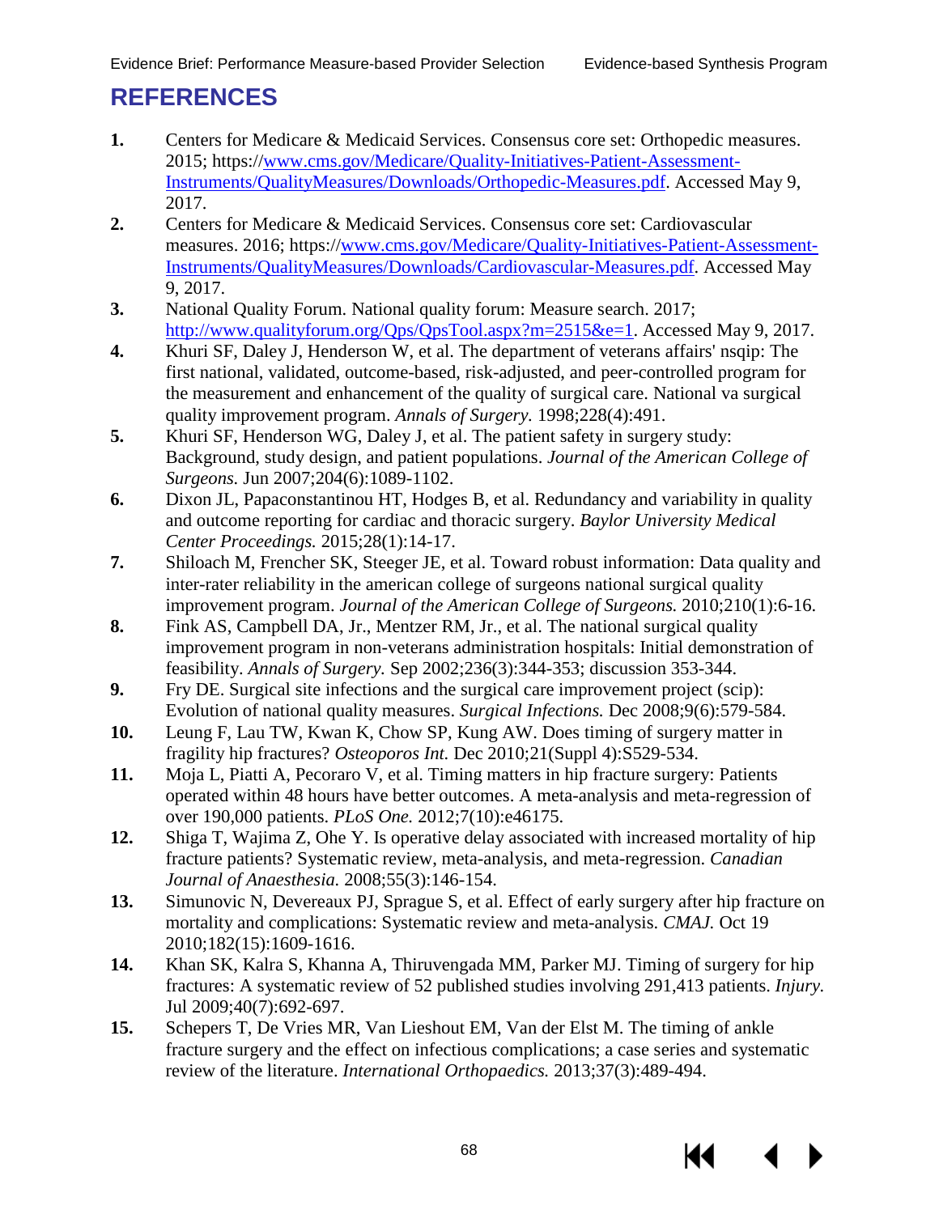# REFERENCES

1. Centers for Medicare & Medicaid Services. Consensus core set: Orthopedic measures. 2015; https://www.cms.gov/Medicare/Quality-Initiatives-Patient-Assessment-Instruments/QualityMeasures/Downloads/Orthopedic-Measures.pdf. Accessed May 9, 2017.
2. Centers for Medicare & Medicaid Services. Consensus core set: Cardiovascular measures. 2016; https://www.cms.gov/Medicare/Quality-Initiatives-Patient-Assessment-Instruments/QualityMeasures/Downloads/Cardiovascular-Measures.pdf. Accessed May 9, 2017.
3. National Quality Forum. National quality forum: Measure search. 2017; http://www.qualityforum.org/Qps/QpsTool.aspx?m=2515&e=1. Accessed May 9, 2017.
4. Khuri SF, Daley J, Henderson W, et al. The department of veterans affairs' nsqip: The first national, validated, outcome-based, risk-adjusted, and peer-controlled program for the measurement and enhancement of the quality of surgical care. National va surgical quality improvement program. *Annals of Surgery.* 1998;228(4):491.
5. Khuri SF, Henderson WG, Daley J, et al. The patient safety in surgery study: Background, study design, and patient populations. *Journal of the American College of Surgeons.* Jun 2007;204(6):1089-1102.
6. Dixon JL, Papaconstantinou HT, Hodges B, et al. Redundancy and variability in quality and outcome reporting for cardiac and thoracic surgery. *Baylor University Medical Center Proceedings.* 2015;28(1):14-17.
7. Shiloach M, Frencher SK, Steeger JE, et al. Toward robust information: Data quality and inter-rater reliability in the american college of surgeons national surgical quality improvement program. *Journal of the American College of Surgeons.* 2010;210(1):6-16.
8. Fink AS, Campbell DA, Jr., Mentzer RM, Jr., et al. The national surgical quality improvement program in non-veterans administration hospitals: Initial demonstration of feasibility. *Annals of Surgery.* Sep 2002;236(3):344-353; discussion 353-344.
9. Fry DE. Surgical site infections and the surgical care improvement project (scip): Evolution of national quality measures. *Surgical Infections.* Dec 2008;9(6):579-584.
10. Leung F, Lau TW, Kwan K, Chow SP, Kung AW. Does timing of surgery matter in fragility hip fractures? *Osteoporos Int.* Dec 2010;21(Suppl 4):S529-534.
11. Moja L, Piatti A, Pecoraro V, et al. Timing matters in hip fracture surgery: Patients operated within 48 hours have better outcomes. A meta-analysis and meta-regression of over 190,000 patients. *PLoS One.* 2012;7(10):e46175.
12. Shiga T, Wajima Z, Ohe Y. Is operative delay associated with increased mortality of hip fracture patients? Systematic review, meta-analysis, and meta-regression. *Canadian Journal of Anaesthesia.* 2008;55(3):146-154.
13. Simunovic N, Devereaux PJ, Sprague S, et al. Effect of early surgery after hip fracture on mortality and complications: Systematic review and meta-analysis. *CMAJ.* Oct 19 2010;182(15):1609-1616.
14. Khan SK, Kalra S, Khanna A, Thiruvengada MM, Parker MJ. Timing of surgery for hip fractures: A systematic review of 52 published studies involving 291,413 patients. *Injury.* Jul 2009;40(7):692-697.
15. Schepers T, De Vries MR, Van Lieshout EM, Van der Elst M. The timing of ankle fracture surgery and the effect on infectious complications; a case series and systematic review of the literature. *International Orthopaedics.* 2013;37(3):489-494.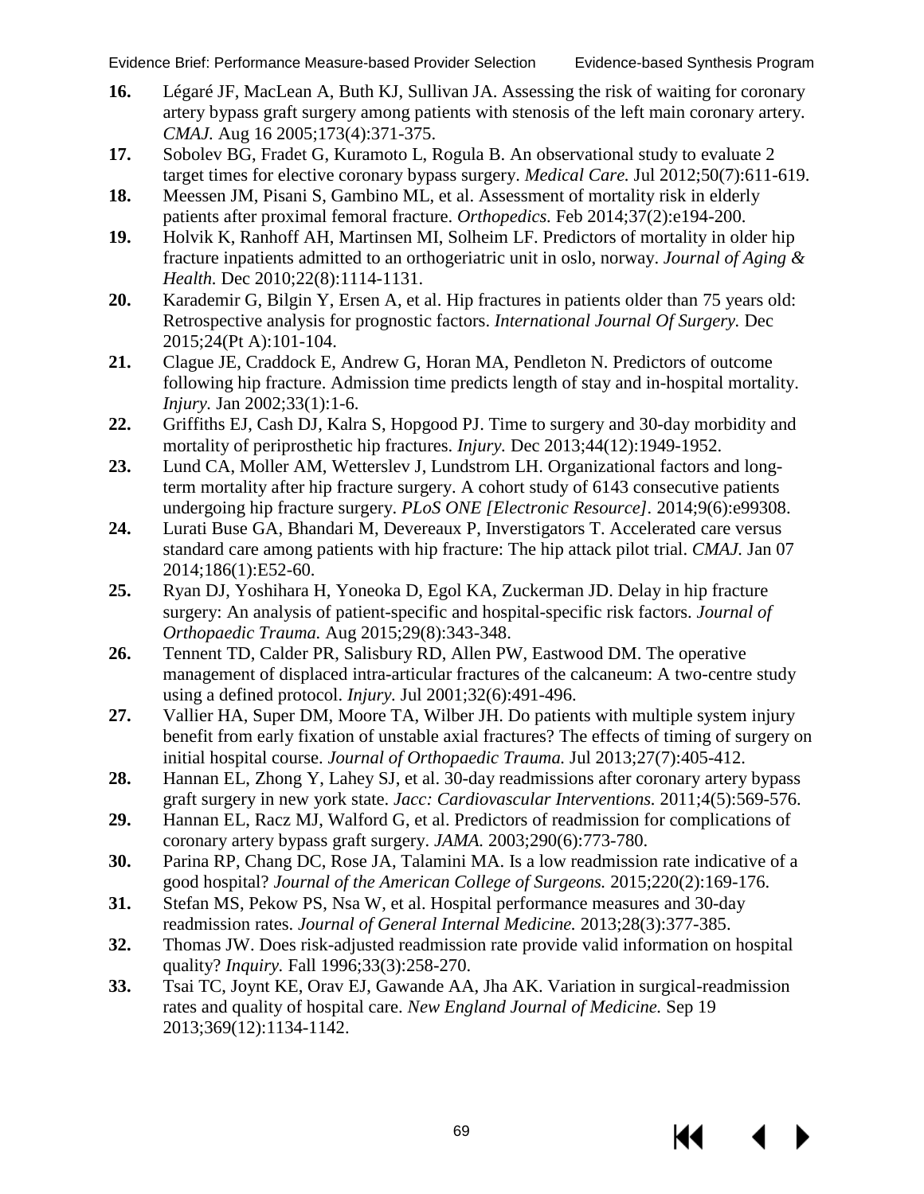16. Légaré JF, MacLean A, Buth KJ, Sullivan JA. Assessing the risk of waiting for coronary artery bypass graft surgery among patients with stenosis of the left main coronary artery. *CMAJ.* Aug 16 2005;173(4):371-375.
17. Sobolev BG, Fradet G, Kuramoto L, Rogula B. An observational study to evaluate 2 target times for elective coronary bypass surgery. *Medical Care.* Jul 2012;50(7):611-619.
18. Meessen JM, Pisani S, Gambino ML, et al. Assessment of mortality risk in elderly patients after proximal femoral fracture. *Orthopedics.* Feb 2014;37(2):e194-200.
19. Holvik K, Ranhoff AH, Martinsen MI, Solheim LF. Predictors of mortality in older hip fracture inpatients admitted to an orthogeriatric unit in oslo, norway. *Journal of Aging & Health.* Dec 2010;22(8):1114-1131.
20. Karademir G, Bilgin Y, Ersen A, et al. Hip fractures in patients older than 75 years old: Retrospective analysis for prognostic factors. *International Journal Of Surgery.* Dec 2015;24(Pt A):101-104.
21. Clague JE, Craddock E, Andrew G, Horan MA, Pendleton N. Predictors of outcome following hip fracture. Admission time predicts length of stay and in-hospital mortality. *Injury.* Jan 2002;33(1):1-6.
22. Griffiths EJ, Cash DJ, Kalra S, Hopgood PJ. Time to surgery and 30-day morbidity and mortality of periprosthetic hip fractures. *Injury.* Dec 2013;44(12):1949-1952.
23. Lund CA, Moller AM, Wetterslev J, Lundstrom LH. Organizational factors and long-term mortality after hip fracture surgery. A cohort study of 6143 consecutive patients undergoing hip fracture surgery. *PLoS ONE [Electronic Resource].* 2014;9(6):e99308.
24. Lurati Buse GA, Bhandari M, Devereaux P, Inverstigators T. Accelerated care versus standard care among patients with hip fracture: The hip attack pilot trial. *CMAJ.* Jan 07 2014;186(1):E52-60.
25. Ryan DJ, Yoshihara H, Yoneoka D, Egol KA, Zuckerman JD. Delay in hip fracture surgery: An analysis of patient-specific and hospital-specific risk factors. *Journal of Orthopaedic Trauma.* Aug 2015;29(8):343-348.
26. Tennent TD, Calder PR, Salisbury RD, Allen PW, Eastwood DM. The operative management of displaced intra-articular fractures of the calcaneum: A two-centre study using a defined protocol. *Injury.* Jul 2001;32(6):491-496.
27. Vallier HA, Super DM, Moore TA, Wilber JH. Do patients with multiple system injury benefit from early fixation of unstable axial fractures? The effects of timing of surgery on initial hospital course. *Journal of Orthopaedic Trauma.* Jul 2013;27(7):405-412.
28. Hannan EL, Zhong Y, Lahey SJ, et al. 30-day readmissions after coronary artery bypass graft surgery in new york state. *Jacc: Cardiovascular Interventions.* 2011;4(5):569-576.
29. Hannan EL, Racz MJ, Walford G, et al. Predictors of readmission for complications of coronary artery bypass graft surgery. *JAMA.* 2003;290(6):773-780.
30. Parina RP, Chang DC, Rose JA, Talamini MA. Is a low readmission rate indicative of a good hospital? *Journal of the American College of Surgeons.* 2015;220(2):169-176.
31. Stefan MS, Pekow PS, Nsa W, et al. Hospital performance measures and 30-day readmission rates. *Journal of General Internal Medicine.* 2013;28(3):377-385.
32. Thomas JW. Does risk-adjusted readmission rate provide valid information on hospital quality? *Inquiry.* Fall 1996;33(3):258-270.
33. Tsai TC, Joynt KE, Orav EJ, Gawande AA, Jha AK. Variation in surgical-readmission rates and quality of hospital care. *New England Journal of Medicine.* Sep 19 2013;369(12):1134-1142.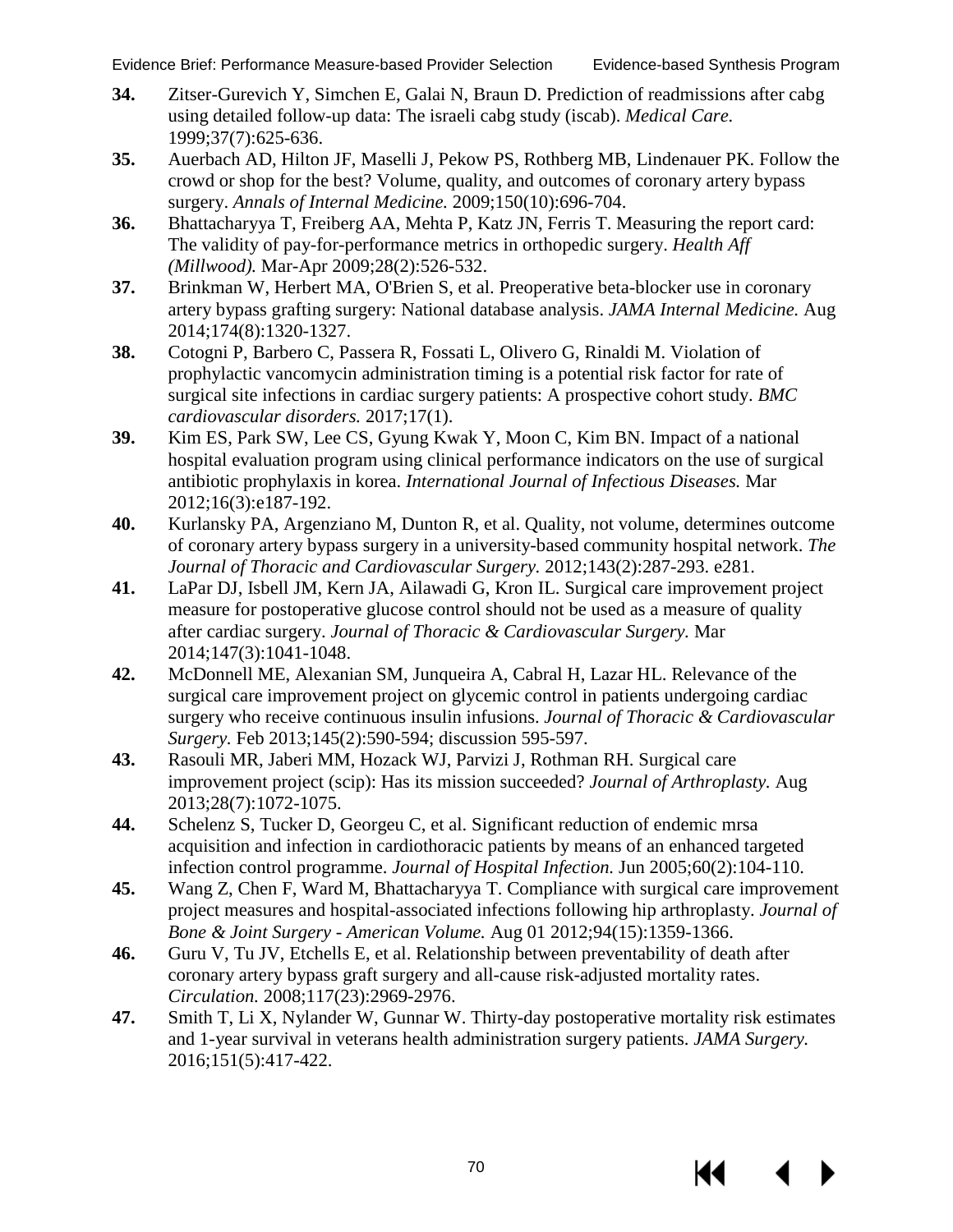**34.** Zitser-Gurevich Y, Simchen E, Galai N, Braun D. Prediction of readmissions after cabg using detailed follow-up data: The israeli cabg study (iscab). *Medical Care.* 1999;37(7):625-636.

**35.** Auerbach AD, Hilton JF, Maselli J, Pekow PS, Rothberg MB, Lindenauer PK. Follow the crowd or shop for the best? Volume, quality, and outcomes of coronary artery bypass surgery. *Annals of Internal Medicine.* 2009;150(10):696-704.

**36.** Bhattacharyya T, Freiberg AA, Mehta P, Katz JN, Ferris T. Measuring the report card: The validity of pay-for-performance metrics in orthopedic surgery. *Health Aff (Millwood).* Mar-Apr 2009;28(2):526-532.

**37.** Brinkman W, Herbert MA, O'Brien S, et al. Preoperative beta-blocker use in coronary artery bypass grafting surgery: National database analysis. *JAMA Internal Medicine.* Aug 2014;174(8):1320-1327.

**38.** Cotogni P, Barbero C, Passera R, Fossati L, Olivero G, Rinaldi M. Violation of prophylactic vancomycin administration timing is a potential risk factor for rate of surgical site infections in cardiac surgery patients: A prospective cohort study. *BMC cardiovascular disorders.* 2017;17(1).

**39.** Kim ES, Park SW, Lee CS, Gyung Kwak Y, Moon C, Kim BN. Impact of a national hospital evaluation program using clinical performance indicators on the use of surgical antibiotic prophylaxis in korea. *International Journal of Infectious Diseases.* Mar 2012;16(3):e187-192.

**40.** Kurlansky PA, Argenziano M, Dunton R, et al. Quality, not volume, determines outcome of coronary artery bypass surgery in a university-based community hospital network. *The Journal of Thoracic and Cardiovascular Surgery.* 2012;143(2):287-293. e281.

**41.** LaPar DJ, Isbell JM, Kern JA, Ailawadi G, Kron IL. Surgical care improvement project measure for postoperative glucose control should not be used as a measure of quality after cardiac surgery. *Journal of Thoracic & Cardiovascular Surgery.* Mar 2014;147(3):1041-1048.

**42.** McDonnell ME, Alexanian SM, Junqueira A, Cabral H, Lazar HL. Relevance of the surgical care improvement project on glycemic control in patients undergoing cardiac surgery who receive continuous insulin infusions. *Journal of Thoracic & Cardiovascular Surgery.* Feb 2013;145(2):590-594; discussion 595-597.

**43.** Rasouli MR, Jaberi MM, Hozack WJ, Parvizi J, Rothman RH. Surgical care improvement project (scip): Has its mission succeeded? *Journal of Arthroplasty.* Aug 2013;28(7):1072-1075.

**44.** Schelenz S, Tucker D, Georgeu C, et al. Significant reduction of endemic mrsa acquisition and infection in cardiothoracic patients by means of an enhanced targeted infection control programme. *Journal of Hospital Infection.* Jun 2005;60(2):104-110.

**45.** Wang Z, Chen F, Ward M, Bhattacharyya T. Compliance with surgical care improvement project measures and hospital-associated infections following hip arthroplasty. *Journal of Bone & Joint Surgery - American Volume.* Aug 01 2012;94(15):1359-1366.

**46.** Guru V, Tu JV, Etchells E, et al. Relationship between preventability of death after coronary artery bypass graft surgery and all-cause risk-adjusted mortality rates. *Circulation.* 2008;117(23):2969-2976.

**47.** Smith T, Li X, Nylander W, Gunnar W. Thirty-day postoperative mortality risk estimates and 1-year survival in veterans health administration surgery patients. *JAMA Surgery.* 2016;151(5):417-422.